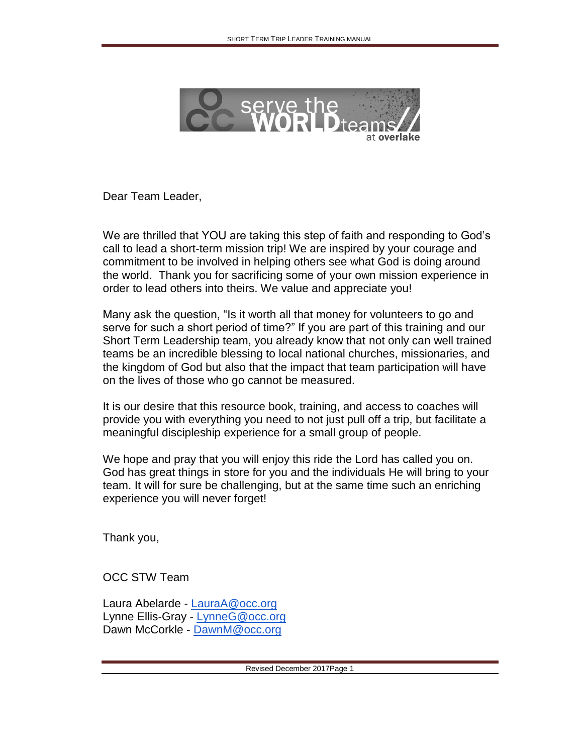Dear Team Leader,

We are thrilled that YOU are taking this step of faith and responding to God's call to lead a short-term mission trip! We are inspired by your courage and commitment to be involved in helping others see what God is doing around the world. Thank you for sacrificing some of your own mission experience in order to lead others into theirs. We value and appreciate you!

Many ask the question, "Is it worth all that money for volunteers to go and serve for such a short period of time?" If you are part of this training and our Short Term Leadership team, you already know that not only can well trained teams be an incredible blessing to local national churches, missionaries, and the kingdom of God but also that the impact that team participation will have on the lives of those who go cannot be measured.

It is our desire that this resource book, training, and access to coaches will provide you with everything you need to not just pull off a trip, but facilitate a meaningful discipleship experience for a small group of people.

We hope and pray that you will enjoy this ride the Lord has called you on. God has great things in store for you and the individuals He will bring to your team. It will for sure be challenging, but at the same time such an enriching experience you will never forget!

Thank you,

OCC STW Team

Laura Abelarde - LauraA@occ.org
Lynne Ellis-Gray - LynneG@occ.org
Dawn McCorkle - DawnM@occ.org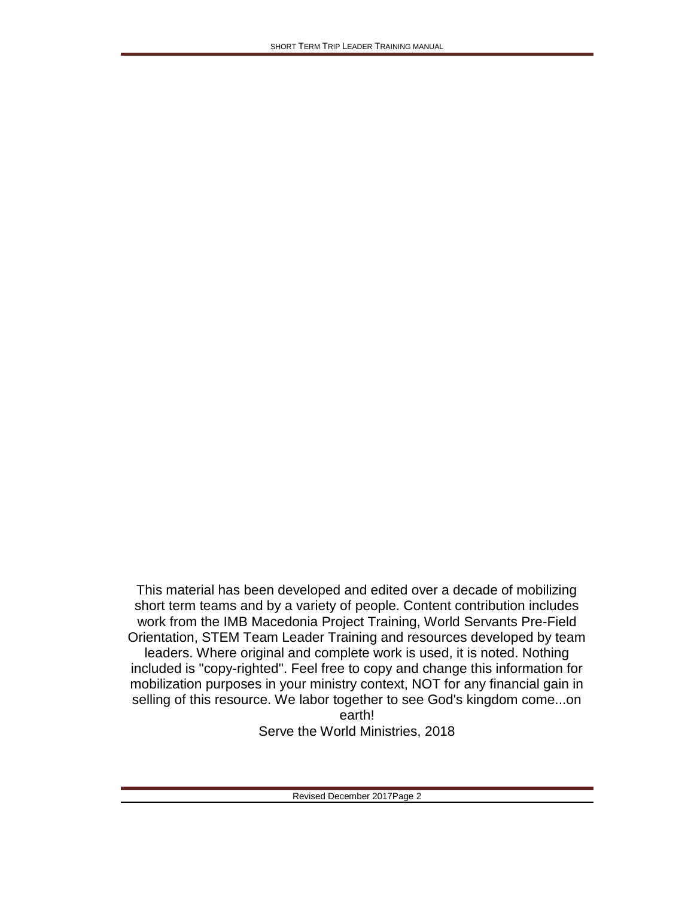This material has been developed and edited over a decade of mobilizing short term teams and by a variety of people. Content contribution includes work from the IMB Macedonia Project Training, World Servants Pre-Field Orientation, STEM Team Leader Training and resources developed by team leaders. Where original and complete work is used, it is noted. Nothing included is "copy-righted". Feel free to copy and change this information for mobilization purposes in your ministry context, NOT for any financial gain in selling of this resource. We labor together to see God's kingdom come...on earth!

Serve the World Ministries, 2018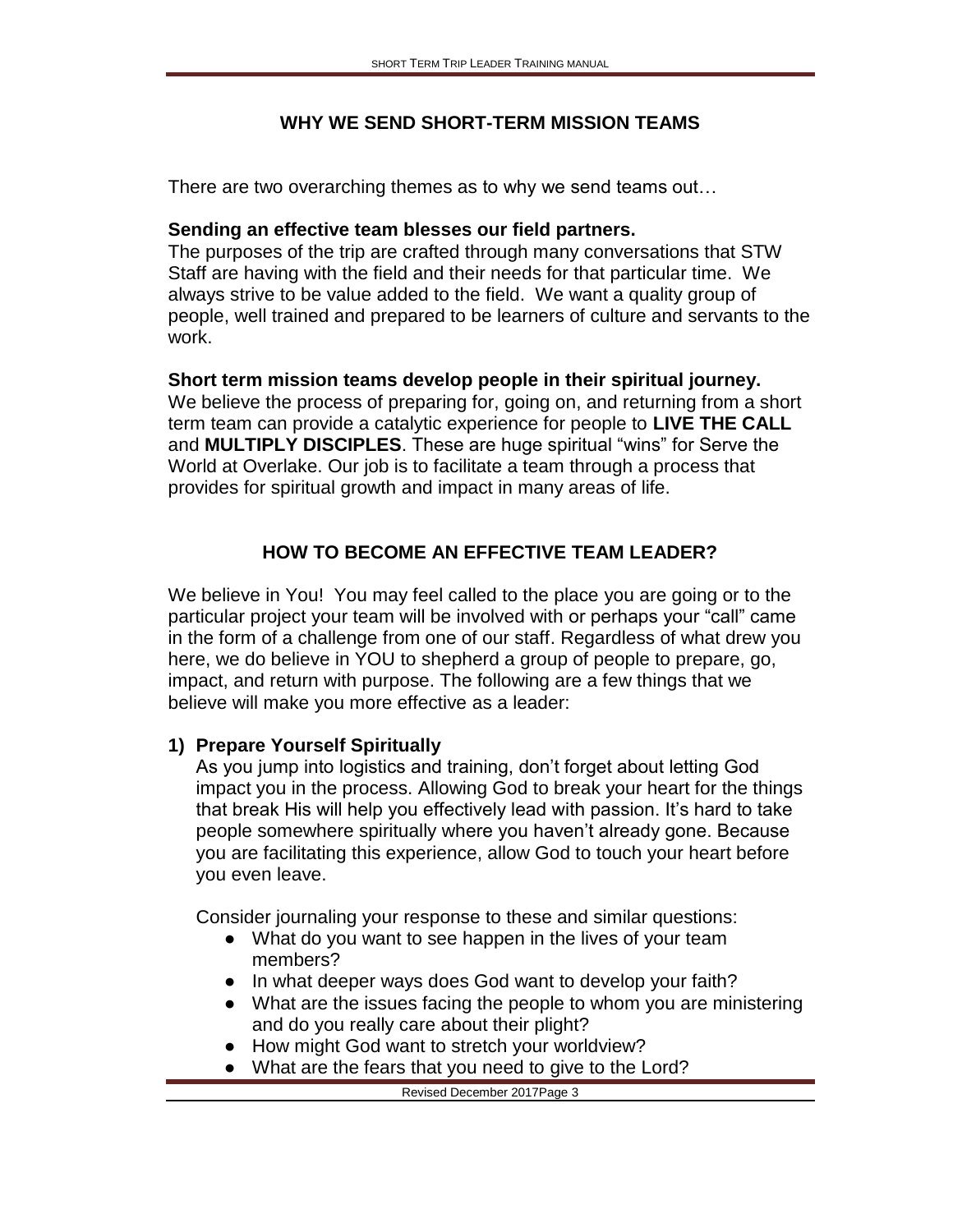## WHY WE SEND SHORT-TERM MISSION TEAMS

There are two overarching themes as to why we send teams out…

**Sending an effective team blesses our field partners.**
The purposes of the trip are crafted through many conversations that STW Staff are having with the field and their needs for that particular time. We always strive to be value added to the field. We want a quality group of people, well trained and prepared to be learners of culture and servants to the work.

**Short term mission teams develop people in their spiritual journey.**
We believe the process of preparing for, going on, and returning from a short term team can provide a catalytic experience for people to **LIVE THE CALL** and **MULTIPLY DISCIPLES**. These are huge spiritual "wins" for Serve the World at Overlake. Our job is to facilitate a team through a process that provides for spiritual growth and impact in many areas of life.

## HOW TO BECOME AN EFFECTIVE TEAM LEADER?

We believe in You! You may feel called to the place you are going or to the particular project your team will be involved with or perhaps your "call" came in the form of a challenge from one of our staff. Regardless of what drew you here, we do believe in YOU to shepherd a group of people to prepare, go, impact, and return with purpose. The following are a few things that we believe will make you more effective as a leader:

### 1) Prepare Yourself Spiritually

As you jump into logistics and training, don't forget about letting God impact you in the process. Allowing God to break your heart for the things that break His will help you effectively lead with passion. It's hard to take people somewhere spiritually where you haven't already gone. Because you are facilitating this experience, allow God to touch your heart before you even leave.

Consider journaling your response to these and similar questions:

- What do you want to see happen in the lives of your team members?
- In what deeper ways does God want to develop your faith?
- What are the issues facing the people to whom you are ministering and do you really care about their plight?
- How might God want to stretch your worldview?
- What are the fears that you need to give to the Lord?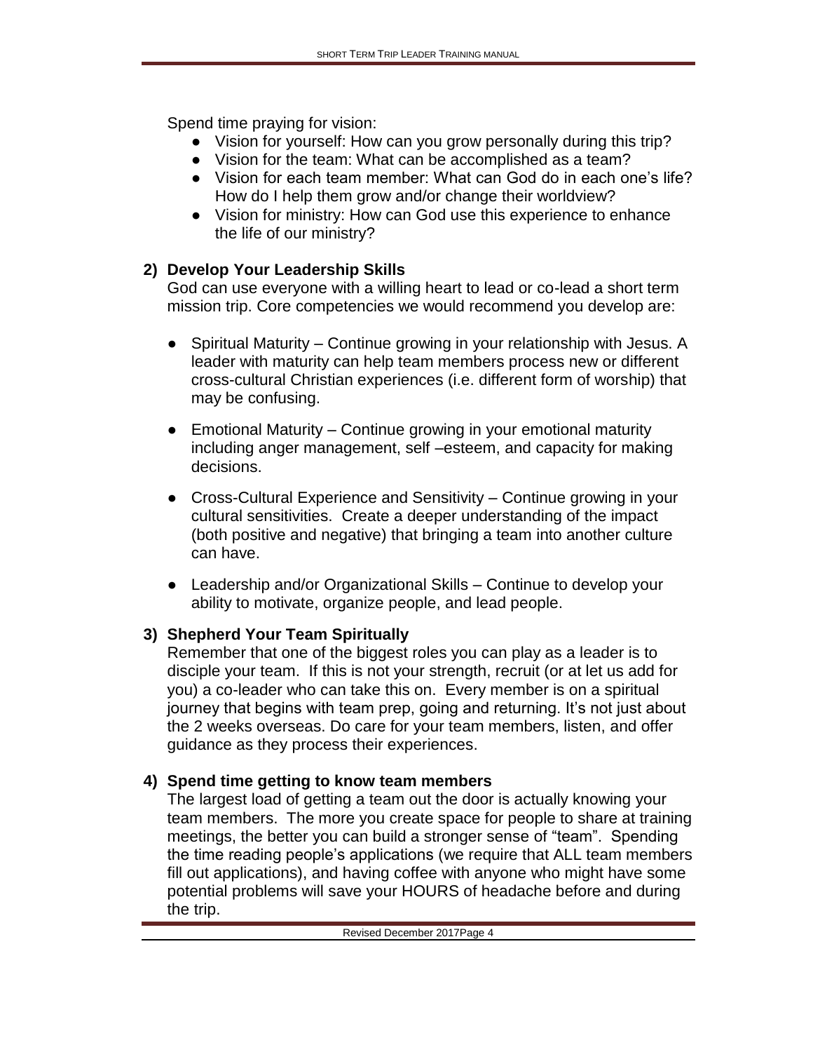Spend time praying for vision:

- Vision for yourself: How can you grow personally during this trip?
- Vision for the team: What can be accomplished as a team?
- Vision for each team member: What can God do in each one's life? How do I help them grow and/or change their worldview?
- Vision for ministry: How can God use this experience to enhance the life of our ministry?

**2) Develop Your Leadership Skills**

God can use everyone with a willing heart to lead or co-lead a short term mission trip. Core competencies we would recommend you develop are:

- Spiritual Maturity – Continue growing in your relationship with Jesus. A leader with maturity can help team members process new or different cross-cultural Christian experiences (i.e. different form of worship) that may be confusing.

- Emotional Maturity – Continue growing in your emotional maturity including anger management, self –esteem, and capacity for making decisions.

- Cross-Cultural Experience and Sensitivity – Continue growing in your cultural sensitivities. Create a deeper understanding of the impact (both positive and negative) that bringing a team into another culture can have.

- Leadership and/or Organizational Skills – Continue to develop your ability to motivate, organize people, and lead people.

**3) Shepherd Your Team Spiritually**

Remember that one of the biggest roles you can play as a leader is to disciple your team. If this is not your strength, recruit (or at let us add for you) a co-leader who can take this on. Every member is on a spiritual journey that begins with team prep, going and returning. It's not just about the 2 weeks overseas. Do care for your team members, listen, and offer guidance as they process their experiences.

**4) Spend time getting to know team members**

The largest load of getting a team out the door is actually knowing your team members. The more you create space for people to share at training meetings, the better you can build a stronger sense of "team". Spending the time reading people's applications (we require that ALL team members fill out applications), and having coffee with anyone who might have some potential problems will save your HOURS of headache before and during the trip.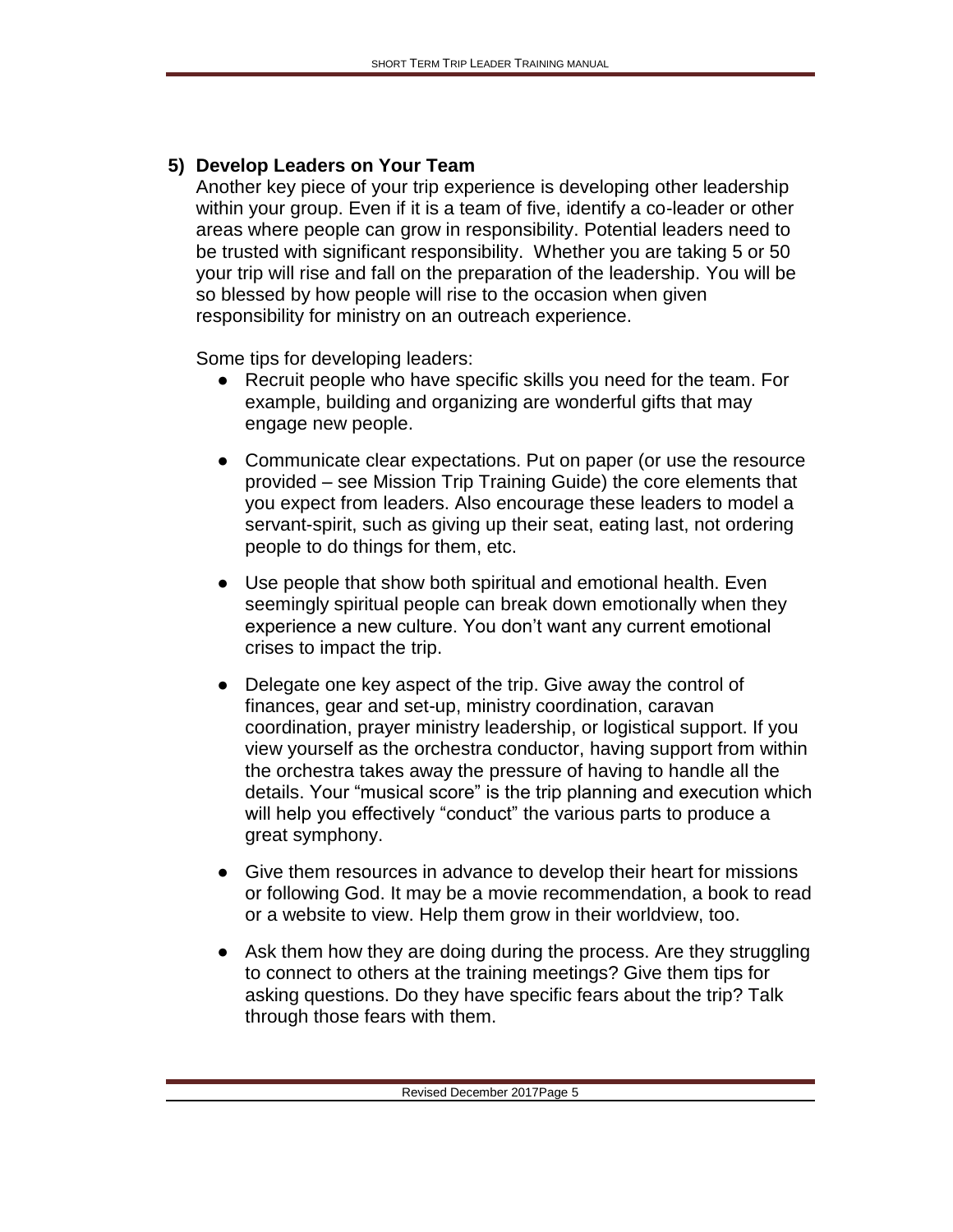## 5) Develop Leaders on Your Team

Another key piece of your trip experience is developing other leadership within your group. Even if it is a team of five, identify a co-leader or other areas where people can grow in responsibility. Potential leaders need to be trusted with significant responsibility. Whether you are taking 5 or 50 your trip will rise and fall on the preparation of the leadership. You will be so blessed by how people will rise to the occasion when given responsibility for ministry on an outreach experience.

Some tips for developing leaders:

- Recruit people who have specific skills you need for the team. For example, building and organizing are wonderful gifts that may engage new people.
- Communicate clear expectations. Put on paper (or use the resource provided – see Mission Trip Training Guide) the core elements that you expect from leaders. Also encourage these leaders to model a servant-spirit, such as giving up their seat, eating last, not ordering people to do things for them, etc.
- Use people that show both spiritual and emotional health. Even seemingly spiritual people can break down emotionally when they experience a new culture. You don't want any current emotional crises to impact the trip.
- Delegate one key aspect of the trip. Give away the control of finances, gear and set-up, ministry coordination, caravan coordination, prayer ministry leadership, or logistical support. If you view yourself as the orchestra conductor, having support from within the orchestra takes away the pressure of having to handle all the details. Your "musical score" is the trip planning and execution which will help you effectively "conduct" the various parts to produce a great symphony.
- Give them resources in advance to develop their heart for missions or following God. It may be a movie recommendation, a book to read or a website to view. Help them grow in their worldview, too.
- Ask them how they are doing during the process. Are they struggling to connect to others at the training meetings? Give them tips for asking questions. Do they have specific fears about the trip? Talk through those fears with them.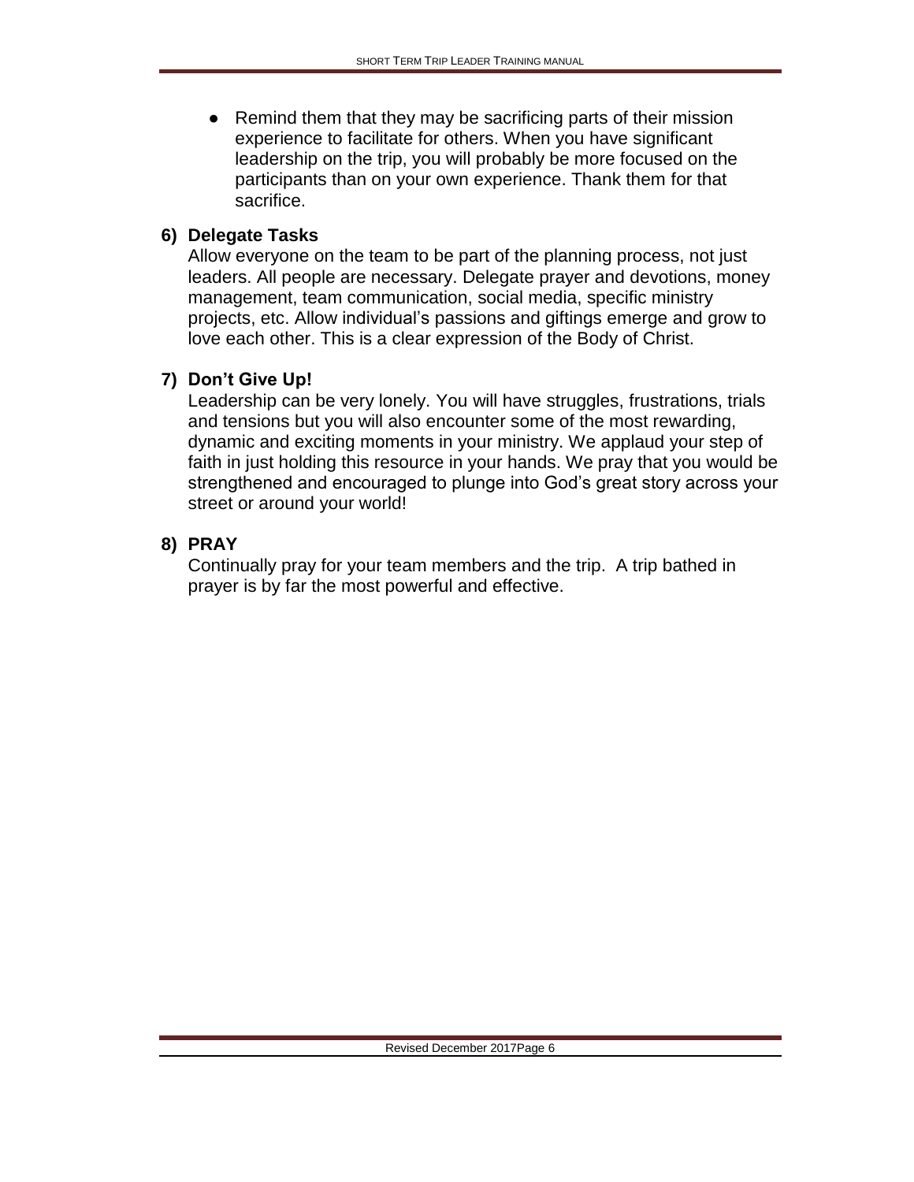- Remind them that they may be sacrificing parts of their mission experience to facilitate for others. When you have significant leadership on the trip, you will probably be more focused on the participants than on your own experience. Thank them for that sacrifice.

### 6) Delegate Tasks

Allow everyone on the team to be part of the planning process, not just leaders. All people are necessary. Delegate prayer and devotions, money management, team communication, social media, specific ministry projects, etc. Allow individual's passions and giftings emerge and grow to love each other. This is a clear expression of the Body of Christ.

### 7) Don't Give Up!

Leadership can be very lonely. You will have struggles, frustrations, trials and tensions but you will also encounter some of the most rewarding, dynamic and exciting moments in your ministry. We applaud your step of faith in just holding this resource in your hands. We pray that you would be strengthened and encouraged to plunge into God's great story across your street or around your world!

### 8) PRAY

Continually pray for your team members and the trip. A trip bathed in prayer is by far the most powerful and effective.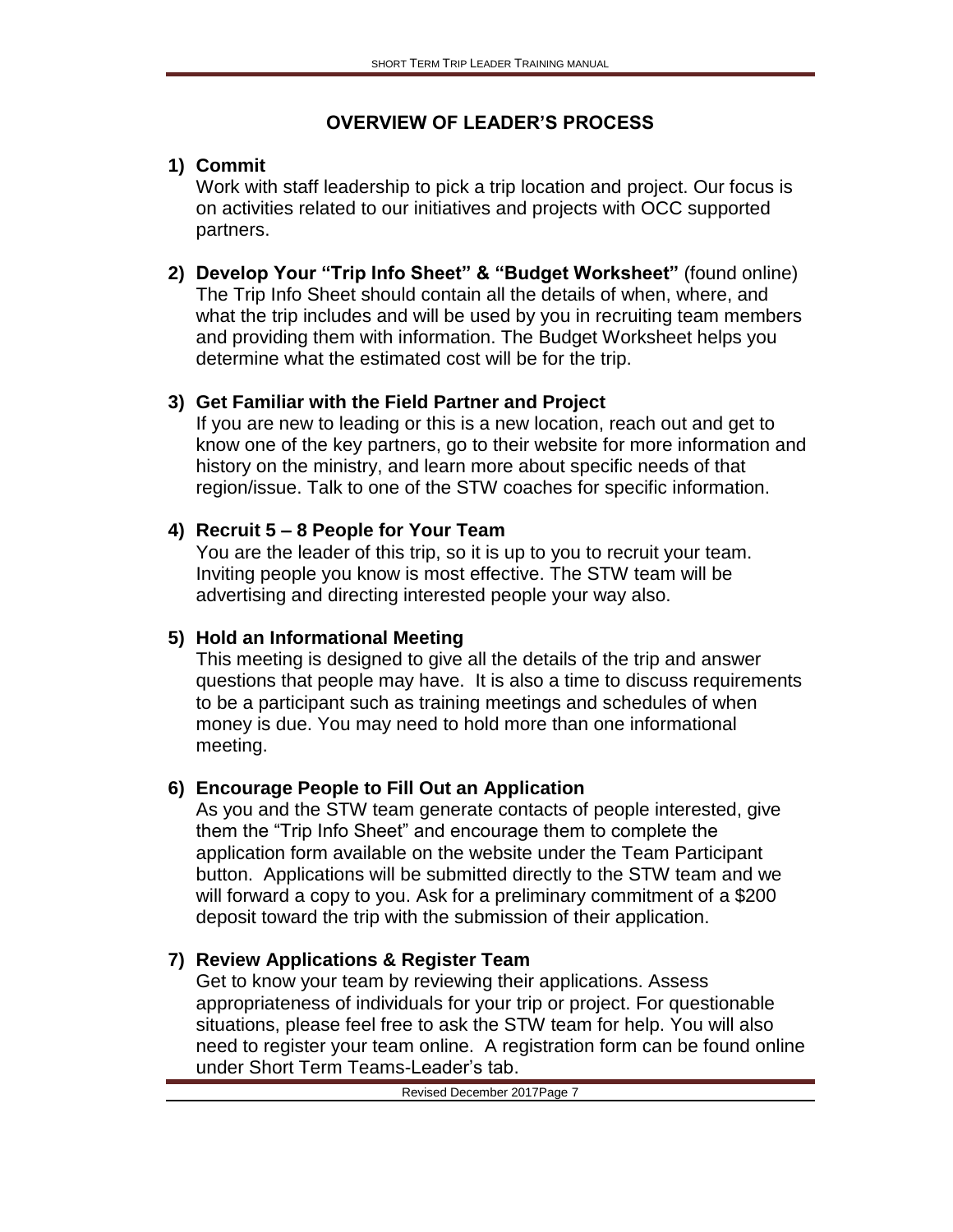## OVERVIEW OF LEADER'S PROCESS

1) **Commit**
   Work with staff leadership to pick a trip location and project. Our focus is on activities related to our initiatives and projects with OCC supported partners.

2) **Develop Your "Trip Info Sheet" & "Budget Worksheet"** (found online)
   The Trip Info Sheet should contain all the details of when, where, and what the trip includes and will be used by you in recruiting team members and providing them with information. The Budget Worksheet helps you determine what the estimated cost will be for the trip.

3) **Get Familiar with the Field Partner and Project**
   If you are new to leading or this is a new location, reach out and get to know one of the key partners, go to their website for more information and history on the ministry, and learn more about specific needs of that region/issue. Talk to one of the STW coaches for specific information.

4) **Recruit 5 – 8 People for Your Team**
   You are the leader of this trip, so it is up to you to recruit your team. Inviting people you know is most effective. The STW team will be advertising and directing interested people your way also.

5) **Hold an Informational Meeting**
   This meeting is designed to give all the details of the trip and answer questions that people may have. It is also a time to discuss requirements to be a participant such as training meetings and schedules of when money is due. You may need to hold more than one informational meeting.

6) **Encourage People to Fill Out an Application**
   As you and the STW team generate contacts of people interested, give them the "Trip Info Sheet" and encourage them to complete the application form available on the website under the Team Participant button. Applications will be submitted directly to the STW team and we will forward a copy to you. Ask for a preliminary commitment of a $200 deposit toward the trip with the submission of their application.

7) **Review Applications & Register Team**
   Get to know your team by reviewing their applications. Assess appropriateness of individuals for your trip or project. For questionable situations, please feel free to ask the STW team for help. You will also need to register your team online. A registration form can be found online under Short Term Teams-Leader's tab.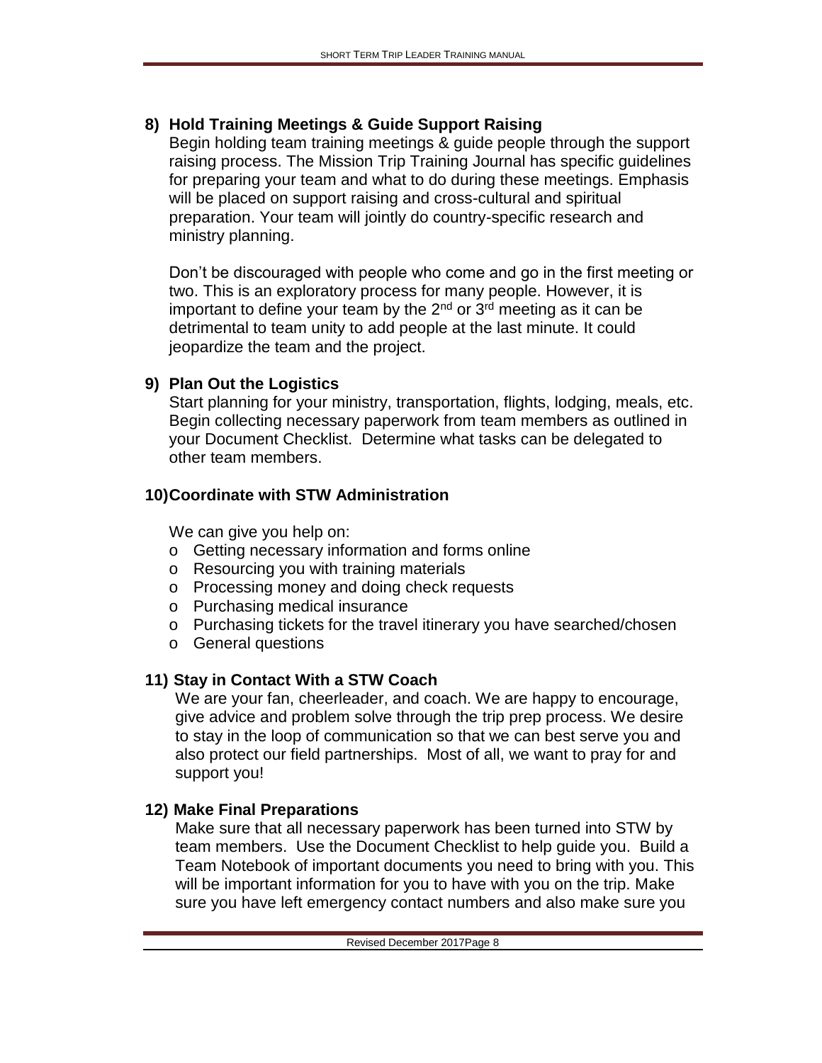## 8) Hold Training Meetings & Guide Support Raising

Begin holding team training meetings & guide people through the support raising process. The Mission Trip Training Journal has specific guidelines for preparing your team and what to do during these meetings. Emphasis will be placed on support raising and cross-cultural and spiritual preparation. Your team will jointly do country-specific research and ministry planning.

Don't be discouraged with people who come and go in the first meeting or two. This is an exploratory process for many people. However, it is important to define your team by the 2nd or 3rd meeting as it can be detrimental to team unity to add people at the last minute. It could jeopardize the team and the project.

## 9) Plan Out the Logistics

Start planning for your ministry, transportation, flights, lodging, meals, etc. Begin collecting necessary paperwork from team members as outlined in your Document Checklist. Determine what tasks can be delegated to other team members.

## 10) Coordinate with STW Administration

We can give you help on:

- Getting necessary information and forms online
- Resourcing you with training materials
- Processing money and doing check requests
- Purchasing medical insurance
- Purchasing tickets for the travel itinerary you have searched/chosen
- General questions

## 11) Stay in Contact With a STW Coach

We are your fan, cheerleader, and coach. We are happy to encourage, give advice and problem solve through the trip prep process. We desire to stay in the loop of communication so that we can best serve you and also protect our field partnerships. Most of all, we want to pray for and support you!

## 12) Make Final Preparations

Make sure that all necessary paperwork has been turned into STW by team members. Use the Document Checklist to help guide you. Build a Team Notebook of important documents you need to bring with you. This will be important information for you to have with you on the trip. Make sure you have left emergency contact numbers and also make sure you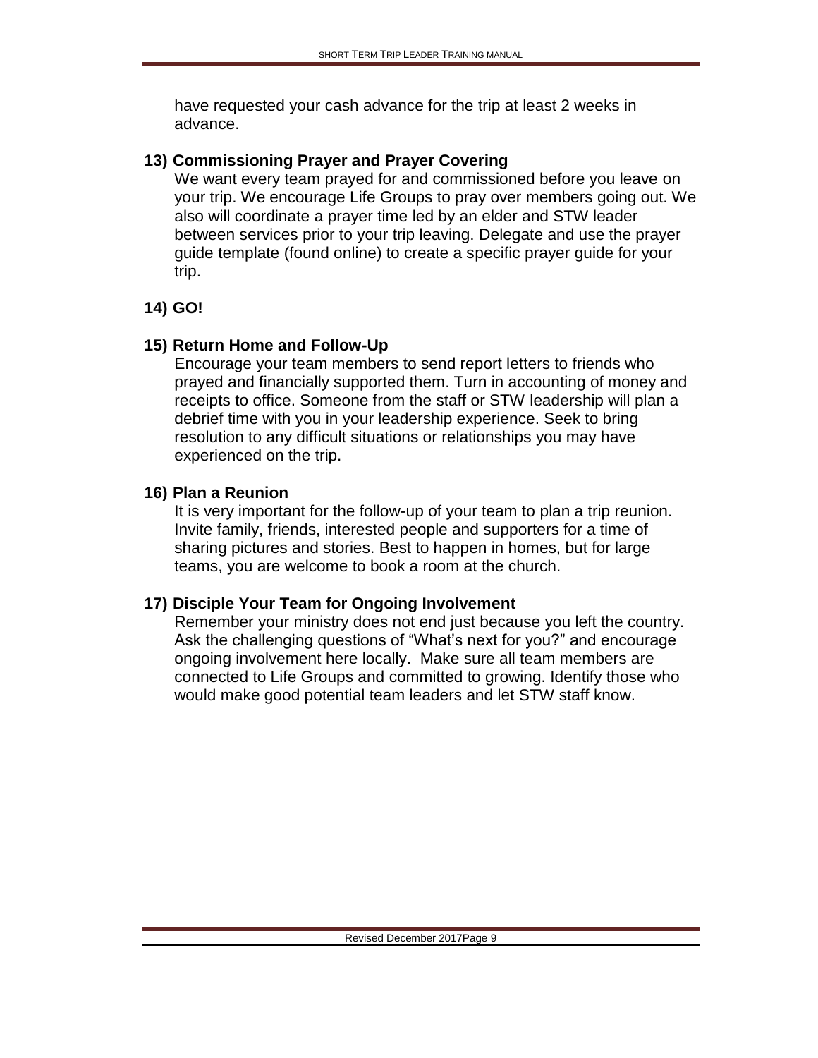have requested your cash advance for the trip at least 2 weeks in advance.

### 13) Commissioning Prayer and Prayer Covering

We want every team prayed for and commissioned before you leave on your trip. We encourage Life Groups to pray over members going out. We also will coordinate a prayer time led by an elder and STW leader between services prior to your trip leaving. Delegate and use the prayer guide template (found online) to create a specific prayer guide for your trip.

### 14) GO!

### 15) Return Home and Follow-Up

Encourage your team members to send report letters to friends who prayed and financially supported them. Turn in accounting of money and receipts to office. Someone from the staff or STW leadership will plan a debrief time with you in your leadership experience. Seek to bring resolution to any difficult situations or relationships you may have experienced on the trip.

### 16) Plan a Reunion

It is very important for the follow-up of your team to plan a trip reunion. Invite family, friends, interested people and supporters for a time of sharing pictures and stories. Best to happen in homes, but for large teams, you are welcome to book a room at the church.

### 17) Disciple Your Team for Ongoing Involvement

Remember your ministry does not end just because you left the country. Ask the challenging questions of "What's next for you?" and encourage ongoing involvement here locally. Make sure all team members are connected to Life Groups and committed to growing. Identify those who would make good potential team leaders and let STW staff know.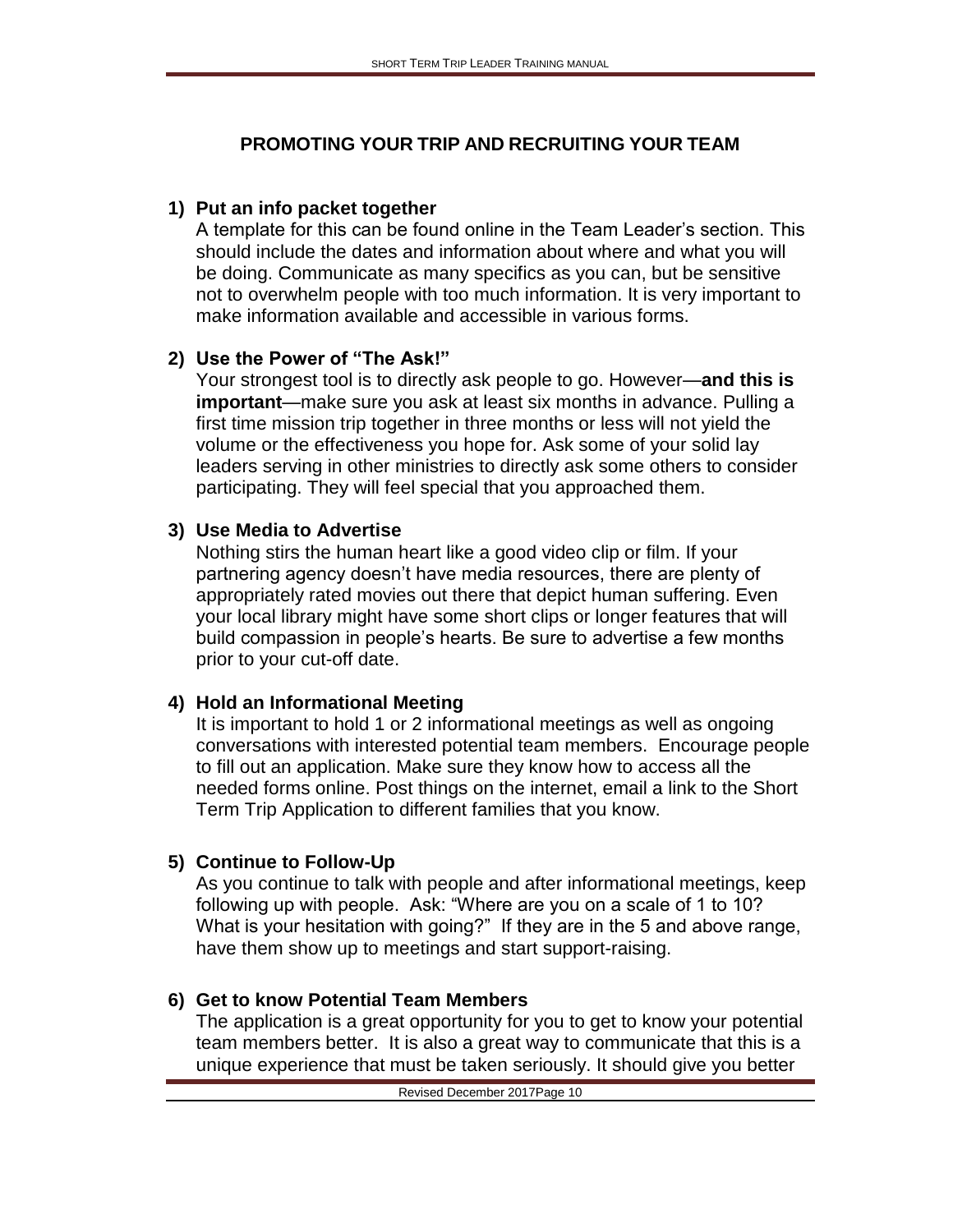## PROMOTING YOUR TRIP AND RECRUITING YOUR TEAM

1) **Put an info packet together**

   A template for this can be found online in the Team Leader's section. This should include the dates and information about where and what you will be doing. Communicate as many specifics as you can, but be sensitive not to overwhelm people with too much information. It is very important to make information available and accessible in various forms.

2) **Use the Power of "The Ask!"**

   Your strongest tool is to directly ask people to go. However—**and this is important**—make sure you ask at least six months in advance. Pulling a first time mission trip together in three months or less will not yield the volume or the effectiveness you hope for. Ask some of your solid lay leaders serving in other ministries to directly ask some others to consider participating. They will feel special that you approached them.

3) **Use Media to Advertise**

   Nothing stirs the human heart like a good video clip or film. If your partnering agency doesn't have media resources, there are plenty of appropriately rated movies out there that depict human suffering. Even your local library might have some short clips or longer features that will build compassion in people's hearts. Be sure to advertise a few months prior to your cut-off date.

4) **Hold an Informational Meeting**

   It is important to hold 1 or 2 informational meetings as well as ongoing conversations with interested potential team members. Encourage people to fill out an application. Make sure they know how to access all the needed forms online. Post things on the internet, email a link to the Short Term Trip Application to different families that you know.

5) **Continue to Follow-Up**

   As you continue to talk with people and after informational meetings, keep following up with people. Ask: "Where are you on a scale of 1 to 10? What is your hesitation with going?" If they are in the 5 and above range, have them show up to meetings and start support-raising.

6) **Get to know Potential Team Members**

   The application is a great opportunity for you to get to know your potential team members better. It is also a great way to communicate that this is a unique experience that must be taken seriously. It should give you better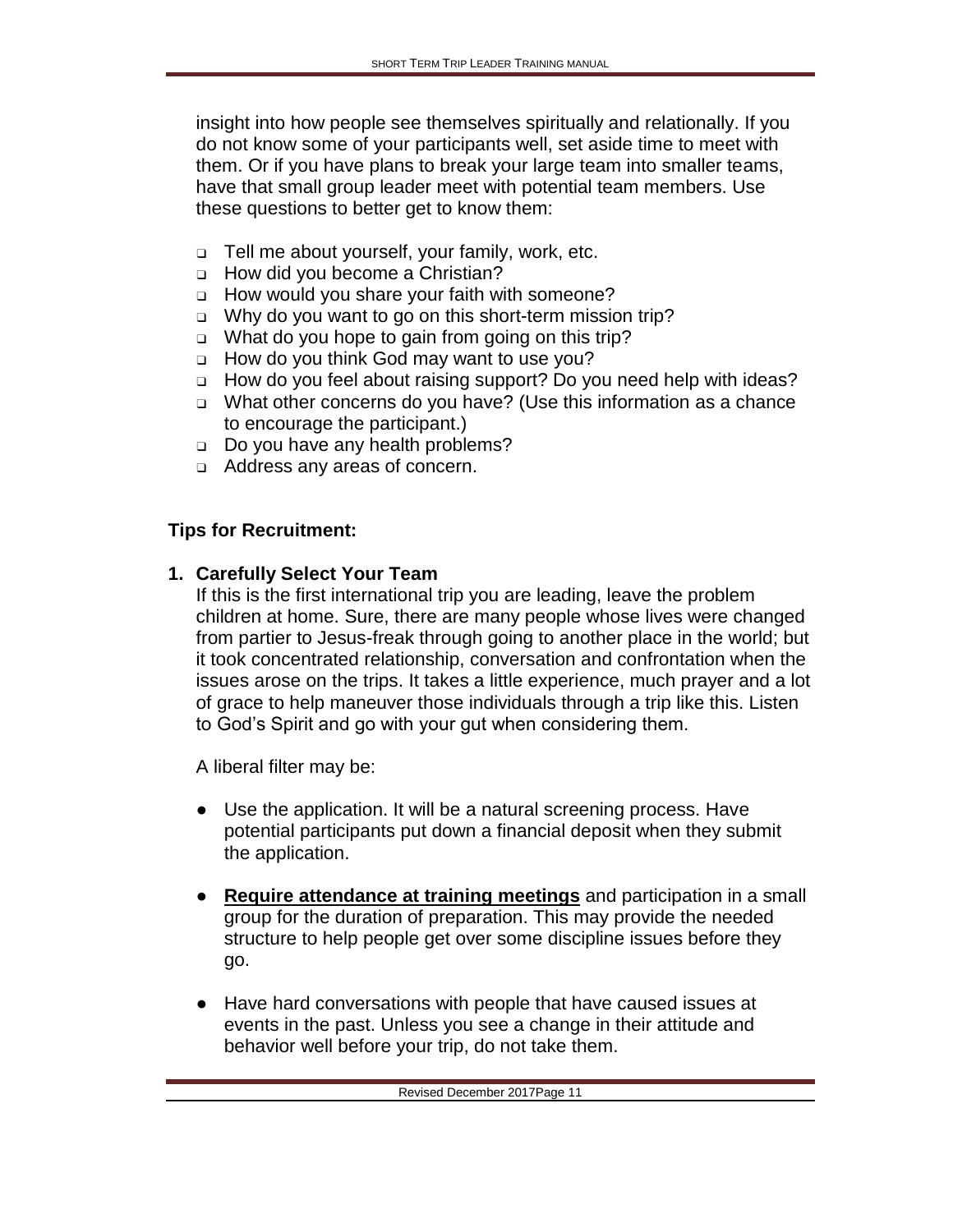insight into how people see themselves spiritually and relationally. If you do not know some of your participants well, set aside time to meet with them. Or if you have plans to break your large team into smaller teams, have that small group leader meet with potential team members. Use these questions to better get to know them:

- Tell me about yourself, your family, work, etc.
- How did you become a Christian?
- How would you share your faith with someone?
- Why do you want to go on this short-term mission trip?
- What do you hope to gain from going on this trip?
- How do you think God may want to use you?
- How do you feel about raising support? Do you need help with ideas?
- What other concerns do you have? (Use this information as a chance to encourage the participant.)
- Do you have any health problems?
- Address any areas of concern.

**Tips for Recruitment:**

**1. Carefully Select Your Team**

If this is the first international trip you are leading, leave the problem children at home. Sure, there are many people whose lives were changed from partier to Jesus-freak through going to another place in the world; but it took concentrated relationship, conversation and confrontation when the issues arose on the trips. It takes a little experience, much prayer and a lot of grace to help maneuver those individuals through a trip like this. Listen to God's Spirit and go with your gut when considering them.

A liberal filter may be:

- Use the application. It will be a natural screening process. Have potential participants put down a financial deposit when they submit the application.
- **<u>Require attendance at training meetings</u>** and participation in a small group for the duration of preparation. This may provide the needed structure to help people get over some discipline issues before they go.
- Have hard conversations with people that have caused issues at events in the past. Unless you see a change in their attitude and behavior well before your trip, do not take them.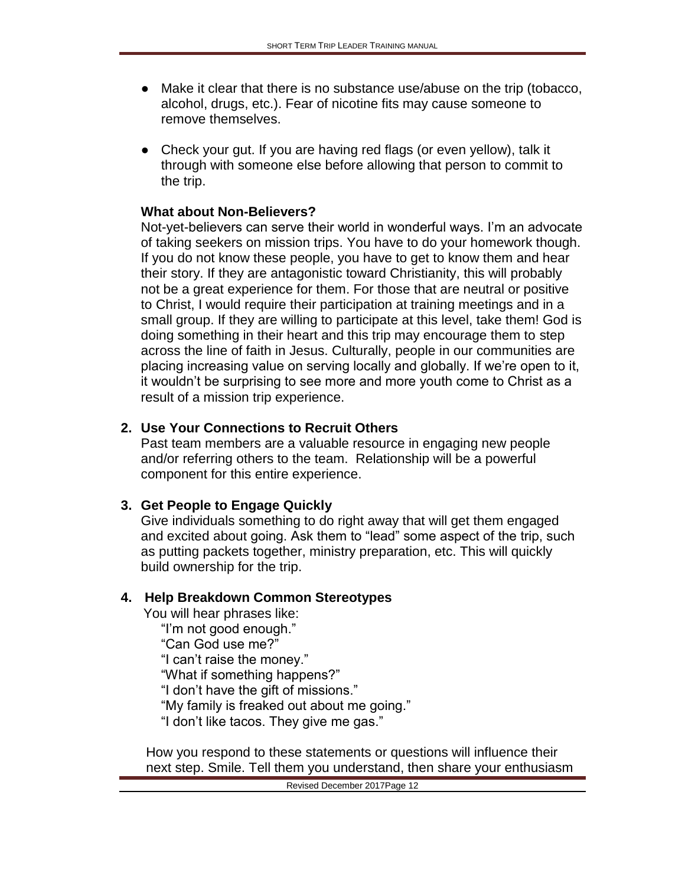- Make it clear that there is no substance use/abuse on the trip (tobacco, alcohol, drugs, etc.). Fear of nicotine fits may cause someone to remove themselves.
- Check your gut. If you are having red flags (or even yellow), talk it through with someone else before allowing that person to commit to the trip.

**What about Non-Believers?**

Not-yet-believers can serve their world in wonderful ways. I'm an advocate of taking seekers on mission trips. You have to do your homework though. If you do not know these people, you have to get to know them and hear their story. If they are antagonistic toward Christianity, this will probably not be a great experience for them. For those that are neutral or positive to Christ, I would require their participation at training meetings and in a small group. If they are willing to participate at this level, take them! God is doing something in their heart and this trip may encourage them to step across the line of faith in Jesus. Culturally, people in our communities are placing increasing value on serving locally and globally. If we're open to it, it wouldn't be surprising to see more and more youth come to Christ as a result of a mission trip experience.

**2. Use Your Connections to Recruit Others**

Past team members are a valuable resource in engaging new people and/or referring others to the team. Relationship will be a powerful component for this entire experience.

**3. Get People to Engage Quickly**

Give individuals something to do right away that will get them engaged and excited about going. Ask them to "lead" some aspect of the trip, such as putting packets together, ministry preparation, etc. This will quickly build ownership for the trip.

**4. Help Breakdown Common Stereotypes**

You will hear phrases like:

"I'm not good enough."
"Can God use me?"
"I can't raise the money."
"What if something happens?"
"I don't have the gift of missions."
"My family is freaked out about me going."
"I don't like tacos. They give me gas."

How you respond to these statements or questions will influence their next step. Smile. Tell them you understand, then share your enthusiasm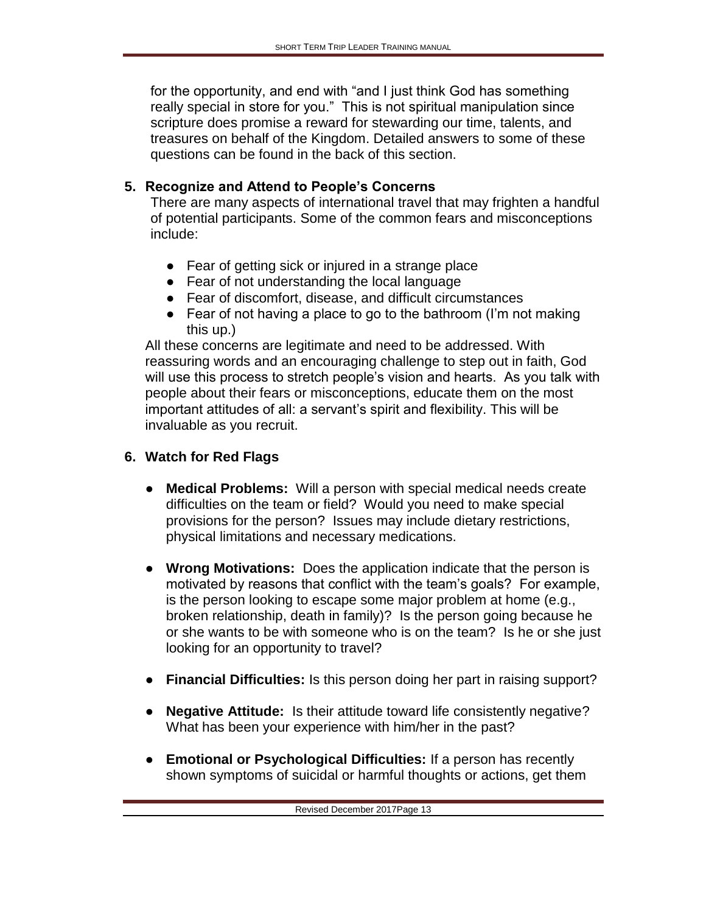for the opportunity, and end with “and I just think God has something really special in store for you.” This is not spiritual manipulation since scripture does promise a reward for stewarding our time, talents, and treasures on behalf of the Kingdom. Detailed answers to some of these questions can be found in the back of this section.

5. **Recognize and Attend to People’s Concerns**

   There are many aspects of international travel that may frighten a handful of potential participants. Some of the common fears and misconceptions include:

   - Fear of getting sick or injured in a strange place
   - Fear of not understanding the local language
   - Fear of discomfort, disease, and difficult circumstances
   - Fear of not having a place to go to the bathroom (I’m not making this up.)

   All these concerns are legitimate and need to be addressed. With reassuring words and an encouraging challenge to step out in faith, God will use this process to stretch people’s vision and hearts. As you talk with people about their fears or misconceptions, educate them on the most important attitudes of all: a servant’s spirit and flexibility. This will be invaluable as you recruit.

6. **Watch for Red Flags**

   - **Medical Problems:** Will a person with special medical needs create difficulties on the team or field? Would you need to make special provisions for the person? Issues may include dietary restrictions, physical limitations and necessary medications.

   - **Wrong Motivations:** Does the application indicate that the person is motivated by reasons that conflict with the team’s goals? For example, is the person looking to escape some major problem at home (e.g., broken relationship, death in family)? Is the person going because he or she wants to be with someone who is on the team? Is he or she just looking for an opportunity to travel?

   - **Financial Difficulties:** Is this person doing her part in raising support?

   - **Negative Attitude:** Is their attitude toward life consistently negative? What has been your experience with him/her in the past?

   - **Emotional or Psychological Difficulties:** If a person has recently shown symptoms of suicidal or harmful thoughts or actions, get them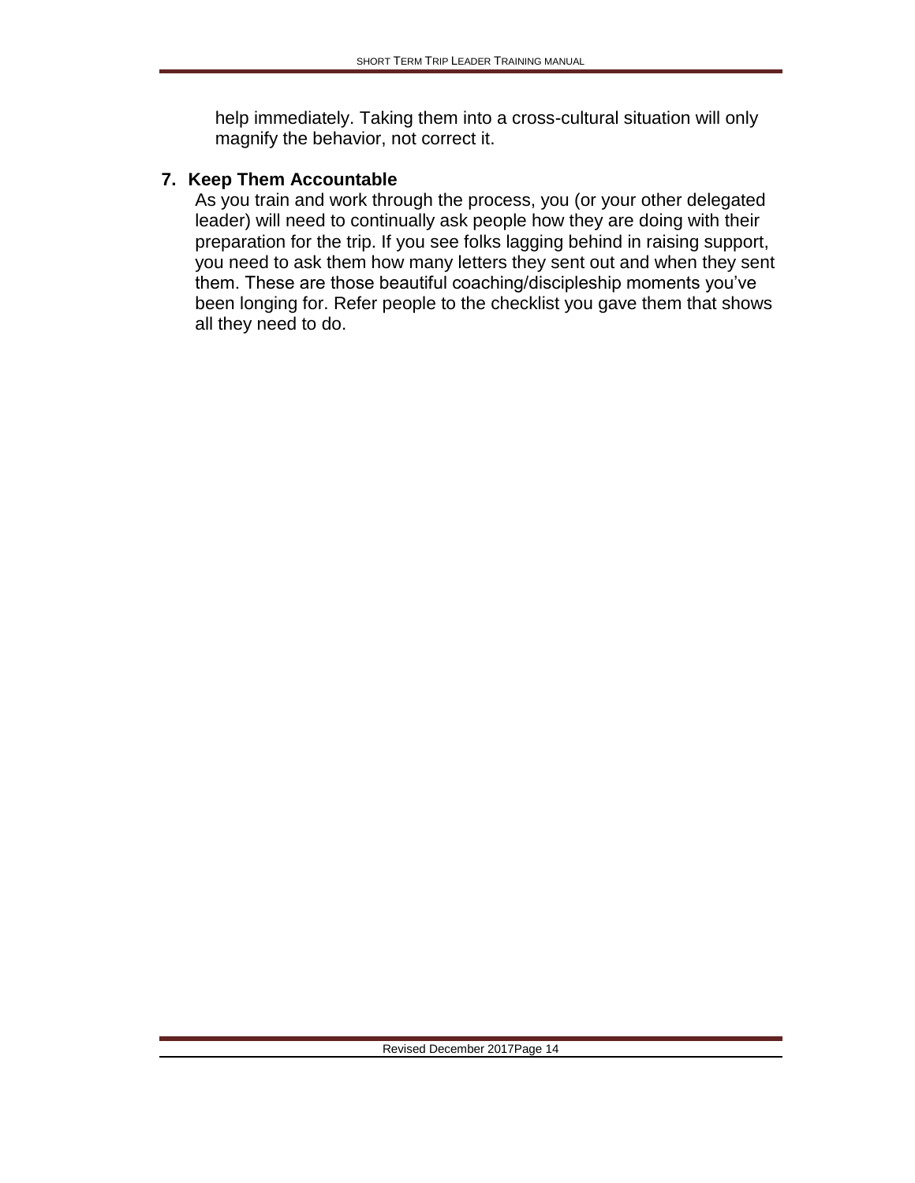help immediately. Taking them into a cross-cultural situation will only magnify the behavior, not correct it.

7. **Keep Them Accountable**

   As you train and work through the process, you (or your other delegated leader) will need to continually ask people how they are doing with their preparation for the trip. If you see folks lagging behind in raising support, you need to ask them how many letters they sent out and when they sent them. These are those beautiful coaching/discipleship moments you've been longing for. Refer people to the checklist you gave them that shows all they need to do.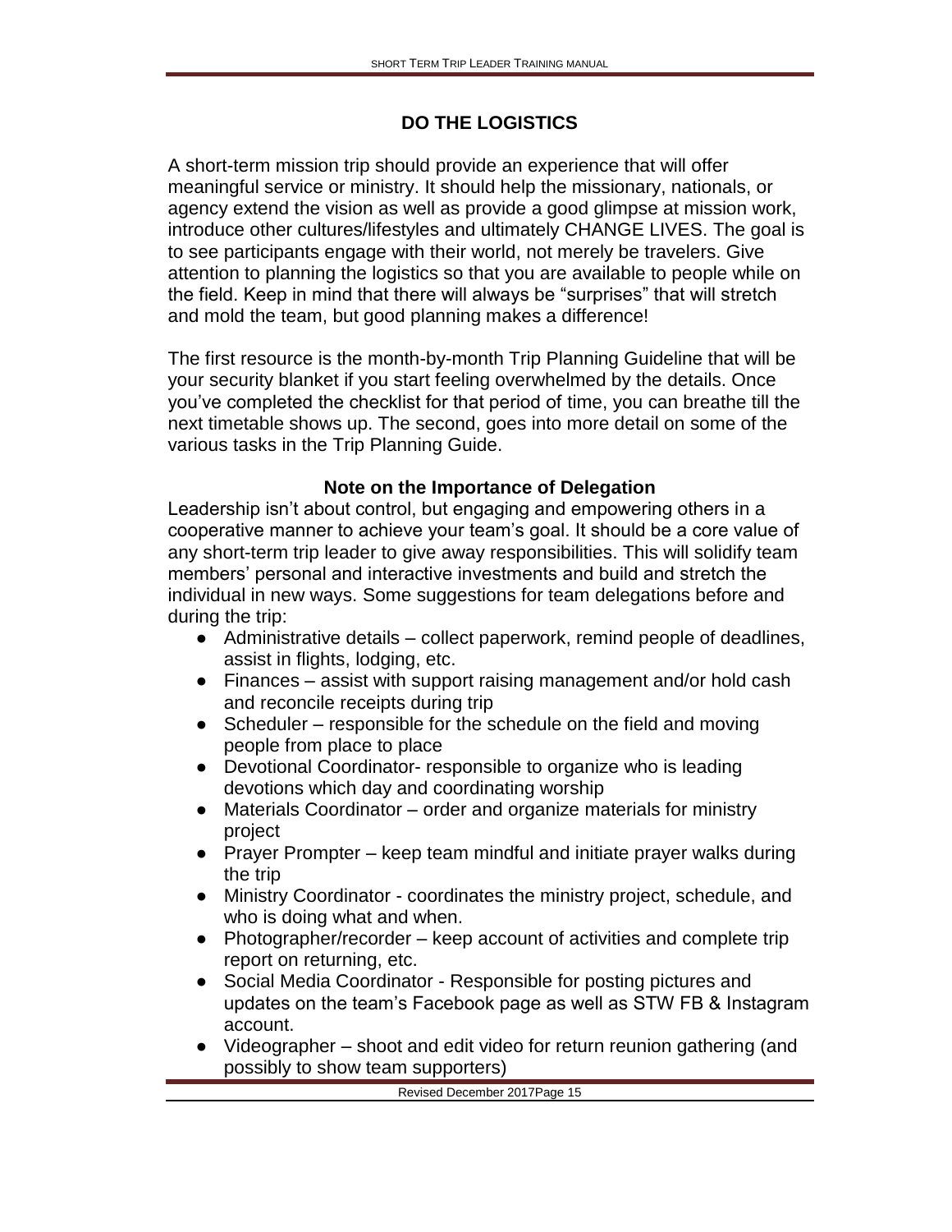## DO THE LOGISTICS

A short-term mission trip should provide an experience that will offer meaningful service or ministry. It should help the missionary, nationals, or agency extend the vision as well as provide a good glimpse at mission work, introduce other cultures/lifestyles and ultimately CHANGE LIVES. The goal is to see participants engage with their world, not merely be travelers. Give attention to planning the logistics so that you are available to people while on the field. Keep in mind that there will always be "surprises" that will stretch and mold the team, but good planning makes a difference!

The first resource is the month-by-month Trip Planning Guideline that will be your security blanket if you start feeling overwhelmed by the details. Once you've completed the checklist for that period of time, you can breathe till the next timetable shows up. The second, goes into more detail on some of the various tasks in the Trip Planning Guide.

### Note on the Importance of Delegation

Leadership isn't about control, but engaging and empowering others in a cooperative manner to achieve your team's goal. It should be a core value of any short-term trip leader to give away responsibilities. This will solidify team members' personal and interactive investments and build and stretch the individual in new ways. Some suggestions for team delegations before and during the trip:

- Administrative details – collect paperwork, remind people of deadlines, assist in flights, lodging, etc.
- Finances – assist with support raising management and/or hold cash and reconcile receipts during trip
- Scheduler – responsible for the schedule on the field and moving people from place to place
- Devotional Coordinator- responsible to organize who is leading devotions which day and coordinating worship
- Materials Coordinator – order and organize materials for ministry project
- Prayer Prompter – keep team mindful and initiate prayer walks during the trip
- Ministry Coordinator - coordinates the ministry project, schedule, and who is doing what and when.
- Photographer/recorder – keep account of activities and complete trip report on returning, etc.
- Social Media Coordinator - Responsible for posting pictures and updates on the team's Facebook page as well as STW FB & Instagram account.
- Videographer – shoot and edit video for return reunion gathering (and possibly to show team supporters)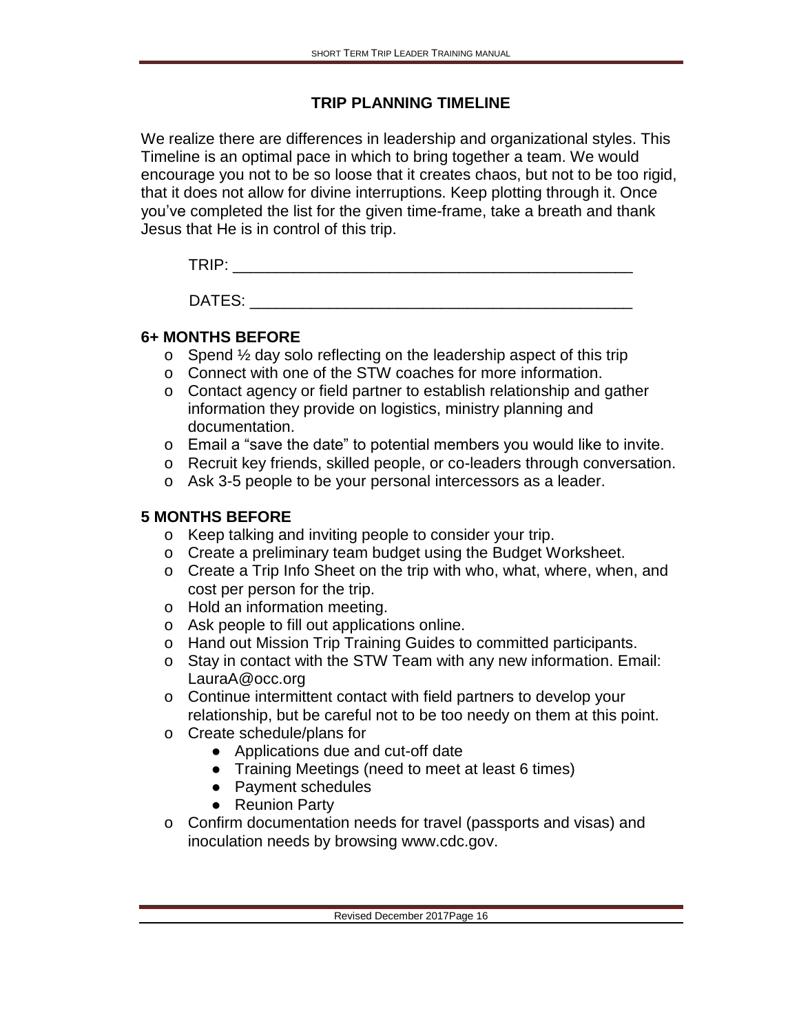# TRIP PLANNING TIMELINE

We realize there are differences in leadership and organizational styles. This Timeline is an optimal pace in which to bring together a team. We would encourage you not to be so loose that it creates chaos, but not to be too rigid, that it does not allow for divine interruptions. Keep plotting through it. Once you've completed the list for the given time-frame, take a breath and thank Jesus that He is in control of this trip.

TRIP: ______________________________________________

DATES: ____________________________________________

## 6+ MONTHS BEFORE

- Spend ½ day solo reflecting on the leadership aspect of this trip
- Connect with one of the STW coaches for more information.
- Contact agency or field partner to establish relationship and gather information they provide on logistics, ministry planning and documentation.
- Email a "save the date" to potential members you would like to invite.
- Recruit key friends, skilled people, or co-leaders through conversation.
- Ask 3-5 people to be your personal intercessors as a leader.

## 5 MONTHS BEFORE

- Keep talking and inviting people to consider your trip.
- Create a preliminary team budget using the Budget Worksheet.
- Create a Trip Info Sheet on the trip with who, what, where, when, and cost per person for the trip.
- Hold an information meeting.
- Ask people to fill out applications online.
- Hand out Mission Trip Training Guides to committed participants.
- Stay in contact with the STW Team with any new information. Email: LauraA@occ.org
- Continue intermittent contact with field partners to develop your relationship, but be careful not to be too needy on them at this point.
- Create schedule/plans for
  - Applications due and cut-off date
  - Training Meetings (need to meet at least 6 times)
  - Payment schedules
  - Reunion Party
- Confirm documentation needs for travel (passports and visas) and inoculation needs by browsing www.cdc.gov.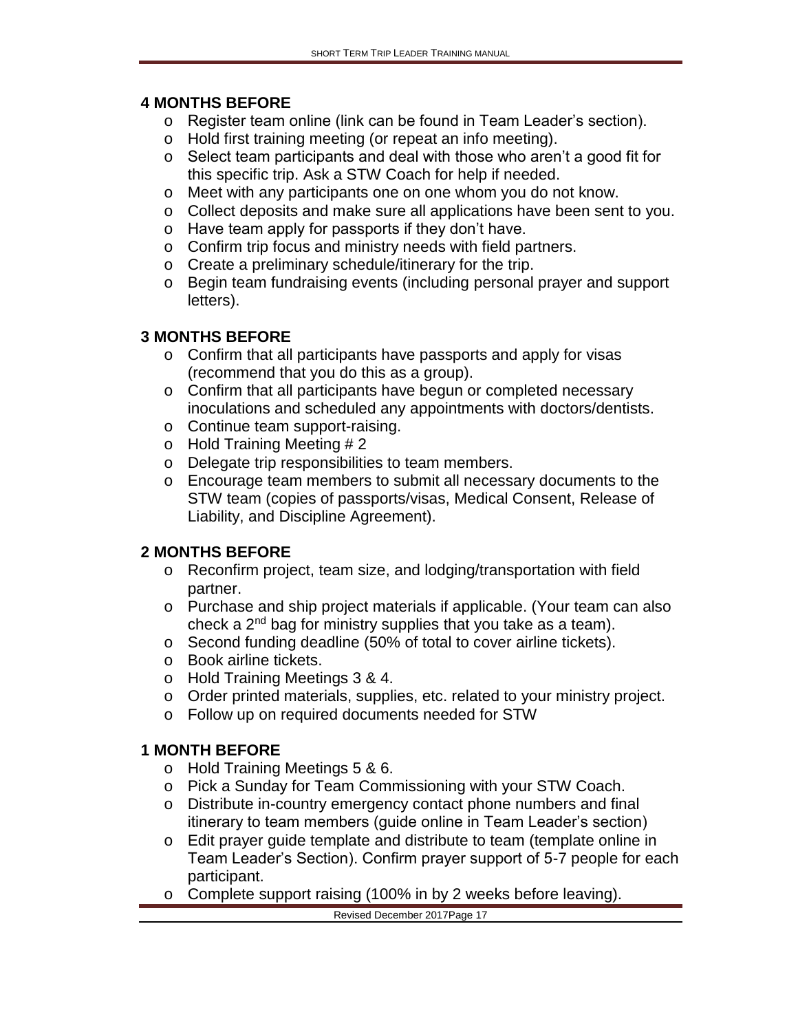### 4 MONTHS BEFORE

- Register team online (link can be found in Team Leader's section).
- Hold first training meeting (or repeat an info meeting).
- Select team participants and deal with those who aren't a good fit for this specific trip. Ask a STW Coach for help if needed.
- Meet with any participants one on one whom you do not know.
- Collect deposits and make sure all applications have been sent to you.
- Have team apply for passports if they don't have.
- Confirm trip focus and ministry needs with field partners.
- Create a preliminary schedule/itinerary for the trip.
- Begin team fundraising events (including personal prayer and support letters).

### 3 MONTHS BEFORE

- Confirm that all participants have passports and apply for visas (recommend that you do this as a group).
- Confirm that all participants have begun or completed necessary inoculations and scheduled any appointments with doctors/dentists.
- Continue team support-raising.
- Hold Training Meeting # 2
- Delegate trip responsibilities to team members.
- Encourage team members to submit all necessary documents to the STW team (copies of passports/visas, Medical Consent, Release of Liability, and Discipline Agreement).

### 2 MONTHS BEFORE

- Reconfirm project, team size, and lodging/transportation with field partner.
- Purchase and ship project materials if applicable. (Your team can also check a 2nd bag for ministry supplies that you take as a team).
- Second funding deadline (50% of total to cover airline tickets).
- Book airline tickets.
- Hold Training Meetings 3 & 4.
- Order printed materials, supplies, etc. related to your ministry project.
- Follow up on required documents needed for STW

### 1 MONTH BEFORE

- Hold Training Meetings 5 & 6.
- Pick a Sunday for Team Commissioning with your STW Coach.
- Distribute in-country emergency contact phone numbers and final itinerary to team members (guide online in Team Leader's section)
- Edit prayer guide template and distribute to team (template online in Team Leader's Section). Confirm prayer support of 5-7 people for each participant.
- Complete support raising (100% in by 2 weeks before leaving).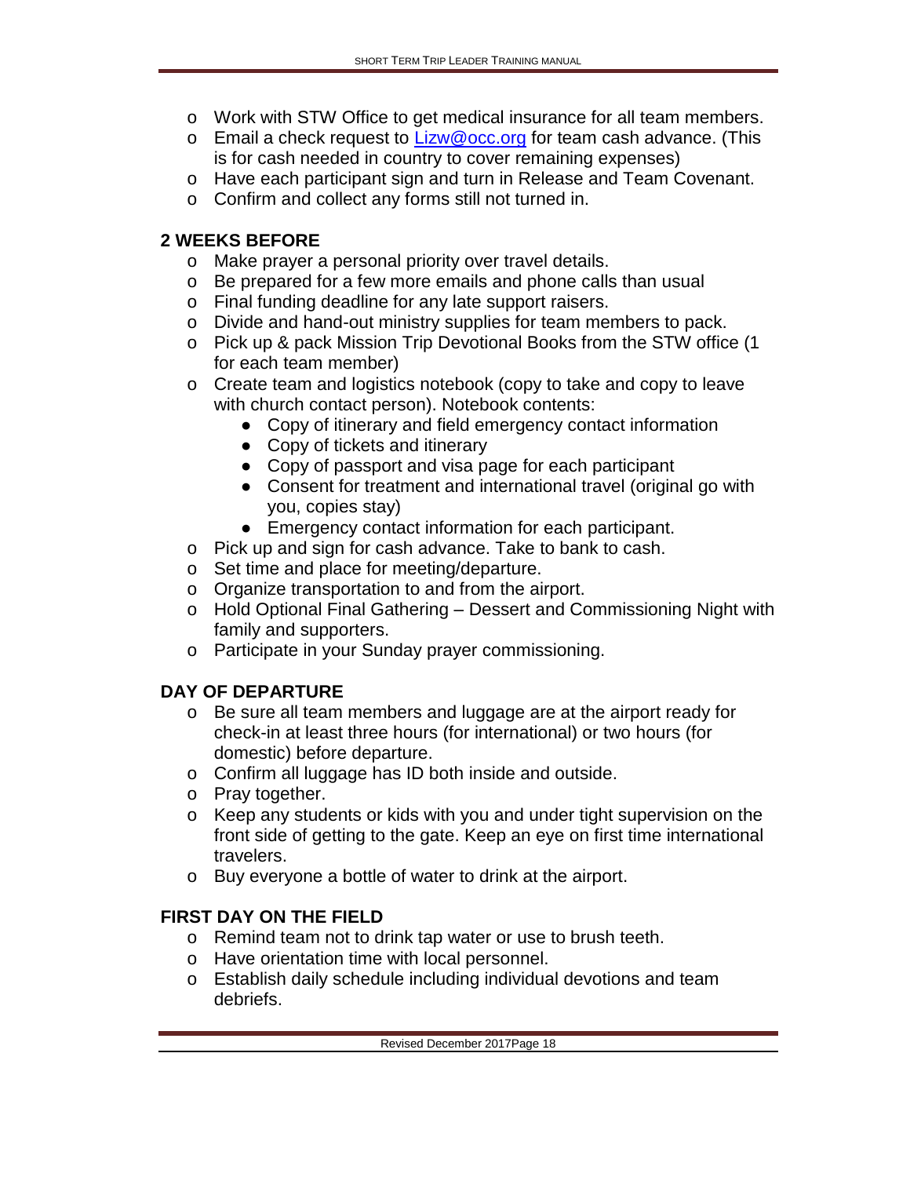- Work with STW Office to get medical insurance for all team members.
- Email a check request to [Lizw@occ.org](mailto:Lizw@occ.org) for team cash advance. (This is for cash needed in country to cover remaining expenses)
- Have each participant sign and turn in Release and Team Covenant.
- Confirm and collect any forms still not turned in.

## 2 WEEKS BEFORE

- Make prayer a personal priority over travel details.
- Be prepared for a few more emails and phone calls than usual
- Final funding deadline for any late support raisers.
- Divide and hand-out ministry supplies for team members to pack.
- Pick up & pack Mission Trip Devotional Books from the STW office (1 for each team member)
- Create team and logistics notebook (copy to take and copy to leave with church contact person). Notebook contents:
    - Copy of itinerary and field emergency contact information
    - Copy of tickets and itinerary
    - Copy of passport and visa page for each participant
    - Consent for treatment and international travel (original go with you, copies stay)
    - Emergency contact information for each participant.
- Pick up and sign for cash advance. Take to bank to cash.
- Set time and place for meeting/departure.
- Organize transportation to and from the airport.
- Hold Optional Final Gathering – Dessert and Commissioning Night with family and supporters.
- Participate in your Sunday prayer commissioning.

## DAY OF DEPARTURE

- Be sure all team members and luggage are at the airport ready for check-in at least three hours (for international) or two hours (for domestic) before departure.
- Confirm all luggage has ID both inside and outside.
- Pray together.
- Keep any students or kids with you and under tight supervision on the front side of getting to the gate. Keep an eye on first time international travelers.
- Buy everyone a bottle of water to drink at the airport.

## FIRST DAY ON THE FIELD

- Remind team not to drink tap water or use to brush teeth.
- Have orientation time with local personnel.
- Establish daily schedule including individual devotions and team debriefs.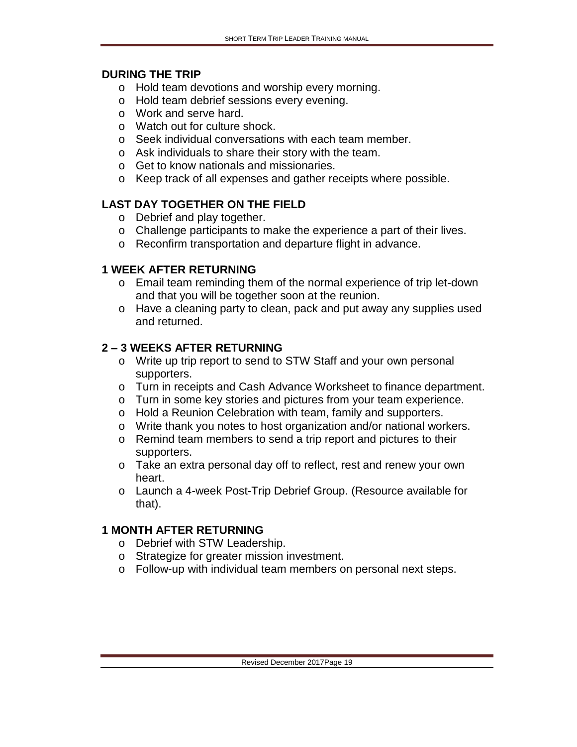## DURING THE TRIP

- Hold team devotions and worship every morning.
- Hold team debrief sessions every evening.
- Work and serve hard.
- Watch out for culture shock.
- Seek individual conversations with each team member.
- Ask individuals to share their story with the team.
- Get to know nationals and missionaries.
- Keep track of all expenses and gather receipts where possible.

## LAST DAY TOGETHER ON THE FIELD

- Debrief and play together.
- Challenge participants to make the experience a part of their lives.
- Reconfirm transportation and departure flight in advance.

## 1 WEEK AFTER RETURNING

- Email team reminding them of the normal experience of trip let-down and that you will be together soon at the reunion.
- Have a cleaning party to clean, pack and put away any supplies used and returned.

## 2 – 3 WEEKS AFTER RETURNING

- Write up trip report to send to STW Staff and your own personal supporters.
- Turn in receipts and Cash Advance Worksheet to finance department.
- Turn in some key stories and pictures from your team experience.
- Hold a Reunion Celebration with team, family and supporters.
- Write thank you notes to host organization and/or national workers.
- Remind team members to send a trip report and pictures to their supporters.
- Take an extra personal day off to reflect, rest and renew your own heart.
- Launch a 4-week Post-Trip Debrief Group. (Resource available for that).

## 1 MONTH AFTER RETURNING

- Debrief with STW Leadership.
- Strategize for greater mission investment.
- Follow-up with individual team members on personal next steps.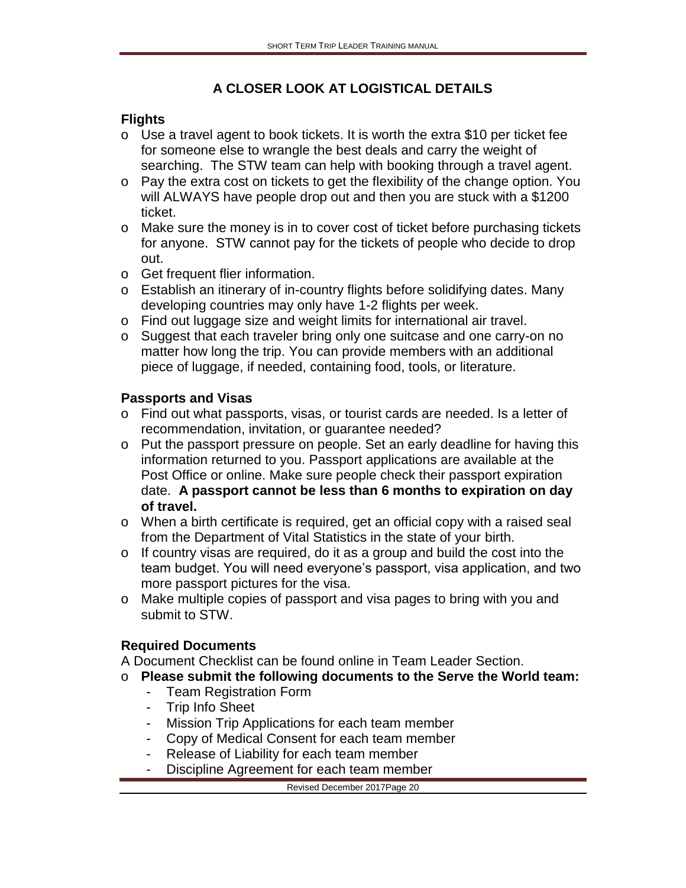## A CLOSER LOOK AT LOGISTICAL DETAILS

### Flights

- Use a travel agent to book tickets. It is worth the extra $10 per ticket fee for someone else to wrangle the best deals and carry the weight of searching. The STW team can help with booking through a travel agent.
- Pay the extra cost on tickets to get the flexibility of the change option. You will ALWAYS have people drop out and then you are stuck with a $1200 ticket.
- Make sure the money is in to cover cost of ticket before purchasing tickets for anyone. STW cannot pay for the tickets of people who decide to drop out.
- Get frequent flier information.
- Establish an itinerary of in-country flights before solidifying dates. Many developing countries may only have 1-2 flights per week.
- Find out luggage size and weight limits for international air travel.
- Suggest that each traveler bring only one suitcase and one carry-on no matter how long the trip. You can provide members with an additional piece of luggage, if needed, containing food, tools, or literature.

### Passports and Visas

- Find out what passports, visas, or tourist cards are needed. Is a letter of recommendation, invitation, or guarantee needed?
- Put the passport pressure on people. Set an early deadline for having this information returned to you. Passport applications are available at the Post Office or online. Make sure people check their passport expiration date. **A passport cannot be less than 6 months to expiration on day of travel.**
- When a birth certificate is required, get an official copy with a raised seal from the Department of Vital Statistics in the state of your birth.
- If country visas are required, do it as a group and build the cost into the team budget. You will need everyone's passport, visa application, and two more passport pictures for the visa.
- Make multiple copies of passport and visa pages to bring with you and submit to STW.

### Required Documents

A Document Checklist can be found online in Team Leader Section.

- **Please submit the following documents to the Serve the World team:**
    - Team Registration Form
    - Trip Info Sheet
    - Mission Trip Applications for each team member
    - Copy of Medical Consent for each team member
    - Release of Liability for each team member
    - Discipline Agreement for each team member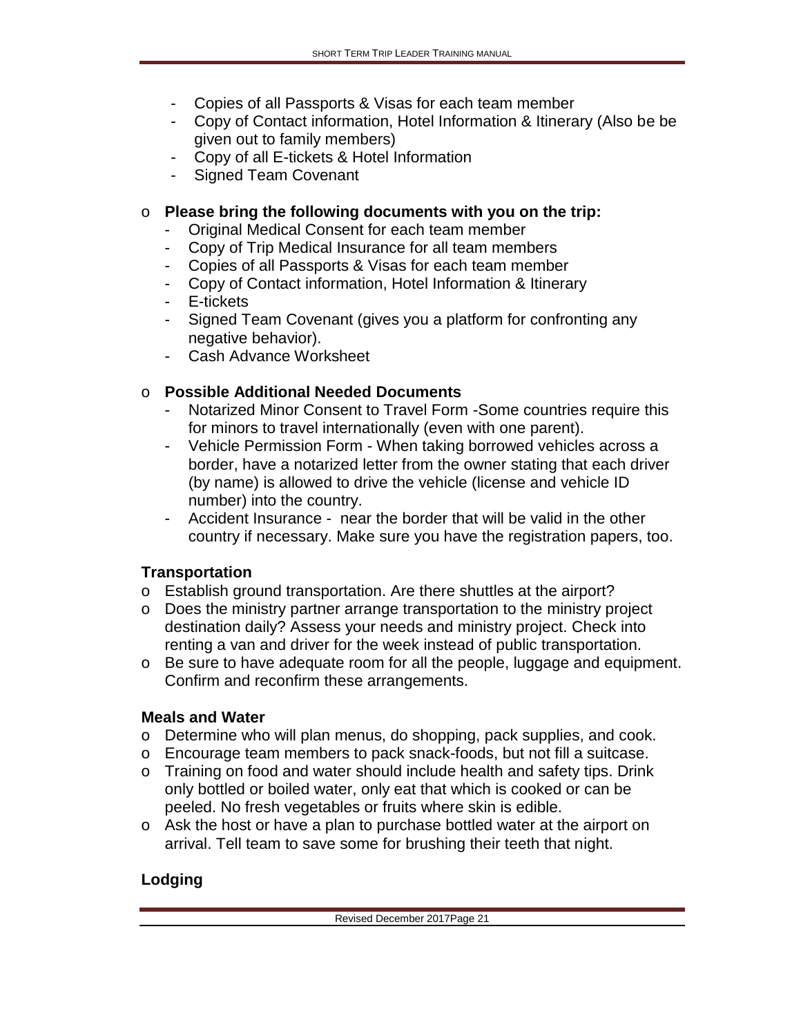- Copies of all Passports & Visas for each team member
- Copy of Contact information, Hotel Information & Itinerary (Also be be given out to family members)
- Copy of all E-tickets & Hotel Information
- Signed Team Covenant

- **Please bring the following documents with you on the trip:**
  - Original Medical Consent for each team member
  - Copy of Trip Medical Insurance for all team members
  - Copies of all Passports & Visas for each team member
  - Copy of Contact information, Hotel Information & Itinerary
  - E-tickets
  - Signed Team Covenant (gives you a platform for confronting any negative behavior).
  - Cash Advance Worksheet

- **Possible Additional Needed Documents**
  - Notarized Minor Consent to Travel Form -Some countries require this for minors to travel internationally (even with one parent).
  - Vehicle Permission Form - When taking borrowed vehicles across a border, have a notarized letter from the owner stating that each driver (by name) is allowed to drive the vehicle (license and vehicle ID number) into the country.
  - Accident Insurance - near the border that will be valid in the other country if necessary. Make sure you have the registration papers, too.

### Transportation

- Establish ground transportation. Are there shuttles at the airport?
- Does the ministry partner arrange transportation to the ministry project destination daily? Assess your needs and ministry project. Check into renting a van and driver for the week instead of public transportation.
- Be sure to have adequate room for all the people, luggage and equipment. Confirm and reconfirm these arrangements.

### Meals and Water

- Determine who will plan menus, do shopping, pack supplies, and cook.
- Encourage team members to pack snack-foods, but not fill a suitcase.
- Training on food and water should include health and safety tips. Drink only bottled or boiled water, only eat that which is cooked or can be peeled. No fresh vegetables or fruits where skin is edible.
- Ask the host or have a plan to purchase bottled water at the airport on arrival. Tell team to save some for brushing their teeth that night.

### Lodging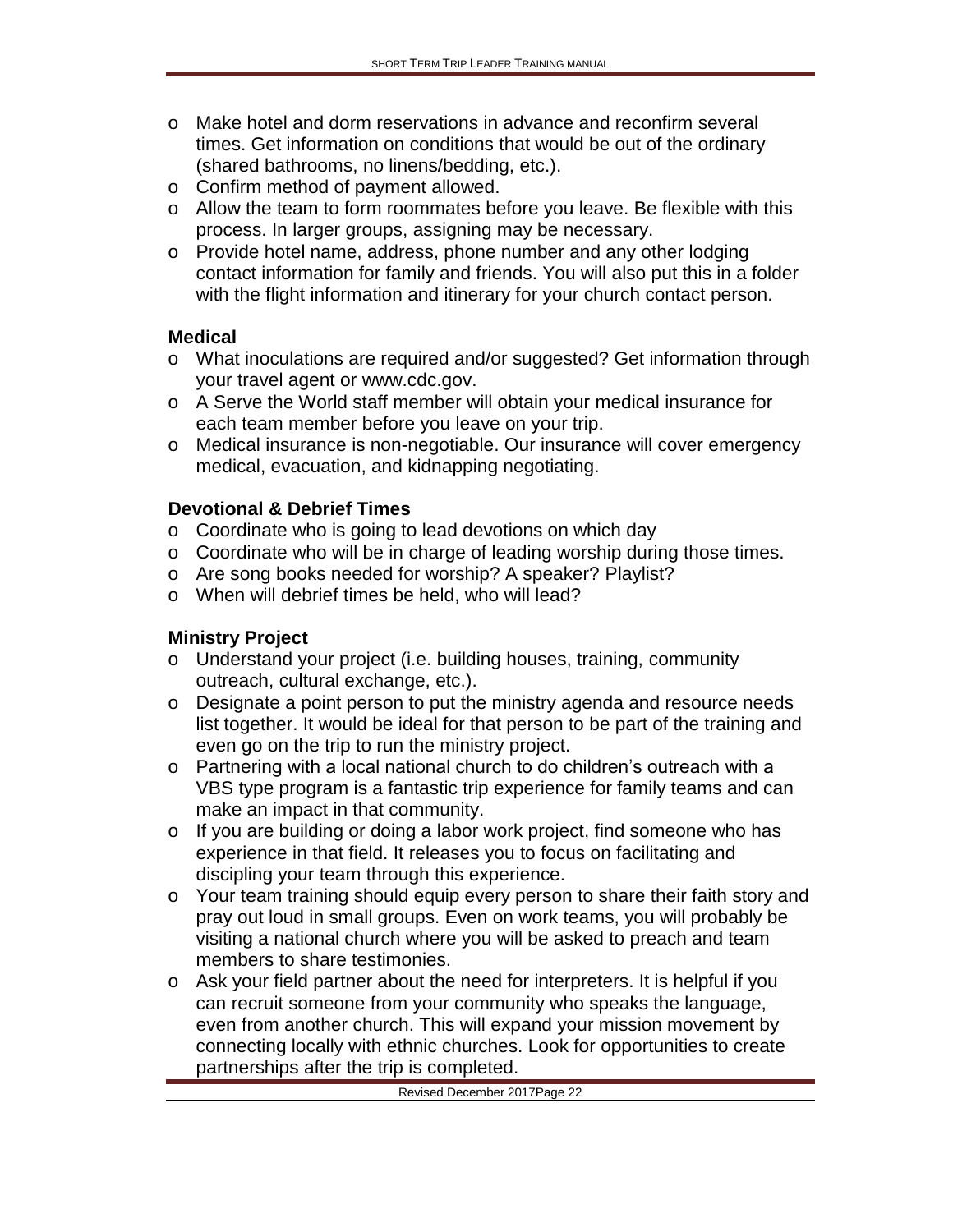- Make hotel and dorm reservations in advance and reconfirm several times. Get information on conditions that would be out of the ordinary (shared bathrooms, no linens/bedding, etc.).
- Confirm method of payment allowed.
- Allow the team to form roommates before you leave. Be flexible with this process. In larger groups, assigning may be necessary.
- Provide hotel name, address, phone number and any other lodging contact information for family and friends. You will also put this in a folder with the flight information and itinerary for your church contact person.

**Medical**

- What inoculations are required and/or suggested? Get information through your travel agent or www.cdc.gov.
- A Serve the World staff member will obtain your medical insurance for each team member before you leave on your trip.
- Medical insurance is non-negotiable. Our insurance will cover emergency medical, evacuation, and kidnapping negotiating.

**Devotional & Debrief Times**

- Coordinate who is going to lead devotions on which day
- Coordinate who will be in charge of leading worship during those times.
- Are song books needed for worship? A speaker? Playlist?
- When will debrief times be held, who will lead?

**Ministry Project**

- Understand your project (i.e. building houses, training, community outreach, cultural exchange, etc.).
- Designate a point person to put the ministry agenda and resource needs list together. It would be ideal for that person to be part of the training and even go on the trip to run the ministry project.
- Partnering with a local national church to do children's outreach with a VBS type program is a fantastic trip experience for family teams and can make an impact in that community.
- If you are building or doing a labor work project, find someone who has experience in that field. It releases you to focus on facilitating and discipling your team through this experience.
- Your team training should equip every person to share their faith story and pray out loud in small groups. Even on work teams, you will probably be visiting a national church where you will be asked to preach and team members to share testimonies.
- Ask your field partner about the need for interpreters. It is helpful if you can recruit someone from your community who speaks the language, even from another church. This will expand your mission movement by connecting locally with ethnic churches. Look for opportunities to create partnerships after the trip is completed.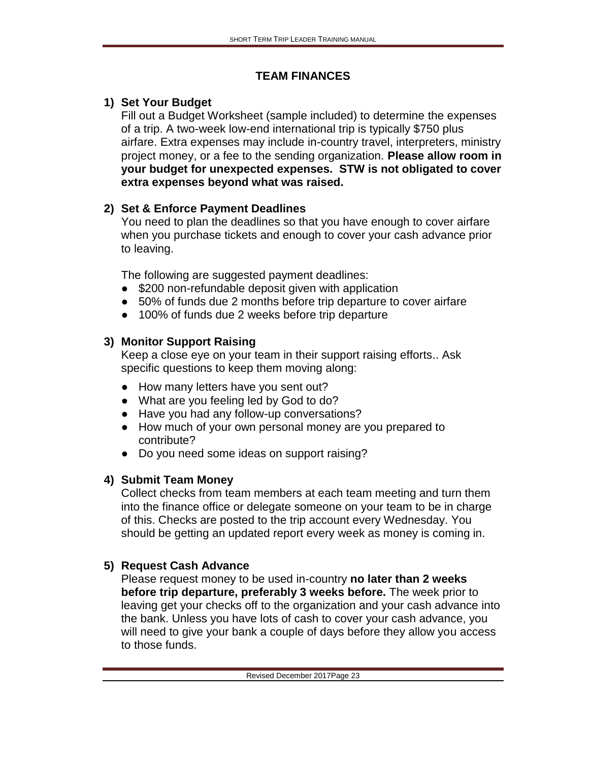# TEAM FINANCES

1) **Set Your Budget**

   Fill out a Budget Worksheet (sample included) to determine the expenses of a trip. A two-week low-end international trip is typically $750 plus airfare. Extra expenses may include in-country travel, interpreters, ministry project money, or a fee to the sending organization. **Please allow room in your budget for unexpected expenses. STW is not obligated to cover extra expenses beyond what was raised.**

2) **Set & Enforce Payment Deadlines**

   You need to plan the deadlines so that you have enough to cover airfare when you purchase tickets and enough to cover your cash advance prior to leaving.

   The following are suggested payment deadlines:

   - $200 non-refundable deposit given with application
   - 50% of funds due 2 months before trip departure to cover airfare
   - 100% of funds due 2 weeks before trip departure

3) **Monitor Support Raising**

   Keep a close eye on your team in their support raising efforts.. Ask specific questions to keep them moving along:

   - How many letters have you sent out?
   - What are you feeling led by God to do?
   - Have you had any follow-up conversations?
   - How much of your own personal money are you prepared to contribute?
   - Do you need some ideas on support raising?

4) **Submit Team Money**

   Collect checks from team members at each team meeting and turn them into the finance office or delegate someone on your team to be in charge of this. Checks are posted to the trip account every Wednesday. You should be getting an updated report every week as money is coming in.

5) **Request Cash Advance**

   Please request money to be used in-country **no later than 2 weeks before trip departure, preferably 3 weeks before.** The week prior to leaving get your checks off to the organization and your cash advance into the bank. Unless you have lots of cash to cover your cash advance, you will need to give your bank a couple of days before they allow you access to those funds.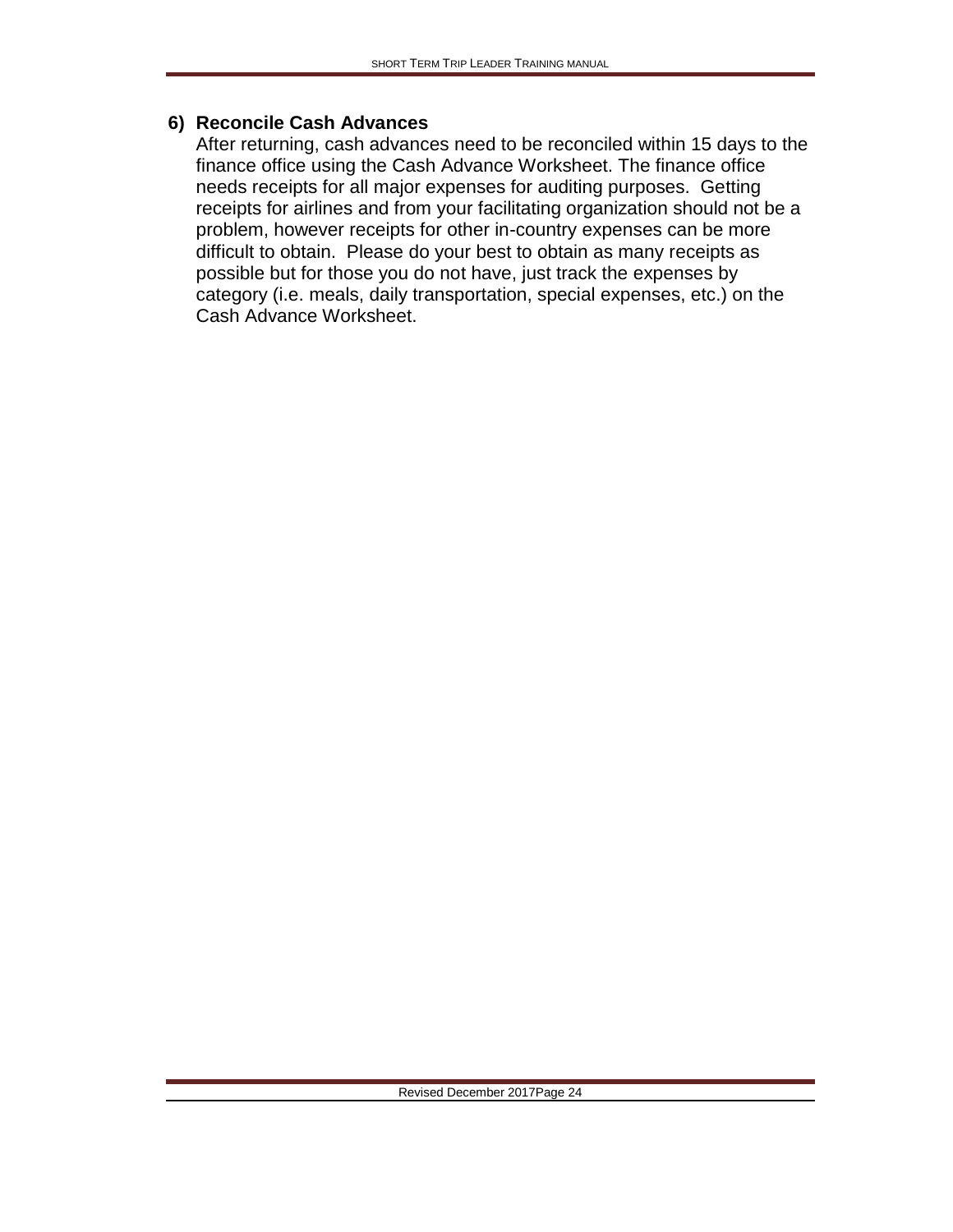### 6) Reconcile Cash Advances

After returning, cash advances need to be reconciled within 15 days to the finance office using the Cash Advance Worksheet. The finance office needs receipts for all major expenses for auditing purposes. Getting receipts for airlines and from your facilitating organization should not be a problem, however receipts for other in-country expenses can be more difficult to obtain. Please do your best to obtain as many receipts as possible but for those you do not have, just track the expenses by category (i.e. meals, daily transportation, special expenses, etc.) on the Cash Advance Worksheet.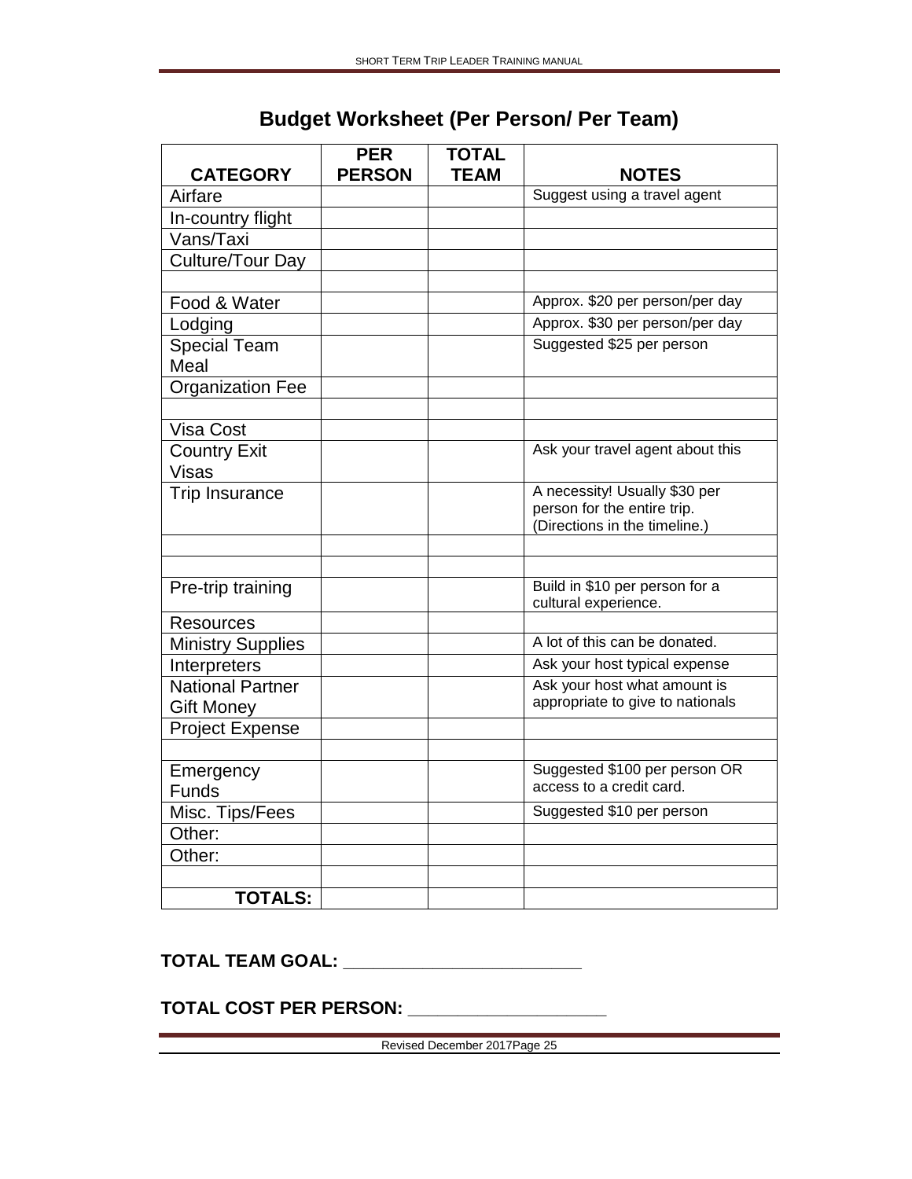# Budget Worksheet (Per Person/ Per Team)

| CATEGORY | PER PERSON | TOTAL TEAM | NOTES |
|---|---|---|---|
| Airfare | | | Suggest using a travel agent |
| In-country flight | | | |
| Vans/Taxi | | | |
| Culture/Tour Day | | | |
| | | | |
| Food & Water | | | Approx. $20 per person/per day |
| Lodging | | | Approx. $30 per person/per day |
| Special Team Meal | | | Suggested $25 per person |
| Organization Fee | | | |
| | | | |
| Visa Cost | | | |
| Country Exit Visas | | | Ask your travel agent about this |
| Trip Insurance | | | A necessity! Usually $30 per person for the entire trip. (Directions in the timeline.) |
| | | | |
| | | | |
| Pre-trip training | | | Build in $10 per person for a cultural experience. |
| Resources | | | |
| Ministry Supplies | | | A lot of this can be donated. |
| Interpreters | | | Ask your host typical expense |
| National Partner Gift Money | | | Ask your host what amount is appropriate to give to nationals |
| Project Expense | | | |
| | | | |
| Emergency Funds | | | Suggested $100 per person OR access to a credit card. |
| Misc. Tips/Fees | | | Suggested $10 per person |
| Other: | | | |
| Other: | | | |
| | | | |
| **TOTALS:** | | | |

**TOTAL TEAM GOAL: ________________________**

**TOTAL COST PER PERSON: ____________________**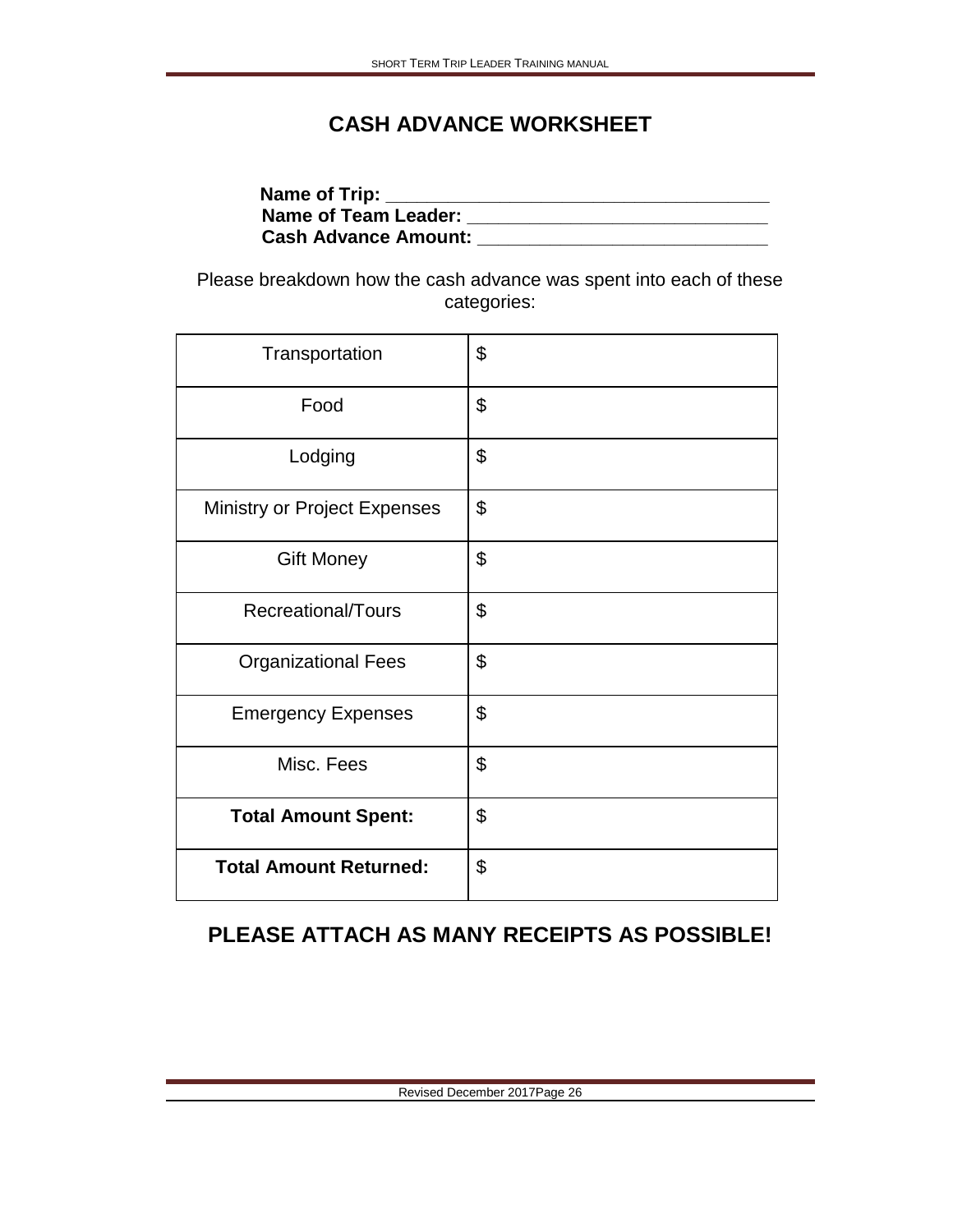# CASH ADVANCE WORKSHEET

**Name of Trip:** ____________________________________

**Name of Team Leader:** ____________________________

**Cash Advance Amount:** ___________________________

Please breakdown how the cash advance was spent into each of these categories:

| | |
|---|---|
| Transportation | $ |
| Food | $ |
| Lodging | $ |
| Ministry or Project Expenses | $ |
| Gift Money | $ |
| Recreational/Tours | $ |
| Organizational Fees | $ |
| Emergency Expenses | $ |
| Misc. Fees | $ |
| **Total Amount Spent:** | $ |
| **Total Amount Returned:** | $ |

## PLEASE ATTACH AS MANY RECEIPTS AS POSSIBLE!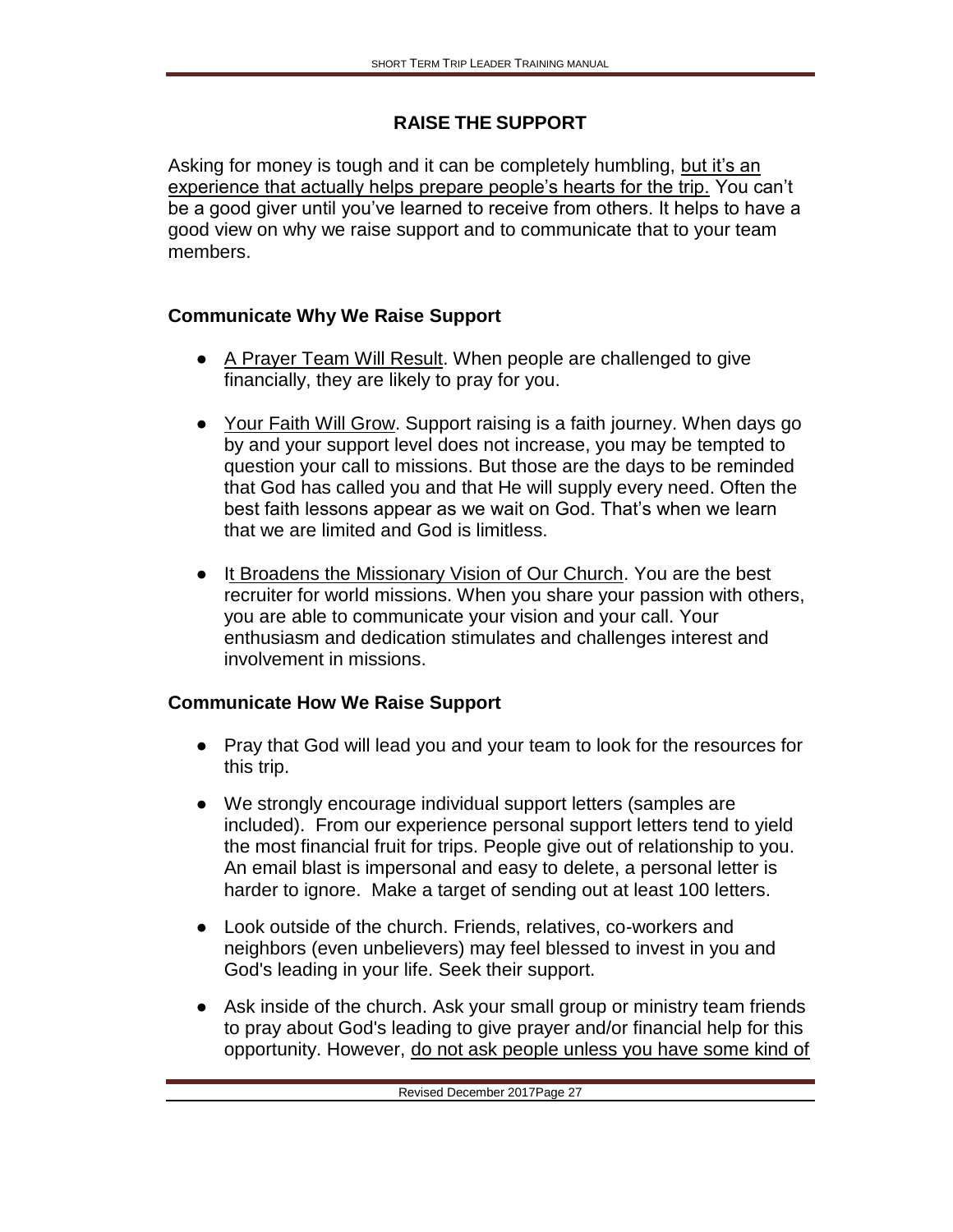## RAISE THE SUPPORT

Asking for money is tough and it can be completely humbling, <u>but it's an experience that actually helps prepare people's hearts for the trip.</u> You can't be a good giver until you've learned to receive from others. It helps to have a good view on why we raise support and to communicate that to your team members.

### Communicate Why We Raise Support

- <u>A Prayer Team Will Result</u>. When people are challenged to give financially, they are likely to pray for you.
- <u>Your Faith Will Grow</u>. Support raising is a faith journey. When days go by and your support level does not increase, you may be tempted to question your call to missions. But those are the days to be reminded that God has called you and that He will supply every need. Often the best faith lessons appear as we wait on God. That's when we learn that we are limited and God is limitless.
- <u>It Broadens the Missionary Vision of Our Church</u>. You are the best recruiter for world missions. When you share your passion with others, you are able to communicate your vision and your call. Your enthusiasm and dedication stimulates and challenges interest and involvement in missions.

### Communicate How We Raise Support

- Pray that God will lead you and your team to look for the resources for this trip.
- We strongly encourage individual support letters (samples are included). From our experience personal support letters tend to yield the most financial fruit for trips. People give out of relationship to you. An email blast is impersonal and easy to delete, a personal letter is harder to ignore. Make a target of sending out at least 100 letters.
- Look outside of the church. Friends, relatives, co-workers and neighbors (even unbelievers) may feel blessed to invest in you and God's leading in your life. Seek their support.
- Ask inside of the church. Ask your small group or ministry team friends to pray about God's leading to give prayer and/or financial help for this opportunity. However, <u>do not ask people unless you have some kind of</u>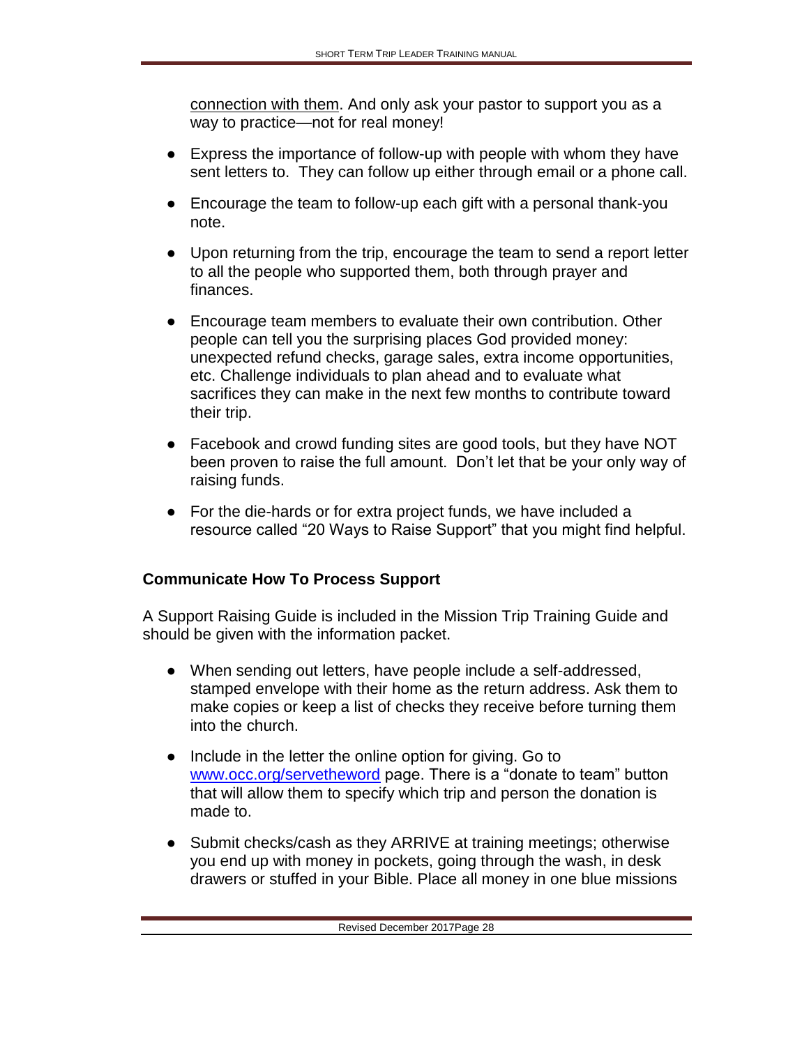connection with them. And only ask your pastor to support you as a way to practice—not for real money!

- Express the importance of follow-up with people with whom they have sent letters to. They can follow up either through email or a phone call.
- Encourage the team to follow-up each gift with a personal thank-you note.
- Upon returning from the trip, encourage the team to send a report letter to all the people who supported them, both through prayer and finances.
- Encourage team members to evaluate their own contribution. Other people can tell you the surprising places God provided money: unexpected refund checks, garage sales, extra income opportunities, etc. Challenge individuals to plan ahead and to evaluate what sacrifices they can make in the next few months to contribute toward their trip.
- Facebook and crowd funding sites are good tools, but they have NOT been proven to raise the full amount. Don't let that be your only way of raising funds.
- For the die-hards or for extra project funds, we have included a resource called "20 Ways to Raise Support" that you might find helpful.

**Communicate How To Process Support**

A Support Raising Guide is included in the Mission Trip Training Guide and should be given with the information packet.

- When sending out letters, have people include a self-addressed, stamped envelope with their home as the return address. Ask them to make copies or keep a list of checks they receive before turning them into the church.
- Include in the letter the online option for giving. Go to [www.occ.org/servetheword](www.occ.org/servetheword) page. There is a "donate to team" button that will allow them to specify which trip and person the donation is made to.
- Submit checks/cash as they ARRIVE at training meetings; otherwise you end up with money in pockets, going through the wash, in desk drawers or stuffed in your Bible. Place all money in one blue missions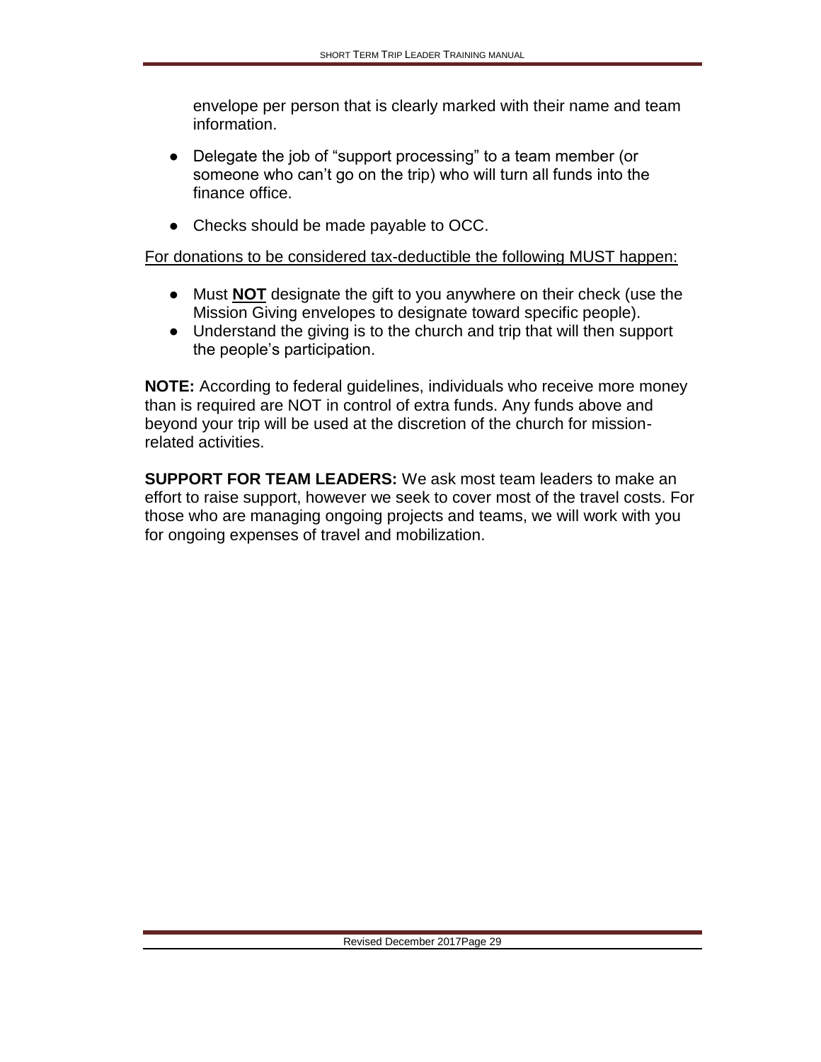envelope per person that is clearly marked with their name and team information.

- Delegate the job of "support processing" to a team member (or someone who can't go on the trip) who will turn all funds into the finance office.
- Checks should be made payable to OCC.

<u>For donations to be considered tax-deductible the following MUST happen:</u>

- Must **<u>NOT</u>** designate the gift to you anywhere on their check (use the Mission Giving envelopes to designate toward specific people).
- Understand the giving is to the church and trip that will then support the people's participation.

**NOTE:** According to federal guidelines, individuals who receive more money than is required are NOT in control of extra funds. Any funds above and beyond your trip will be used at the discretion of the church for mission-related activities.

**SUPPORT FOR TEAM LEADERS:** We ask most team leaders to make an effort to raise support, however we seek to cover most of the travel costs. For those who are managing ongoing projects and teams, we will work with you for ongoing expenses of travel and mobilization.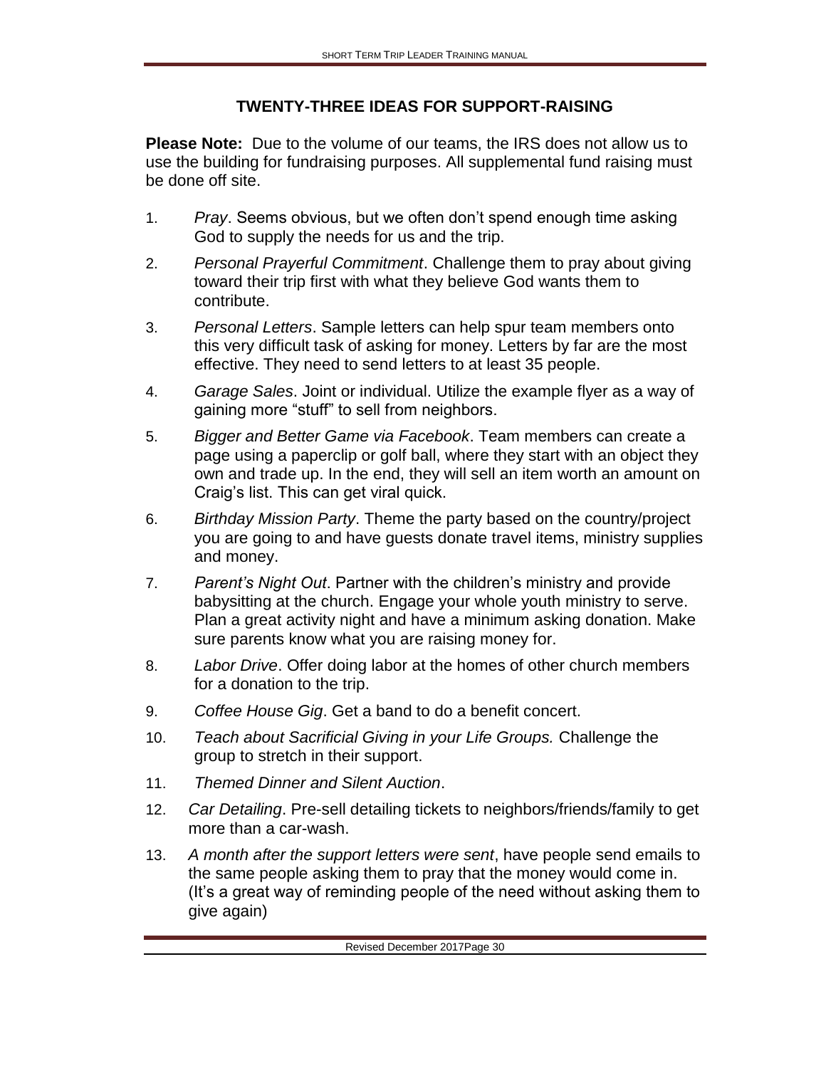## TWENTY-THREE IDEAS FOR SUPPORT-RAISING

**Please Note:** Due to the volume of our teams, the IRS does not allow us to use the building for fundraising purposes. All supplemental fund raising must be done off site.

1. *Pray*. Seems obvious, but we often don't spend enough time asking God to supply the needs for us and the trip.
2. *Personal Prayerful Commitment*. Challenge them to pray about giving toward their trip first with what they believe God wants them to contribute.
3. *Personal Letters*. Sample letters can help spur team members onto this very difficult task of asking for money. Letters by far are the most effective. They need to send letters to at least 35 people.
4. *Garage Sales*. Joint or individual. Utilize the example flyer as a way of gaining more "stuff" to sell from neighbors.
5. *Bigger and Better Game via Facebook*. Team members can create a page using a paperclip or golf ball, where they start with an object they own and trade up. In the end, they will sell an item worth an amount on Craig's list. This can get viral quick.
6. *Birthday Mission Party*. Theme the party based on the country/project you are going to and have guests donate travel items, ministry supplies and money.
7. *Parent's Night Out*. Partner with the children's ministry and provide babysitting at the church. Engage your whole youth ministry to serve. Plan a great activity night and have a minimum asking donation. Make sure parents know what you are raising money for.
8. *Labor Drive*. Offer doing labor at the homes of other church members for a donation to the trip.
9. *Coffee House Gig*. Get a band to do a benefit concert.
10. *Teach about Sacrificial Giving in your Life Groups.* Challenge the group to stretch in their support.
11. *Themed Dinner and Silent Auction*.
12. *Car Detailing*. Pre-sell detailing tickets to neighbors/friends/family to get more than a car-wash.
13. *A month after the support letters were sent*, have people send emails to the same people asking them to pray that the money would come in. (It's a great way of reminding people of the need without asking them to give again)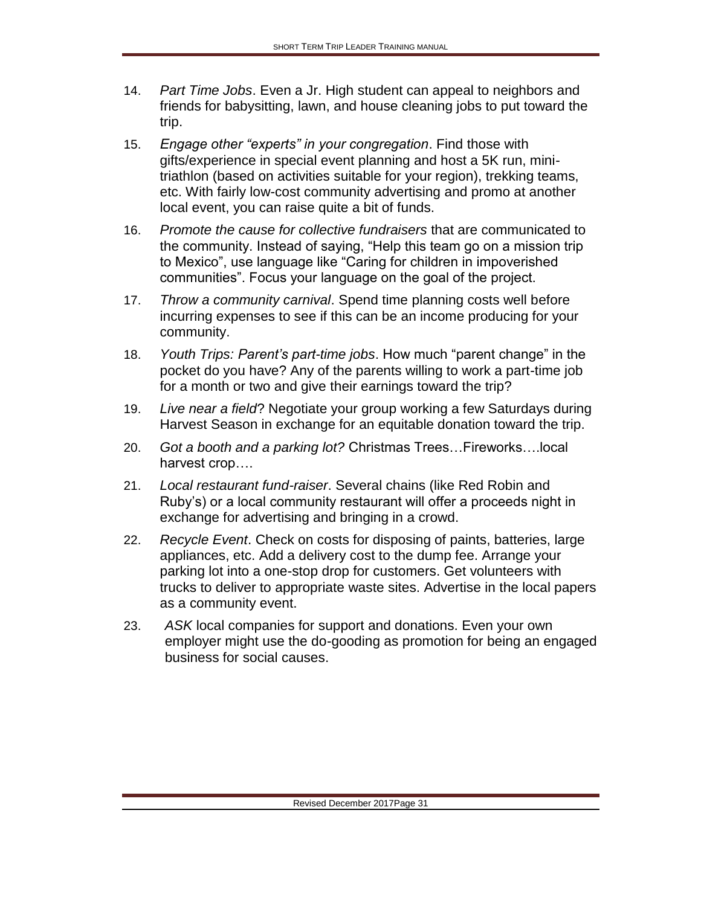14. *Part Time Jobs*. Even a Jr. High student can appeal to neighbors and friends for babysitting, lawn, and house cleaning jobs to put toward the trip.

15. *Engage other "experts" in your congregation*. Find those with gifts/experience in special event planning and host a 5K run, mini-triathlon (based on activities suitable for your region), trekking teams, etc. With fairly low-cost community advertising and promo at another local event, you can raise quite a bit of funds.

16. *Promote the cause for collective fundraisers* that are communicated to the community. Instead of saying, "Help this team go on a mission trip to Mexico", use language like "Caring for children in impoverished communities". Focus your language on the goal of the project.

17. *Throw a community carnival*. Spend time planning costs well before incurring expenses to see if this can be an income producing for your community.

18. *Youth Trips: Parent's part-time jobs*. How much "parent change" in the pocket do you have? Any of the parents willing to work a part-time job for a month or two and give their earnings toward the trip?

19. *Live near a field*? Negotiate your group working a few Saturdays during Harvest Season in exchange for an equitable donation toward the trip.

20. *Got a booth and a parking lot?* Christmas Trees…Fireworks….local harvest crop….

21. *Local restaurant fund-raiser*. Several chains (like Red Robin and Ruby's) or a local community restaurant will offer a proceeds night in exchange for advertising and bringing in a crowd.

22. *Recycle Event*. Check on costs for disposing of paints, batteries, large appliances, etc. Add a delivery cost to the dump fee. Arrange your parking lot into a one-stop drop for customers. Get volunteers with trucks to deliver to appropriate waste sites. Advertise in the local papers as a community event.

23. *ASK* local companies for support and donations. Even your own employer might use the do-gooding as promotion for being an engaged business for social causes.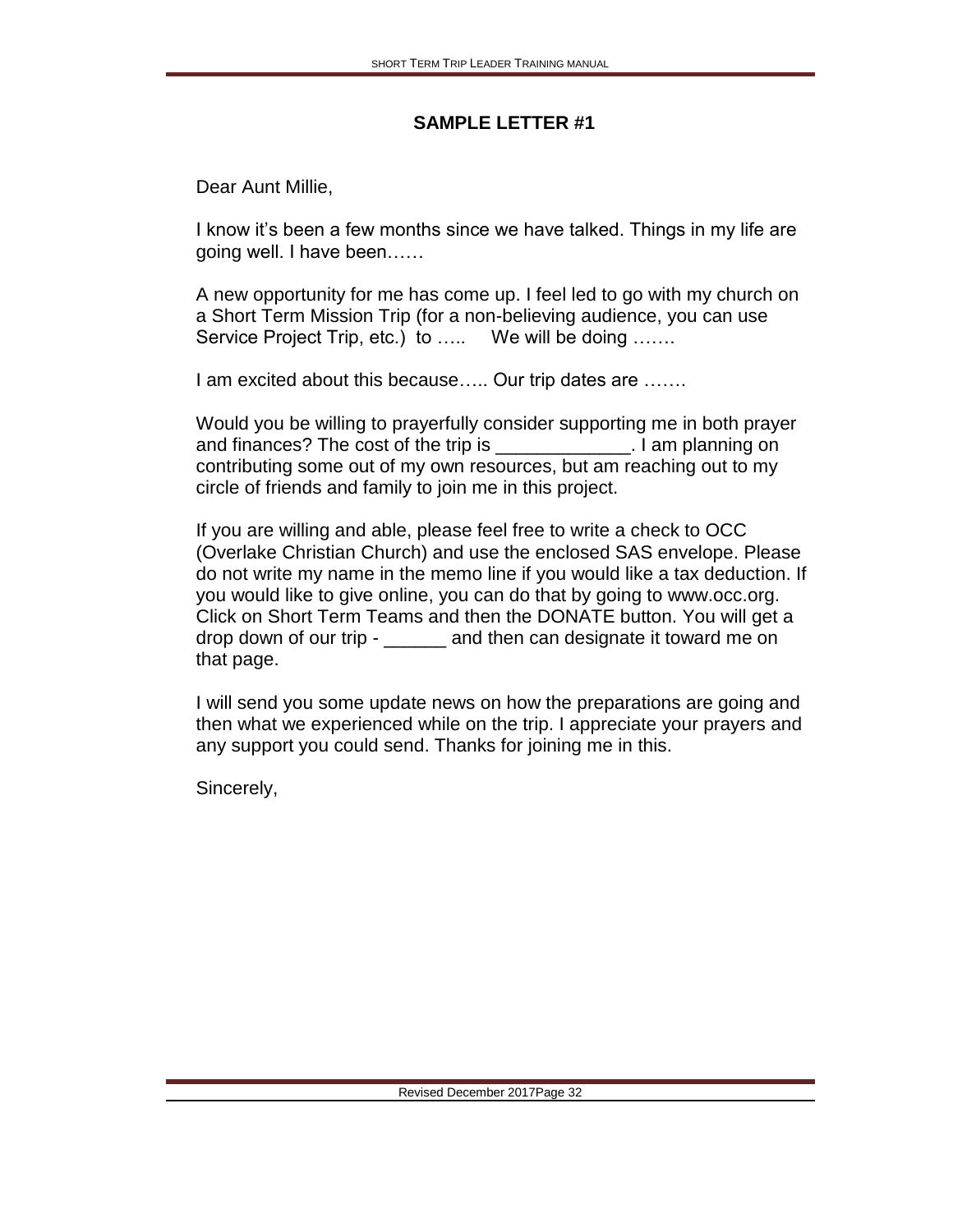## SAMPLE LETTER #1

Dear Aunt Millie,

I know it's been a few months since we have talked. Things in my life are going well. I have been……

A new opportunity for me has come up. I feel led to go with my church on a Short Term Mission Trip (for a non-believing audience, you can use Service Project Trip, etc.) to ….. We will be doing …….

I am excited about this because….. Our trip dates are …….

Would you be willing to prayerfully consider supporting me in both prayer and finances? The cost of the trip is _____________. I am planning on contributing some out of my own resources, but am reaching out to my circle of friends and family to join me in this project.

If you are willing and able, please feel free to write a check to OCC (Overlake Christian Church) and use the enclosed SAS envelope. Please do not write my name in the memo line if you would like a tax deduction. If you would like to give online, you can do that by going to www.occ.org. Click on Short Term Teams and then the DONATE button. You will get a drop down of our trip - ______ and then can designate it toward me on that page.

I will send you some update news on how the preparations are going and then what we experienced while on the trip. I appreciate your prayers and any support you could send. Thanks for joining me in this.

Sincerely,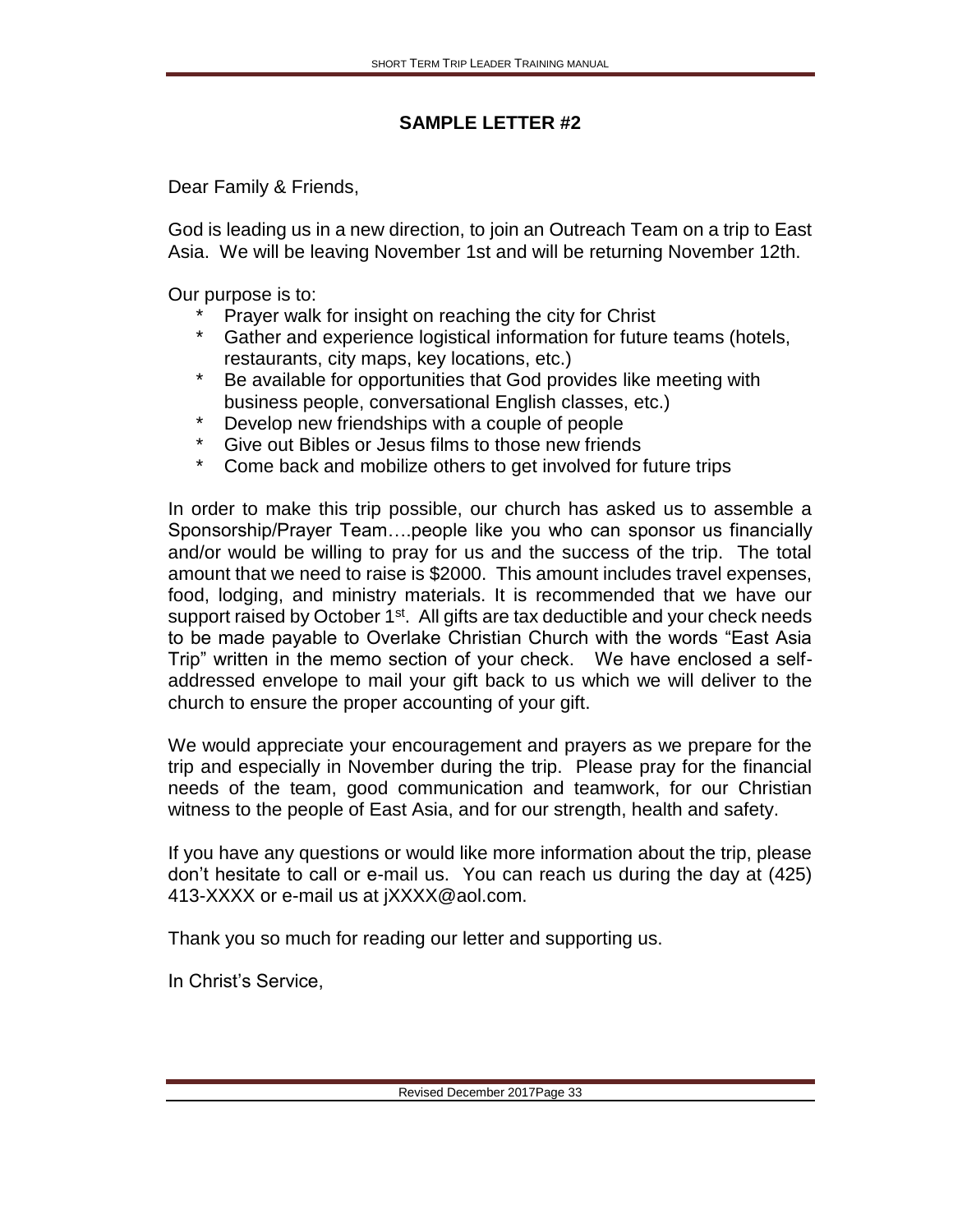## SAMPLE LETTER #2

Dear Family & Friends,

God is leading us in a new direction, to join an Outreach Team on a trip to East Asia. We will be leaving November 1st and will be returning November 12th.

Our purpose is to:

* Prayer walk for insight on reaching the city for Christ
* Gather and experience logistical information for future teams (hotels, restaurants, city maps, key locations, etc.)
* Be available for opportunities that God provides like meeting with business people, conversational English classes, etc.)
* Develop new friendships with a couple of people
* Give out Bibles or Jesus films to those new friends
* Come back and mobilize others to get involved for future trips

In order to make this trip possible, our church has asked us to assemble a Sponsorship/Prayer Team….people like you who can sponsor us financially and/or would be willing to pray for us and the success of the trip. The total amount that we need to raise is $2000. This amount includes travel expenses, food, lodging, and ministry materials. It is recommended that we have our support raised by October 1st. All gifts are tax deductible and your check needs to be made payable to Overlake Christian Church with the words "East Asia Trip" written in the memo section of your check. We have enclosed a self-addressed envelope to mail your gift back to us which we will deliver to the church to ensure the proper accounting of your gift.

We would appreciate your encouragement and prayers as we prepare for the trip and especially in November during the trip. Please pray for the financial needs of the team, good communication and teamwork, for our Christian witness to the people of East Asia, and for our strength, health and safety.

If you have any questions or would like more information about the trip, please don't hesitate to call or e-mail us. You can reach us during the day at (425) 413-XXXX or e-mail us at jXXXX@aol.com.

Thank you so much for reading our letter and supporting us.

In Christ's Service,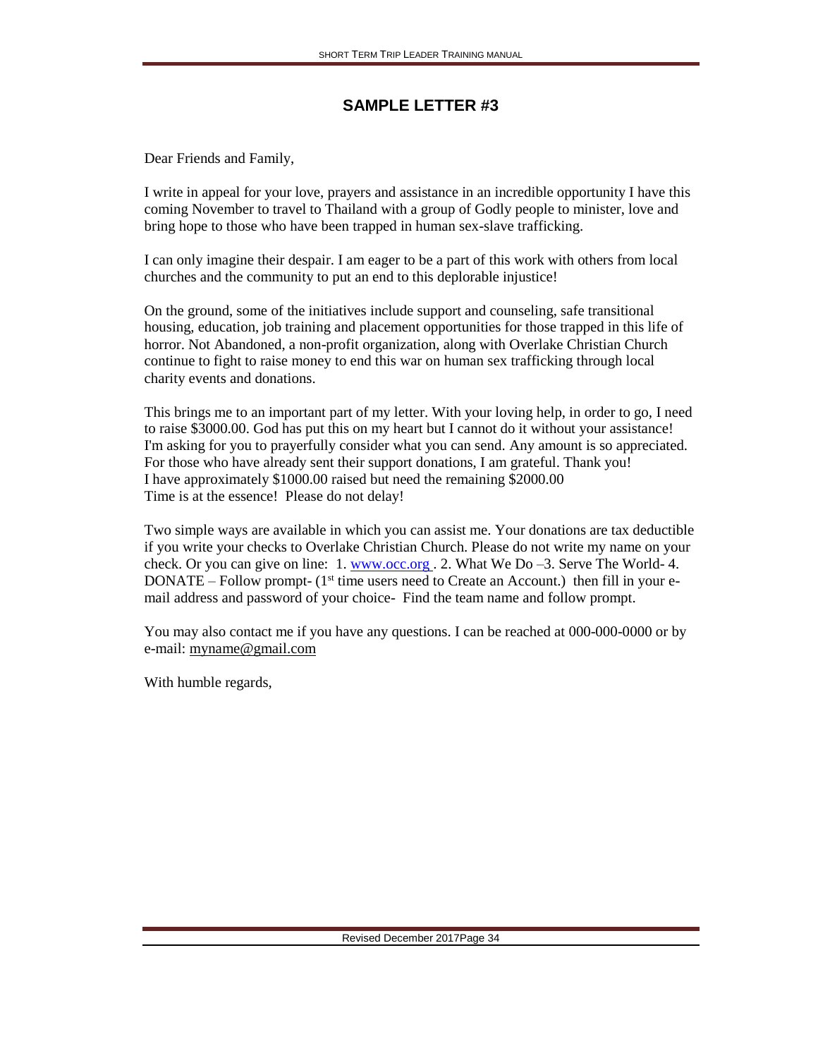## SAMPLE LETTER #3

Dear Friends and Family,

I write in appeal for your love, prayers and assistance in an incredible opportunity I have this coming November to travel to Thailand with a group of Godly people to minister, love and bring hope to those who have been trapped in human sex-slave trafficking.

I can only imagine their despair. I am eager to be a part of this work with others from local churches and the community to put an end to this deplorable injustice!

On the ground, some of the initiatives include support and counseling, safe transitional housing, education, job training and placement opportunities for those trapped in this life of horror. Not Abandoned, a non-profit organization, along with Overlake Christian Church continue to fight to raise money to end this war on human sex trafficking through local charity events and donations.

This brings me to an important part of my letter. With your loving help, in order to go, I need to raise $3000.00. God has put this on my heart but I cannot do it without your assistance! I'm asking for you to prayerfully consider what you can send. Any amount is so appreciated. For those who have already sent their support donations, I am grateful. Thank you!
I have approximately $1000.00 raised but need the remaining $2000.00
Time is at the essence! Please do not delay!

Two simple ways are available in which you can assist me. Your donations are tax deductible if you write your checks to Overlake Christian Church. Please do not write my name on your check. Or you can give on line: 1. www.occ.org . 2. What We Do –3. Serve The World- 4. DONATE – Follow prompt- (1st time users need to Create an Account.) then fill in your e-mail address and password of your choice- Find the team name and follow prompt.

You may also contact me if you have any questions. I can be reached at 000-000-0000 or by e-mail: myname@gmail.com

With humble regards,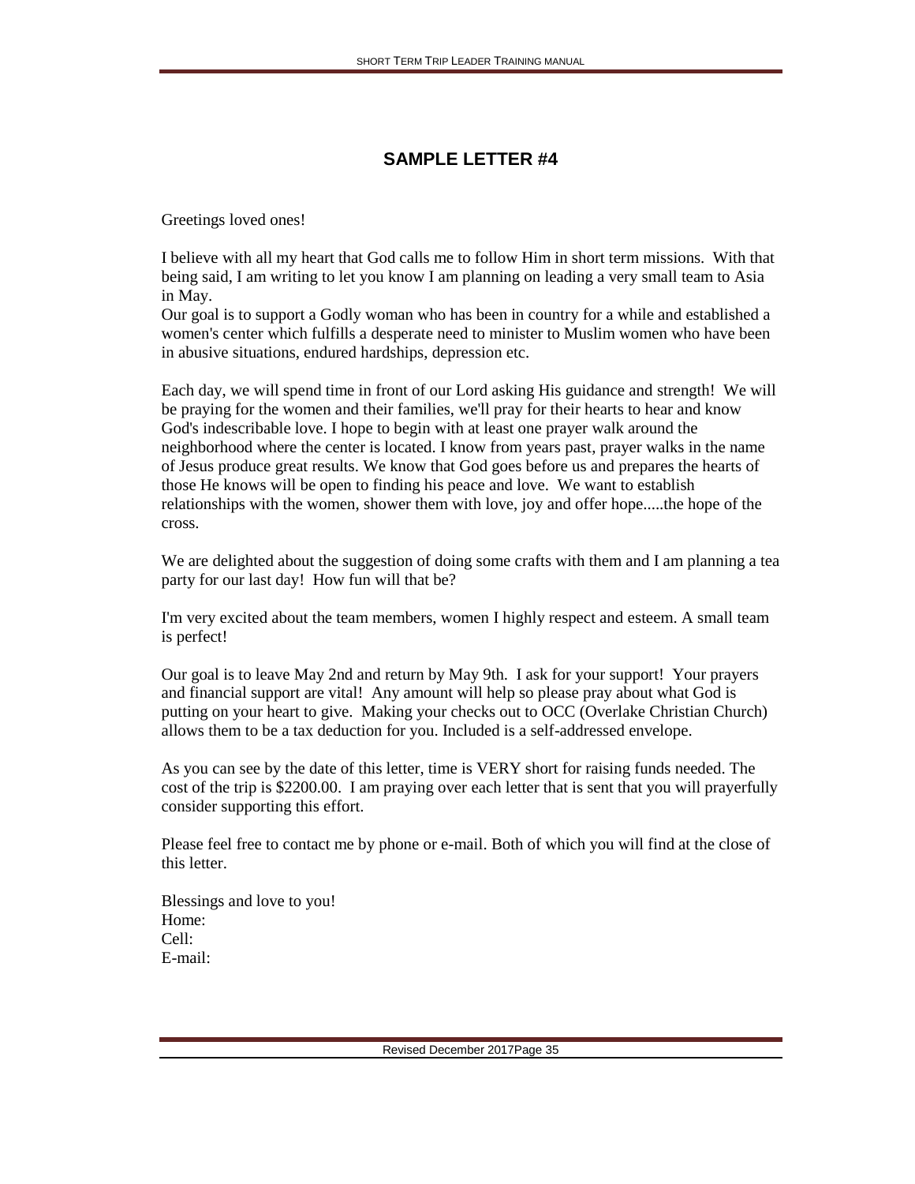## SAMPLE LETTER #4

Greetings loved ones!

I believe with all my heart that God calls me to follow Him in short term missions. With that being said, I am writing to let you know I am planning on leading a very small team to Asia in May.

Our goal is to support a Godly woman who has been in country for a while and established a women's center which fulfills a desperate need to minister to Muslim women who have been in abusive situations, endured hardships, depression etc.

Each day, we will spend time in front of our Lord asking His guidance and strength! We will be praying for the women and their families, we'll pray for their hearts to hear and know God's indescribable love. I hope to begin with at least one prayer walk around the neighborhood where the center is located. I know from years past, prayer walks in the name of Jesus produce great results. We know that God goes before us and prepares the hearts of those He knows will be open to finding his peace and love. We want to establish relationships with the women, shower them with love, joy and offer hope.....the hope of the cross.

We are delighted about the suggestion of doing some crafts with them and I am planning a tea party for our last day! How fun will that be?

I'm very excited about the team members, women I highly respect and esteem. A small team is perfect!

Our goal is to leave May 2nd and return by May 9th. I ask for your support! Your prayers and financial support are vital! Any amount will help so please pray about what God is putting on your heart to give. Making your checks out to OCC (Overlake Christian Church) allows them to be a tax deduction for you. Included is a self-addressed envelope.

As you can see by the date of this letter, time is VERY short for raising funds needed. The cost of the trip is $2200.00. I am praying over each letter that is sent that you will prayerfully consider supporting this effort.

Please feel free to contact me by phone or e-mail. Both of which you will find at the close of this letter.

Blessings and love to you!
Home:
Cell:
E-mail: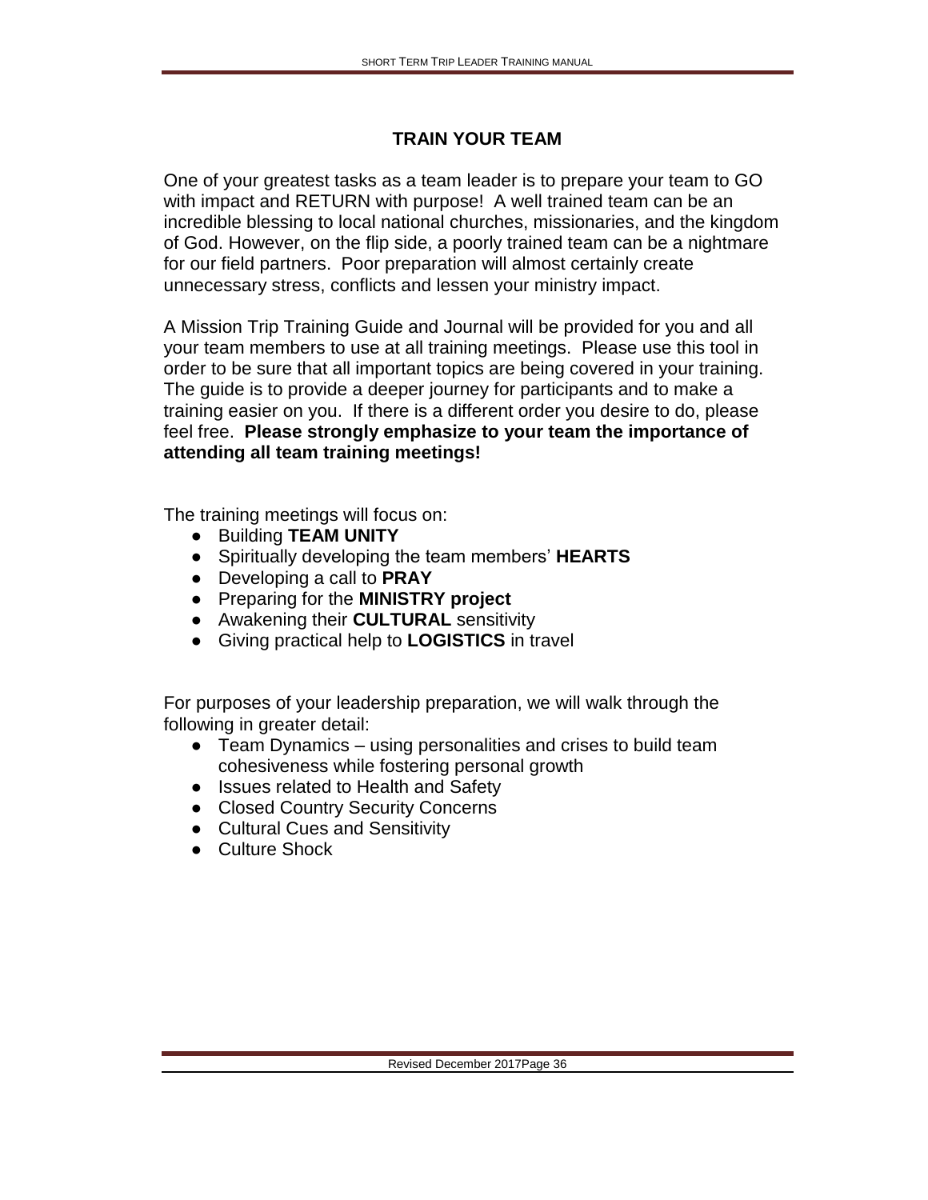## TRAIN YOUR TEAM

One of your greatest tasks as a team leader is to prepare your team to GO with impact and RETURN with purpose! A well trained team can be an incredible blessing to local national churches, missionaries, and the kingdom of God. However, on the flip side, a poorly trained team can be a nightmare for our field partners. Poor preparation will almost certainly create unnecessary stress, conflicts and lessen your ministry impact.

A Mission Trip Training Guide and Journal will be provided for you and all your team members to use at all training meetings. Please use this tool in order to be sure that all important topics are being covered in your training. The guide is to provide a deeper journey for participants and to make a training easier on you. If there is a different order you desire to do, please feel free. **Please strongly emphasize to your team the importance of attending all team training meetings!**

The training meetings will focus on:

- Building **TEAM UNITY**
- Spiritually developing the team members' **HEARTS**
- Developing a call to **PRAY**
- Preparing for the **MINISTRY project**
- Awakening their **CULTURAL** sensitivity
- Giving practical help to **LOGISTICS** in travel

For purposes of your leadership preparation, we will walk through the following in greater detail:

- Team Dynamics – using personalities and crises to build team cohesiveness while fostering personal growth
- Issues related to Health and Safety
- Closed Country Security Concerns
- Cultural Cues and Sensitivity
- Culture Shock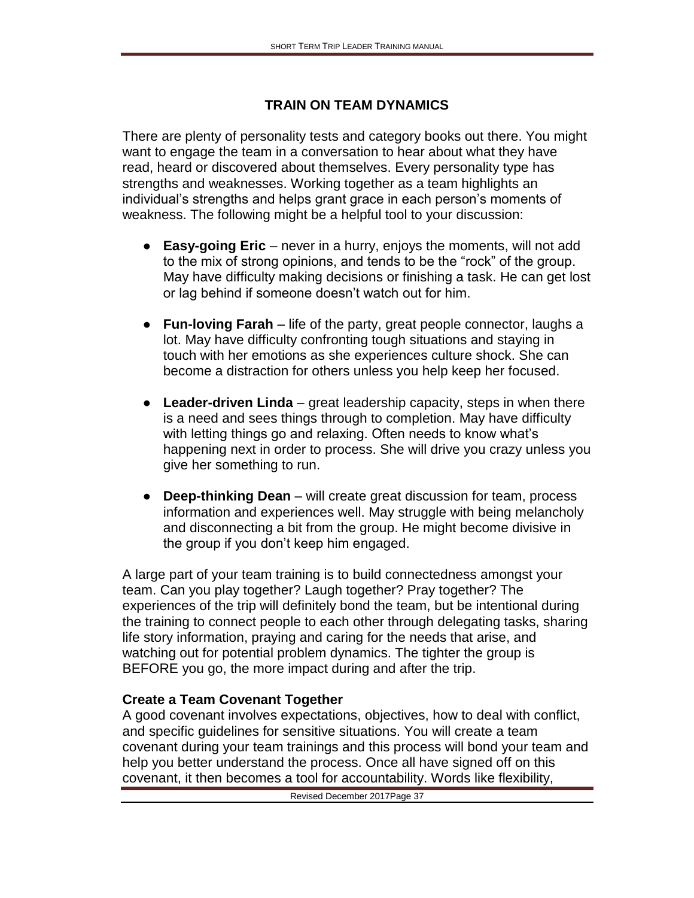## TRAIN ON TEAM DYNAMICS

There are plenty of personality tests and category books out there. You might want to engage the team in a conversation to hear about what they have read, heard or discovered about themselves. Every personality type has strengths and weaknesses. Working together as a team highlights an individual's strengths and helps grant grace in each person's moments of weakness. The following might be a helpful tool to your discussion:

- **Easy-going Eric** – never in a hurry, enjoys the moments, will not add to the mix of strong opinions, and tends to be the "rock" of the group. May have difficulty making decisions or finishing a task. He can get lost or lag behind if someone doesn't watch out for him.

- **Fun-loving Farah** – life of the party, great people connector, laughs a lot. May have difficulty confronting tough situations and staying in touch with her emotions as she experiences culture shock. She can become a distraction for others unless you help keep her focused.

- **Leader-driven Linda** – great leadership capacity, steps in when there is a need and sees things through to completion. May have difficulty with letting things go and relaxing. Often needs to know what's happening next in order to process. She will drive you crazy unless you give her something to run.

- **Deep-thinking Dean** – will create great discussion for team, process information and experiences well. May struggle with being melancholy and disconnecting a bit from the group. He might become divisive in the group if you don't keep him engaged.

A large part of your team training is to build connectedness amongst your team. Can you play together? Laugh together? Pray together? The experiences of the trip will definitely bond the team, but be intentional during the training to connect people to each other through delegating tasks, sharing life story information, praying and caring for the needs that arise, and watching out for potential problem dynamics. The tighter the group is BEFORE you go, the more impact during and after the trip.

### Create a Team Covenant Together

A good covenant involves expectations, objectives, how to deal with conflict, and specific guidelines for sensitive situations. You will create a team covenant during your team trainings and this process will bond your team and help you better understand the process. Once all have signed off on this covenant, it then becomes a tool for accountability. Words like flexibility,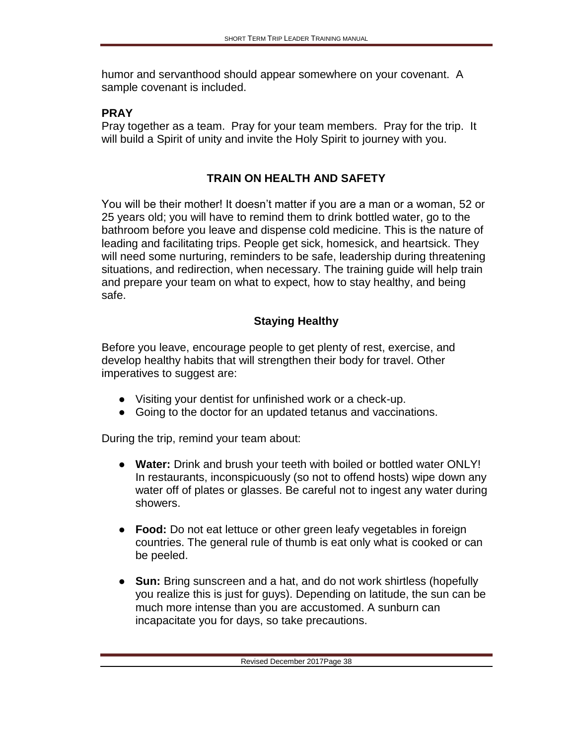humor and servanthood should appear somewhere on your covenant. A sample covenant is included.

**PRAY**

Pray together as a team. Pray for your team members. Pray for the trip. It will build a Spirit of unity and invite the Holy Spirit to journey with you.

## TRAIN ON HEALTH AND SAFETY

You will be their mother! It doesn't matter if you are a man or a woman, 52 or 25 years old; you will have to remind them to drink bottled water, go to the bathroom before you leave and dispense cold medicine. This is the nature of leading and facilitating trips. People get sick, homesick, and heartsick. They will need some nurturing, reminders to be safe, leadership during threatening situations, and redirection, when necessary. The training guide will help train and prepare your team on what to expect, how to stay healthy, and being safe.

### Staying Healthy

Before you leave, encourage people to get plenty of rest, exercise, and develop healthy habits that will strengthen their body for travel. Other imperatives to suggest are:

- Visiting your dentist for unfinished work or a check-up.
- Going to the doctor for an updated tetanus and vaccinations.

During the trip, remind your team about:

- **Water:** Drink and brush your teeth with boiled or bottled water ONLY! In restaurants, inconspicuously (so not to offend hosts) wipe down any water off of plates or glasses. Be careful not to ingest any water during showers.

- **Food:** Do not eat lettuce or other green leafy vegetables in foreign countries. The general rule of thumb is eat only what is cooked or can be peeled.

- **Sun:** Bring sunscreen and a hat, and do not work shirtless (hopefully you realize this is just for guys). Depending on latitude, the sun can be much more intense than you are accustomed. A sunburn can incapacitate you for days, so take precautions.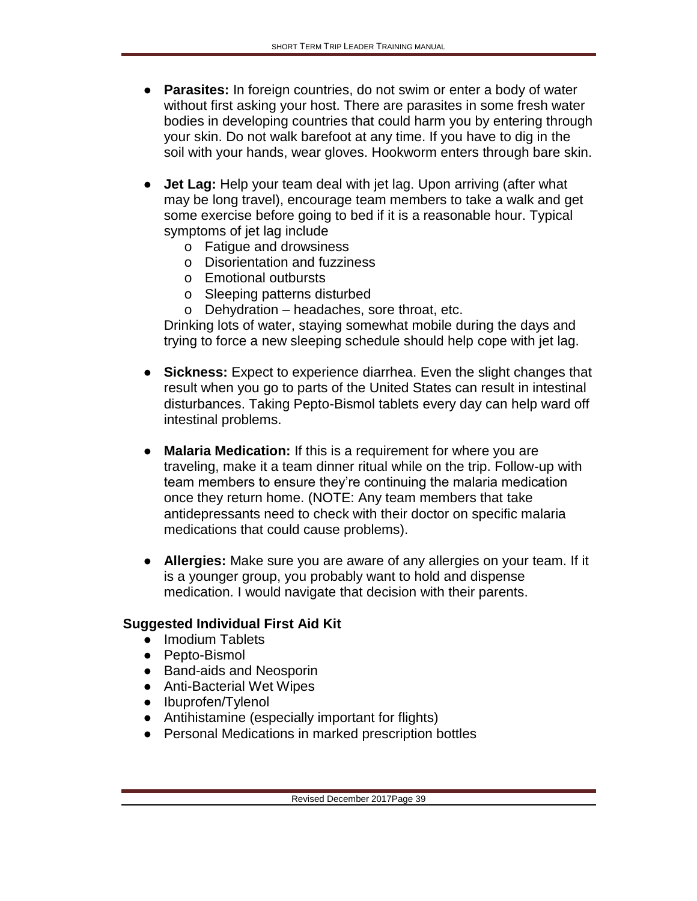- **Parasites:** In foreign countries, do not swim or enter a body of water without first asking your host. There are parasites in some fresh water bodies in developing countries that could harm you by entering through your skin. Do not walk barefoot at any time. If you have to dig in the soil with your hands, wear gloves. Hookworm enters through bare skin.

- **Jet Lag:** Help your team deal with jet lag. Upon arriving (after what may be long travel), encourage team members to take a walk and get some exercise before going to bed if it is a reasonable hour. Typical symptoms of jet lag include
  - Fatigue and drowsiness
  - Disorientation and fuzziness
  - Emotional outbursts
  - Sleeping patterns disturbed
  - Dehydration – headaches, sore throat, etc.

  Drinking lots of water, staying somewhat mobile during the days and trying to force a new sleeping schedule should help cope with jet lag.

- **Sickness:** Expect to experience diarrhea. Even the slight changes that result when you go to parts of the United States can result in intestinal disturbances. Taking Pepto-Bismol tablets every day can help ward off intestinal problems.

- **Malaria Medication:** If this is a requirement for where you are traveling, make it a team dinner ritual while on the trip. Follow-up with team members to ensure they're continuing the malaria medication once they return home. (NOTE: Any team members that take antidepressants need to check with their doctor on specific malaria medications that could cause problems).

- **Allergies:** Make sure you are aware of any allergies on your team. If it is a younger group, you probably want to hold and dispense medication. I would navigate that decision with their parents.

**Suggested Individual First Aid Kit**

- Imodium Tablets
- Pepto-Bismol
- Band-aids and Neosporin
- Anti-Bacterial Wet Wipes
- Ibuprofen/Tylenol
- Antihistamine (especially important for flights)
- Personal Medications in marked prescription bottles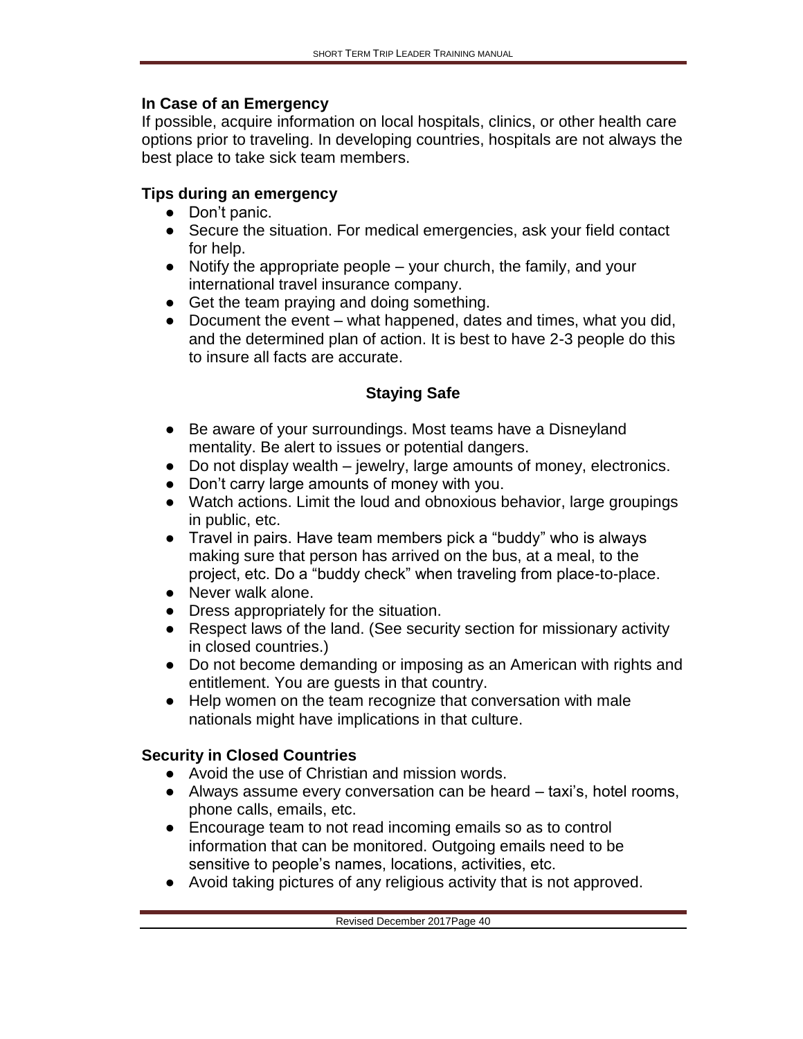## In Case of an Emergency

If possible, acquire information on local hospitals, clinics, or other health care options prior to traveling. In developing countries, hospitals are not always the best place to take sick team members.

### Tips during an emergency

- Don't panic.
- Secure the situation. For medical emergencies, ask your field contact for help.
- Notify the appropriate people – your church, the family, and your international travel insurance company.
- Get the team praying and doing something.
- Document the event – what happened, dates and times, what you did, and the determined plan of action. It is best to have 2-3 people do this to insure all facts are accurate.

## Staying Safe

- Be aware of your surroundings. Most teams have a Disneyland mentality. Be alert to issues or potential dangers.
- Do not display wealth – jewelry, large amounts of money, electronics.
- Don't carry large amounts of money with you.
- Watch actions. Limit the loud and obnoxious behavior, large groupings in public, etc.
- Travel in pairs. Have team members pick a "buddy" who is always making sure that person has arrived on the bus, at a meal, to the project, etc. Do a "buddy check" when traveling from place-to-place.
- Never walk alone.
- Dress appropriately for the situation.
- Respect laws of the land. (See security section for missionary activity in closed countries.)
- Do not become demanding or imposing as an American with rights and entitlement. You are guests in that country.
- Help women on the team recognize that conversation with male nationals might have implications in that culture.

### Security in Closed Countries

- Avoid the use of Christian and mission words.
- Always assume every conversation can be heard – taxi's, hotel rooms, phone calls, emails, etc.
- Encourage team to not read incoming emails so as to control information that can be monitored. Outgoing emails need to be sensitive to people's names, locations, activities, etc.
- Avoid taking pictures of any religious activity that is not approved.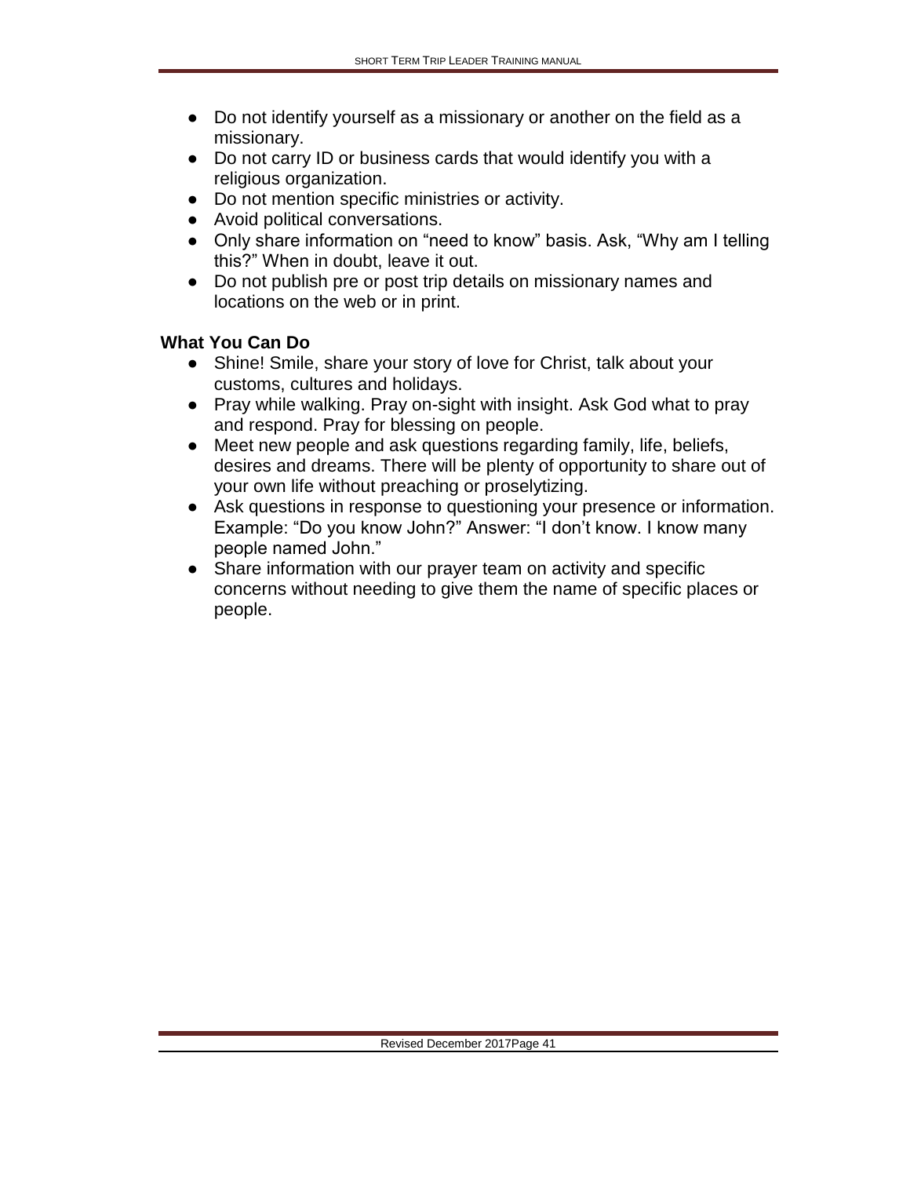- Do not identify yourself as a missionary or another on the field as a missionary.
- Do not carry ID or business cards that would identify you with a religious organization.
- Do not mention specific ministries or activity.
- Avoid political conversations.
- Only share information on “need to know” basis. Ask, “Why am I telling this?” When in doubt, leave it out.
- Do not publish pre or post trip details on missionary names and locations on the web or in print.

**What You Can Do**

- Shine! Smile, share your story of love for Christ, talk about your customs, cultures and holidays.
- Pray while walking. Pray on-sight with insight. Ask God what to pray and respond. Pray for blessing on people.
- Meet new people and ask questions regarding family, life, beliefs, desires and dreams. There will be plenty of opportunity to share out of your own life without preaching or proselytizing.
- Ask questions in response to questioning your presence or information. Example: “Do you know John?” Answer: “I don’t know. I know many people named John.”
- Share information with our prayer team on activity and specific concerns without needing to give them the name of specific places or people.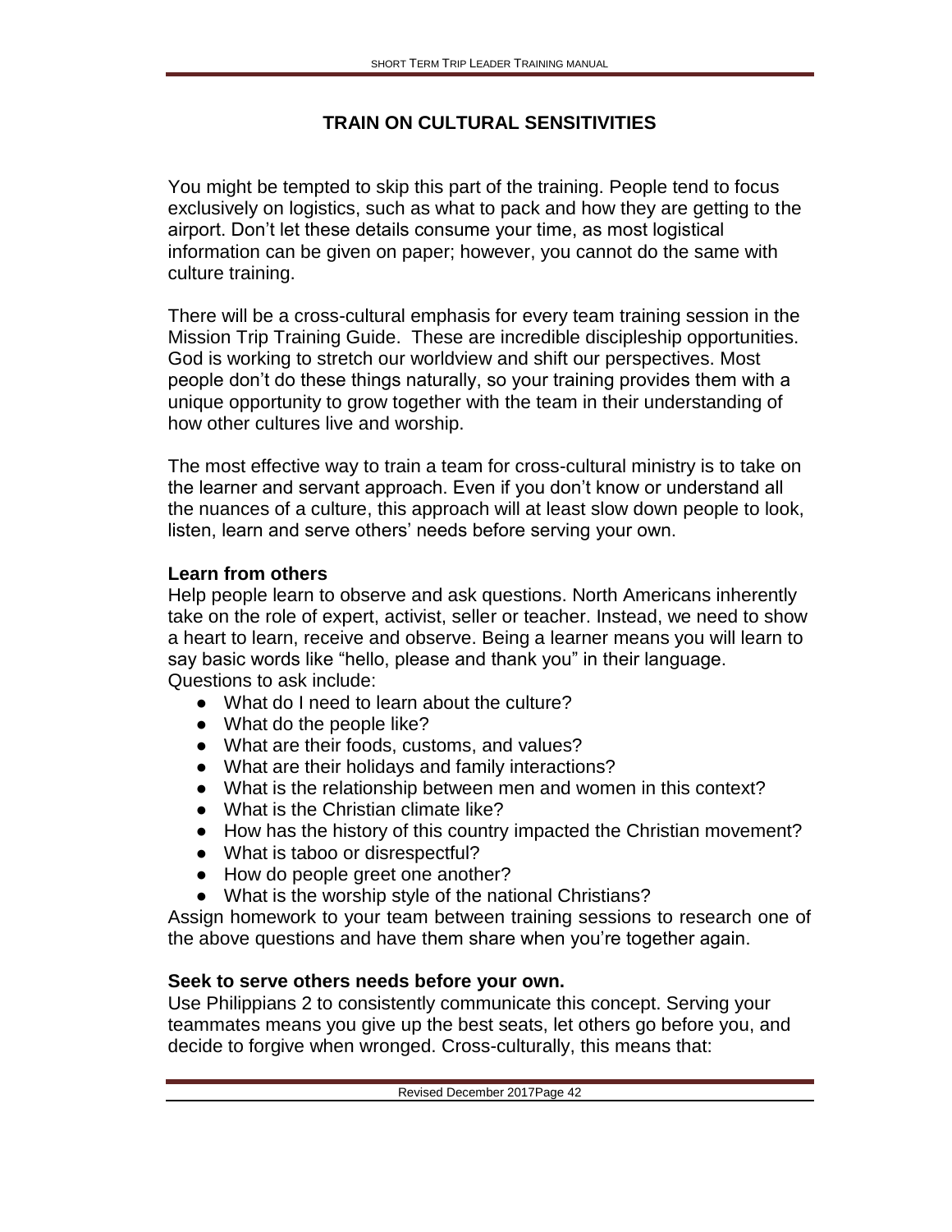## TRAIN ON CULTURAL SENSITIVITIES

You might be tempted to skip this part of the training. People tend to focus exclusively on logistics, such as what to pack and how they are getting to the airport. Don't let these details consume your time, as most logistical information can be given on paper; however, you cannot do the same with culture training.

There will be a cross-cultural emphasis for every team training session in the Mission Trip Training Guide. These are incredible discipleship opportunities. God is working to stretch our worldview and shift our perspectives. Most people don't do these things naturally, so your training provides them with a unique opportunity to grow together with the team in their understanding of how other cultures live and worship.

The most effective way to train a team for cross-cultural ministry is to take on the learner and servant approach. Even if you don't know or understand all the nuances of a culture, this approach will at least slow down people to look, listen, learn and serve others' needs before serving your own.

**Learn from others**

Help people learn to observe and ask questions. North Americans inherently take on the role of expert, activist, seller or teacher. Instead, we need to show a heart to learn, receive and observe. Being a learner means you will learn to say basic words like "hello, please and thank you" in their language. Questions to ask include:

- What do I need to learn about the culture?
- What do the people like?
- What are their foods, customs, and values?
- What are their holidays and family interactions?
- What is the relationship between men and women in this context?
- What is the Christian climate like?
- How has the history of this country impacted the Christian movement?
- What is taboo or disrespectful?
- How do people greet one another?
- What is the worship style of the national Christians?

Assign homework to your team between training sessions to research one of the above questions and have them share when you're together again.

**Seek to serve others needs before your own.**

Use Philippians 2 to consistently communicate this concept. Serving your teammates means you give up the best seats, let others go before you, and decide to forgive when wronged. Cross-culturally, this means that: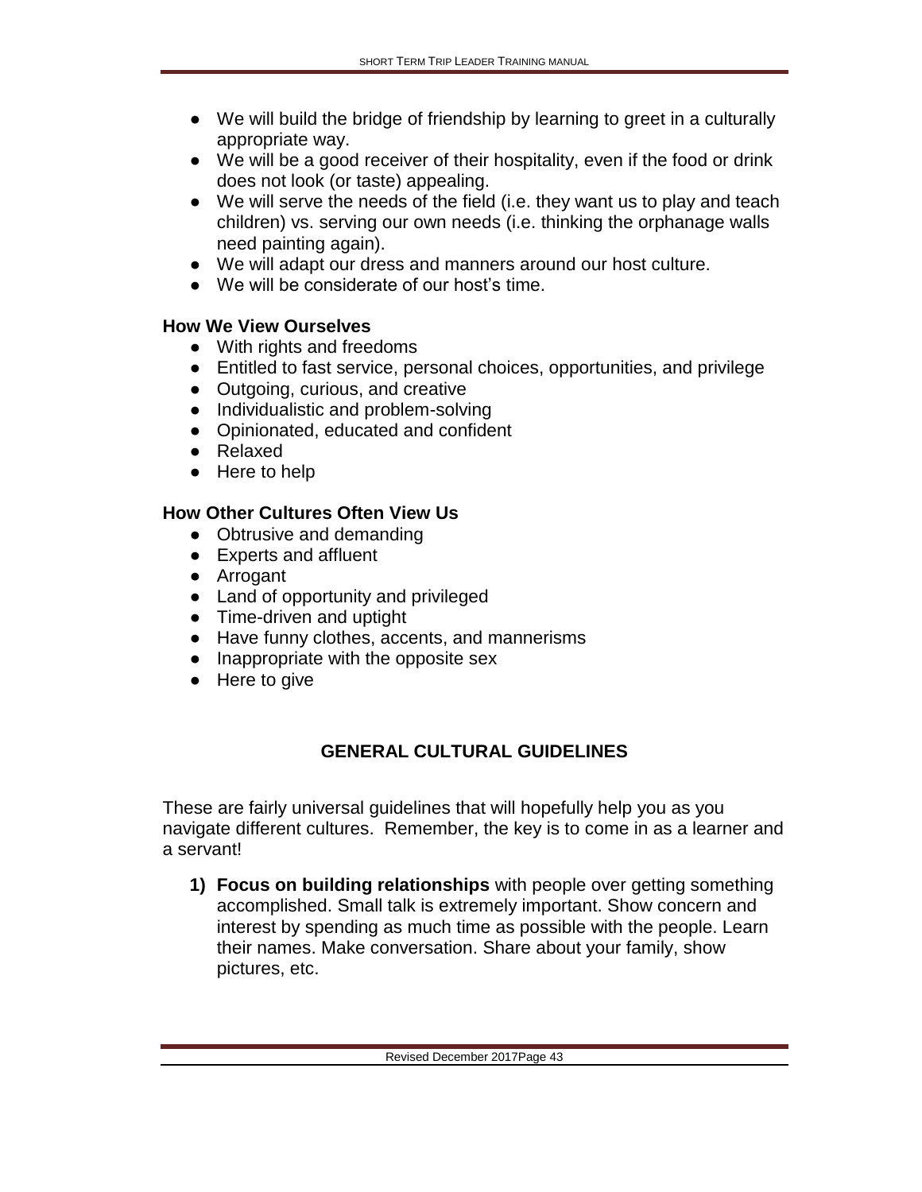- We will build the bridge of friendship by learning to greet in a culturally appropriate way.
- We will be a good receiver of their hospitality, even if the food or drink does not look (or taste) appealing.
- We will serve the needs of the field (i.e. they want us to play and teach children) vs. serving our own needs (i.e. thinking the orphanage walls need painting again).
- We will adapt our dress and manners around our host culture.
- We will be considerate of our host's time.

**How We View Ourselves**

- With rights and freedoms
- Entitled to fast service, personal choices, opportunities, and privilege
- Outgoing, curious, and creative
- Individualistic and problem-solving
- Opinionated, educated and confident
- Relaxed
- Here to help

**How Other Cultures Often View Us**

- Obtrusive and demanding
- Experts and affluent
- Arrogant
- Land of opportunity and privileged
- Time-driven and uptight
- Have funny clothes, accents, and mannerisms
- Inappropriate with the opposite sex
- Here to give

## GENERAL CULTURAL GUIDELINES

These are fairly universal guidelines that will hopefully help you as you navigate different cultures. Remember, the key is to come in as a learner and a servant!

1) **Focus on building relationships** with people over getting something accomplished. Small talk is extremely important. Show concern and interest by spending as much time as possible with the people. Learn their names. Make conversation. Share about your family, show pictures, etc.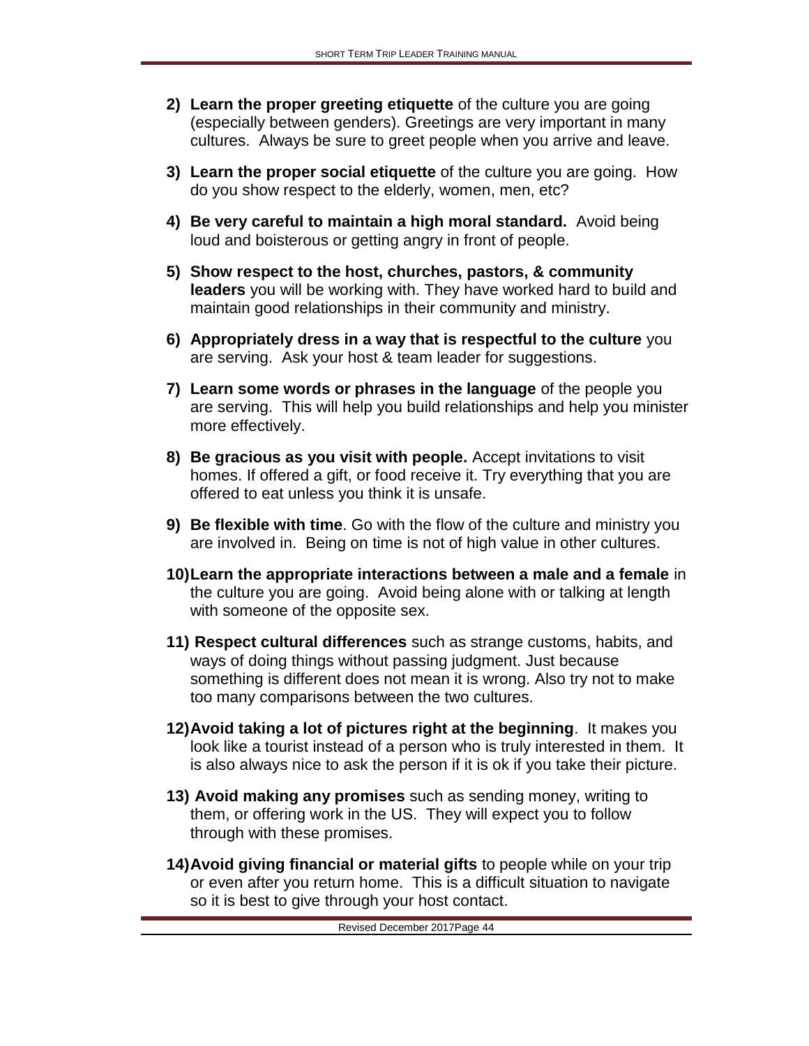2) **Learn the proper greeting etiquette** of the culture you are going (especially between genders). Greetings are very important in many cultures. Always be sure to greet people when you arrive and leave.

3) **Learn the proper social etiquette** of the culture you are going. How do you show respect to the elderly, women, men, etc?

4) **Be very careful to maintain a high moral standard.** Avoid being loud and boisterous or getting angry in front of people.

5) **Show respect to the host, churches, pastors, & community leaders** you will be working with. They have worked hard to build and maintain good relationships in their community and ministry.

6) **Appropriately dress in a way that is respectful to the culture** you are serving. Ask your host & team leader for suggestions.

7) **Learn some words or phrases in the language** of the people you are serving. This will help you build relationships and help you minister more effectively.

8) **Be gracious as you visit with people.** Accept invitations to visit homes. If offered a gift, or food receive it. Try everything that you are offered to eat unless you think it is unsafe.

9) **Be flexible with time**. Go with the flow of the culture and ministry you are involved in. Being on time is not of high value in other cultures.

10) **Learn the appropriate interactions between a male and a female** in the culture you are going. Avoid being alone with or talking at length with someone of the opposite sex.

11) **Respect cultural differences** such as strange customs, habits, and ways of doing things without passing judgment. Just because something is different does not mean it is wrong. Also try not to make too many comparisons between the two cultures.

12) **Avoid taking a lot of pictures right at the beginning**. It makes you look like a tourist instead of a person who is truly interested in them. It is also always nice to ask the person if it is ok if you take their picture.

13) **Avoid making any promises** such as sending money, writing to them, or offering work in the US. They will expect you to follow through with these promises.

14) **Avoid giving financial or material gifts** to people while on your trip or even after you return home. This is a difficult situation to navigate so it is best to give through your host contact.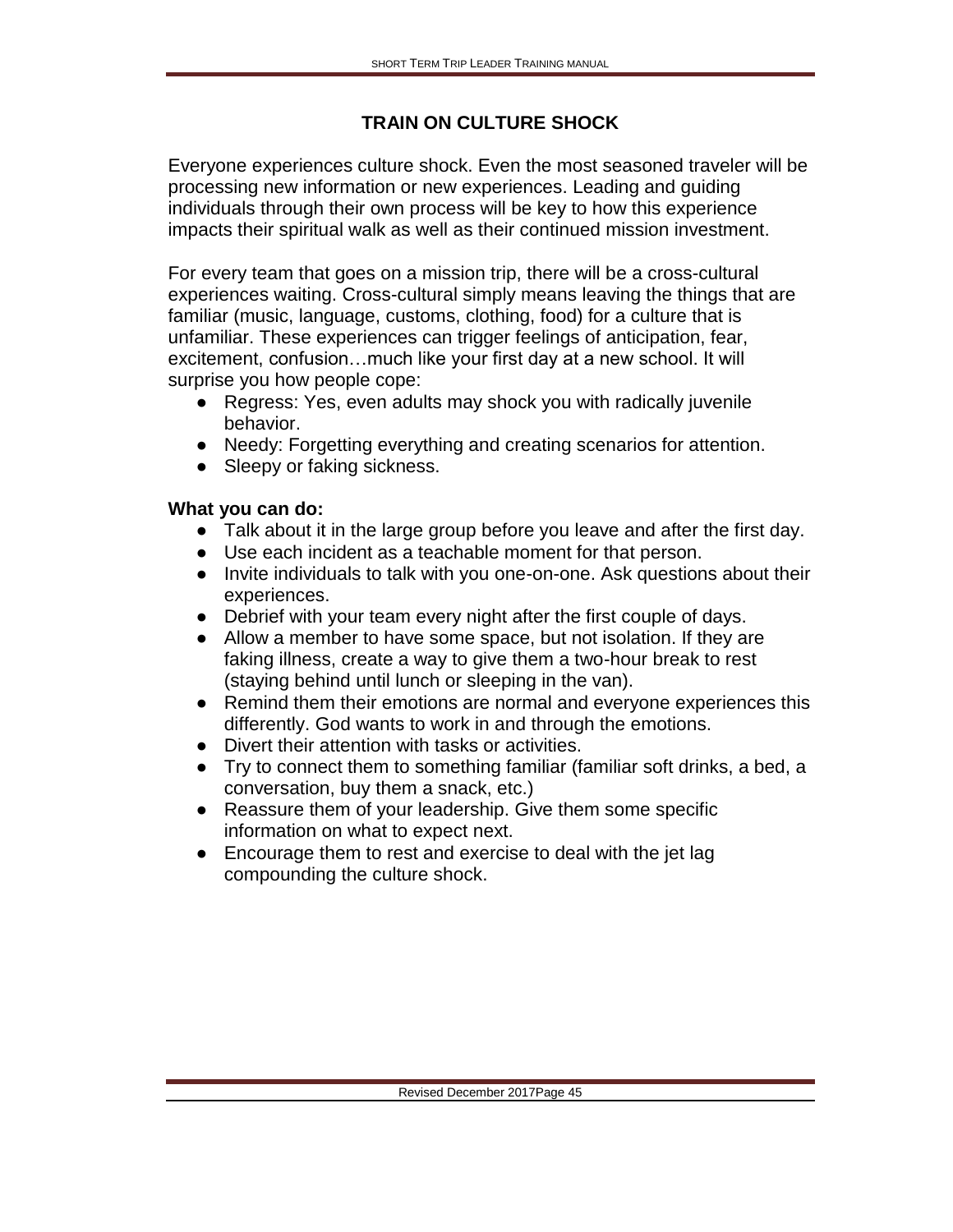## TRAIN ON CULTURE SHOCK

Everyone experiences culture shock. Even the most seasoned traveler will be processing new information or new experiences. Leading and guiding individuals through their own process will be key to how this experience impacts their spiritual walk as well as their continued mission investment.

For every team that goes on a mission trip, there will be a cross-cultural experiences waiting. Cross-cultural simply means leaving the things that are familiar (music, language, customs, clothing, food) for a culture that is unfamiliar. These experiences can trigger feelings of anticipation, fear, excitement, confusion…much like your first day at a new school. It will surprise you how people cope:

- Regress: Yes, even adults may shock you with radically juvenile behavior.
- Needy: Forgetting everything and creating scenarios for attention.
- Sleepy or faking sickness.

**What you can do:**

- Talk about it in the large group before you leave and after the first day.
- Use each incident as a teachable moment for that person.
- Invite individuals to talk with you one-on-one. Ask questions about their experiences.
- Debrief with your team every night after the first couple of days.
- Allow a member to have some space, but not isolation. If they are faking illness, create a way to give them a two-hour break to rest (staying behind until lunch or sleeping in the van).
- Remind them their emotions are normal and everyone experiences this differently. God wants to work in and through the emotions.
- Divert their attention with tasks or activities.
- Try to connect them to something familiar (familiar soft drinks, a bed, a conversation, buy them a snack, etc.)
- Reassure them of your leadership. Give them some specific information on what to expect next.
- Encourage them to rest and exercise to deal with the jet lag compounding the culture shock.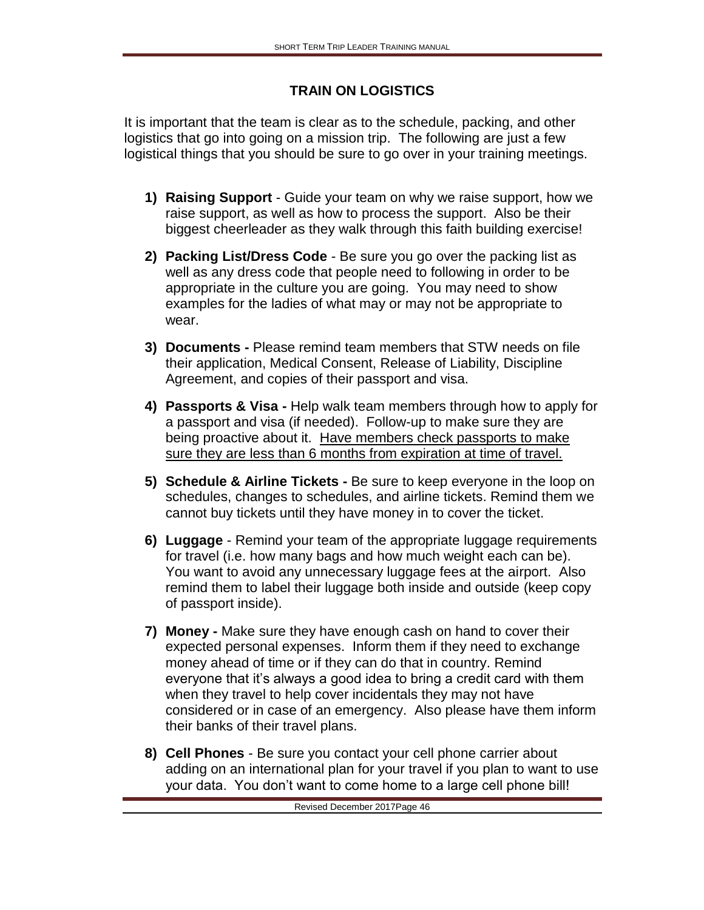## TRAIN ON LOGISTICS

It is important that the team is clear as to the schedule, packing, and other logistics that go into going on a mission trip. The following are just a few logistical things that you should be sure to go over in your training meetings.

1) **Raising Support** - Guide your team on why we raise support, how we raise support, as well as how to process the support. Also be their biggest cheerleader as they walk through this faith building exercise!

2) **Packing List/Dress Code** - Be sure you go over the packing list as well as any dress code that people need to following in order to be appropriate in the culture you are going. You may need to show examples for the ladies of what may or may not be appropriate to wear.

3) **Documents -** Please remind team members that STW needs on file their application, Medical Consent, Release of Liability, Discipline Agreement, and copies of their passport and visa.

4) **Passports & Visa -** Help walk team members through how to apply for a passport and visa (if needed). Follow-up to make sure they are being proactive about it. <u>Have members check passports to make sure they are less than 6 months from expiration at time of travel.</u>

5) **Schedule & Airline Tickets -** Be sure to keep everyone in the loop on schedules, changes to schedules, and airline tickets. Remind them we cannot buy tickets until they have money in to cover the ticket.

6) **Luggage** - Remind your team of the appropriate luggage requirements for travel (i.e. how many bags and how much weight each can be). You want to avoid any unnecessary luggage fees at the airport. Also remind them to label their luggage both inside and outside (keep copy of passport inside).

7) **Money -** Make sure they have enough cash on hand to cover their expected personal expenses. Inform them if they need to exchange money ahead of time or if they can do that in country. Remind everyone that it's always a good idea to bring a credit card with them when they travel to help cover incidentals they may not have considered or in case of an emergency. Also please have them inform their banks of their travel plans.

8) **Cell Phones** - Be sure you contact your cell phone carrier about adding on an international plan for your travel if you plan to want to use your data. You don't want to come home to a large cell phone bill!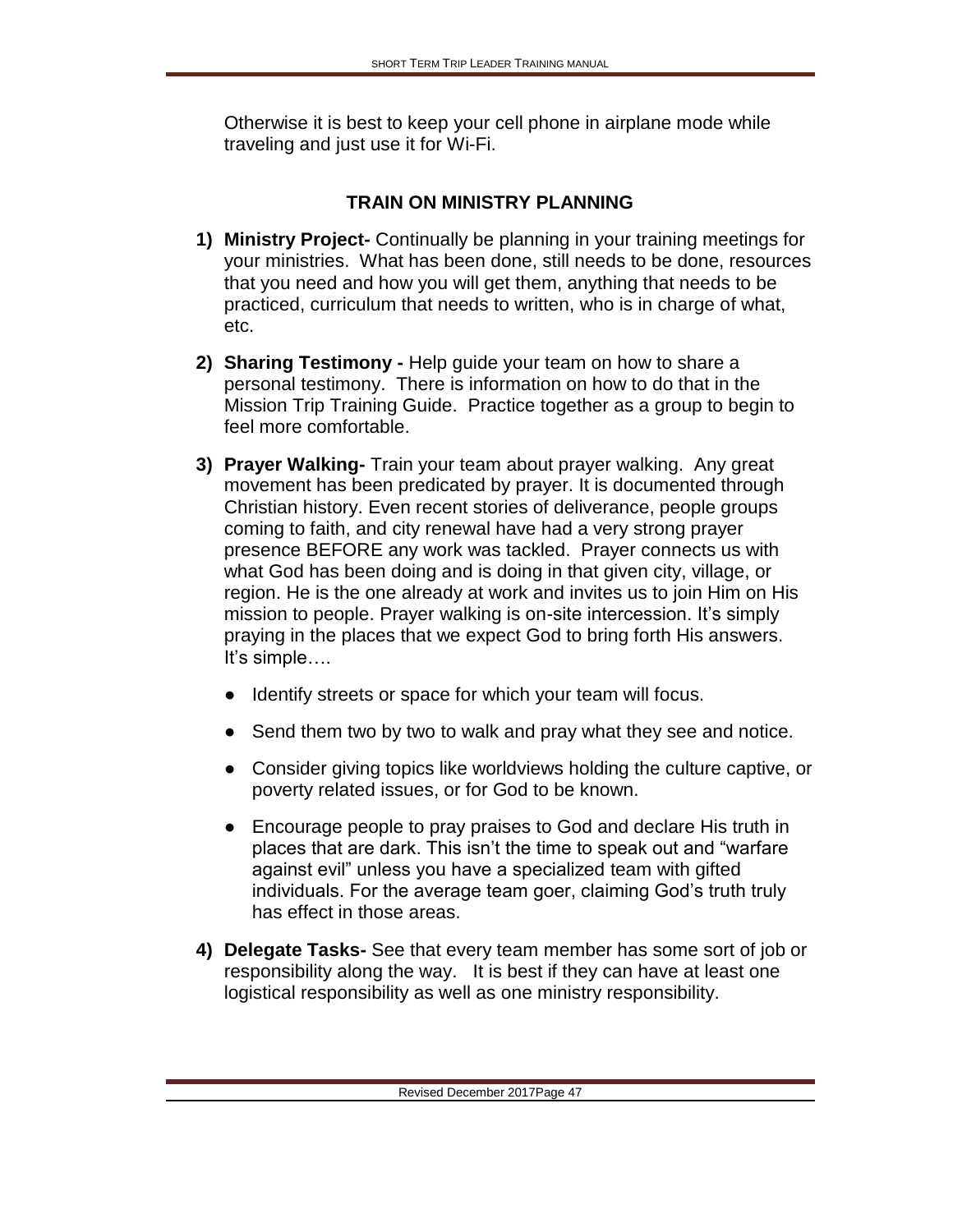Otherwise it is best to keep your cell phone in airplane mode while traveling and just use it for Wi-Fi.

## TRAIN ON MINISTRY PLANNING

1) **Ministry Project-** Continually be planning in your training meetings for your ministries. What has been done, still needs to be done, resources that you need and how you will get them, anything that needs to be practiced, curriculum that needs to written, who is in charge of what, etc.

2) **Sharing Testimony -** Help guide your team on how to share a personal testimony. There is information on how to do that in the Mission Trip Training Guide. Practice together as a group to begin to feel more comfortable.

3) **Prayer Walking-** Train your team about prayer walking. Any great movement has been predicated by prayer. It is documented through Christian history. Even recent stories of deliverance, people groups coming to faith, and city renewal have had a very strong prayer presence BEFORE any work was tackled. Prayer connects us with what God has been doing and is doing in that given city, village, or region. He is the one already at work and invites us to join Him on His mission to people. Prayer walking is on-site intercession. It's simply praying in the places that we expect God to bring forth His answers. It's simple….

   - Identify streets or space for which your team will focus.
   - Send them two by two to walk and pray what they see and notice.
   - Consider giving topics like worldviews holding the culture captive, or poverty related issues, or for God to be known.
   - Encourage people to pray praises to God and declare His truth in places that are dark. This isn't the time to speak out and "warfare against evil" unless you have a specialized team with gifted individuals. For the average team goer, claiming God's truth truly has effect in those areas.

4) **Delegate Tasks-** See that every team member has some sort of job or responsibility along the way. It is best if they can have at least one logistical responsibility as well as one ministry responsibility.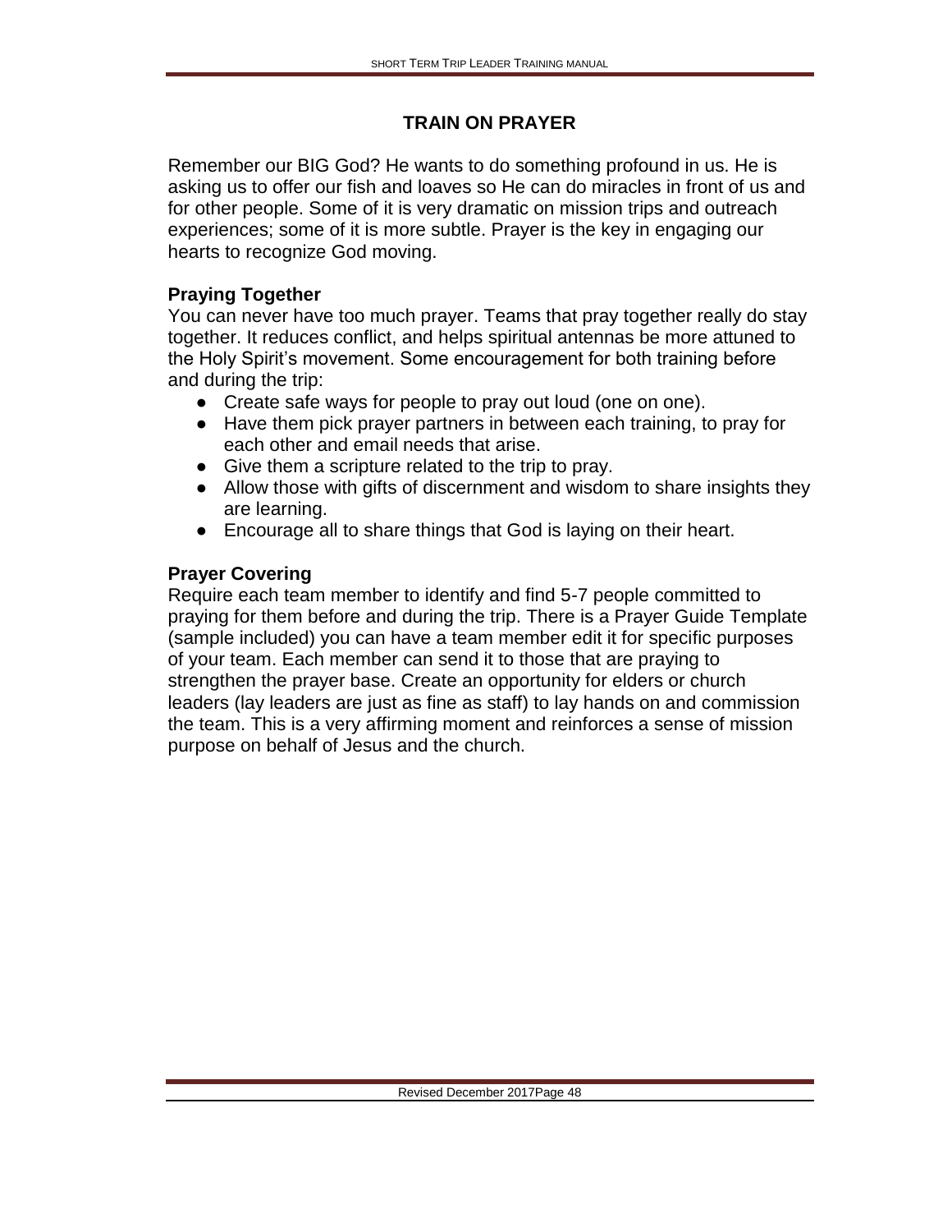## TRAIN ON PRAYER

Remember our BIG God? He wants to do something profound in us. He is asking us to offer our fish and loaves so He can do miracles in front of us and for other people. Some of it is very dramatic on mission trips and outreach experiences; some of it is more subtle. Prayer is the key in engaging our hearts to recognize God moving.

### Praying Together

You can never have too much prayer. Teams that pray together really do stay together. It reduces conflict, and helps spiritual antennas be more attuned to the Holy Spirit's movement. Some encouragement for both training before and during the trip:

- Create safe ways for people to pray out loud (one on one).
- Have them pick prayer partners in between each training, to pray for each other and email needs that arise.
- Give them a scripture related to the trip to pray.
- Allow those with gifts of discernment and wisdom to share insights they are learning.
- Encourage all to share things that God is laying on their heart.

### Prayer Covering

Require each team member to identify and find 5-7 people committed to praying for them before and during the trip. There is a Prayer Guide Template (sample included) you can have a team member edit it for specific purposes of your team. Each member can send it to those that are praying to strengthen the prayer base. Create an opportunity for elders or church leaders (lay leaders are just as fine as staff) to lay hands on and commission the team. This is a very affirming moment and reinforces a sense of mission purpose on behalf of Jesus and the church.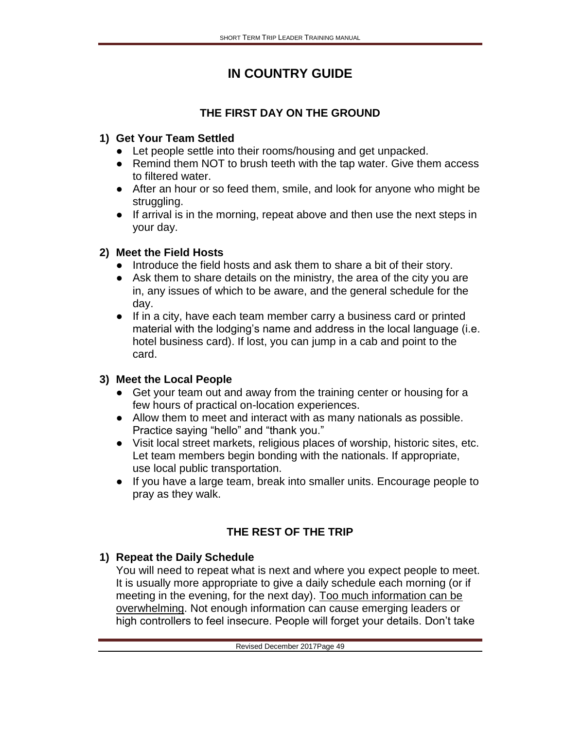# IN COUNTRY GUIDE

## THE FIRST DAY ON THE GROUND

### 1) Get Your Team Settled

- Let people settle into their rooms/housing and get unpacked.
- Remind them NOT to brush teeth with the tap water. Give them access to filtered water.
- After an hour or so feed them, smile, and look for anyone who might be struggling.
- If arrival is in the morning, repeat above and then use the next steps in your day.

### 2) Meet the Field Hosts

- Introduce the field hosts and ask them to share a bit of their story.
- Ask them to share details on the ministry, the area of the city you are in, any issues of which to be aware, and the general schedule for the day.
- If in a city, have each team member carry a business card or printed material with the lodging's name and address in the local language (i.e. hotel business card). If lost, you can jump in a cab and point to the card.

### 3) Meet the Local People

- Get your team out and away from the training center or housing for a few hours of practical on-location experiences.
- Allow them to meet and interact with as many nationals as possible. Practice saying "hello" and "thank you."
- Visit local street markets, religious places of worship, historic sites, etc. Let team members begin bonding with the nationals. If appropriate, use local public transportation.
- If you have a large team, break into smaller units. Encourage people to pray as they walk.

## THE REST OF THE TRIP

### 1) Repeat the Daily Schedule

You will need to repeat what is next and where you expect people to meet. It is usually more appropriate to give a daily schedule each morning (or if meeting in the evening, for the next day). Too much information can be overwhelming. Not enough information can cause emerging leaders or high controllers to feel insecure. People will forget your details. Don't take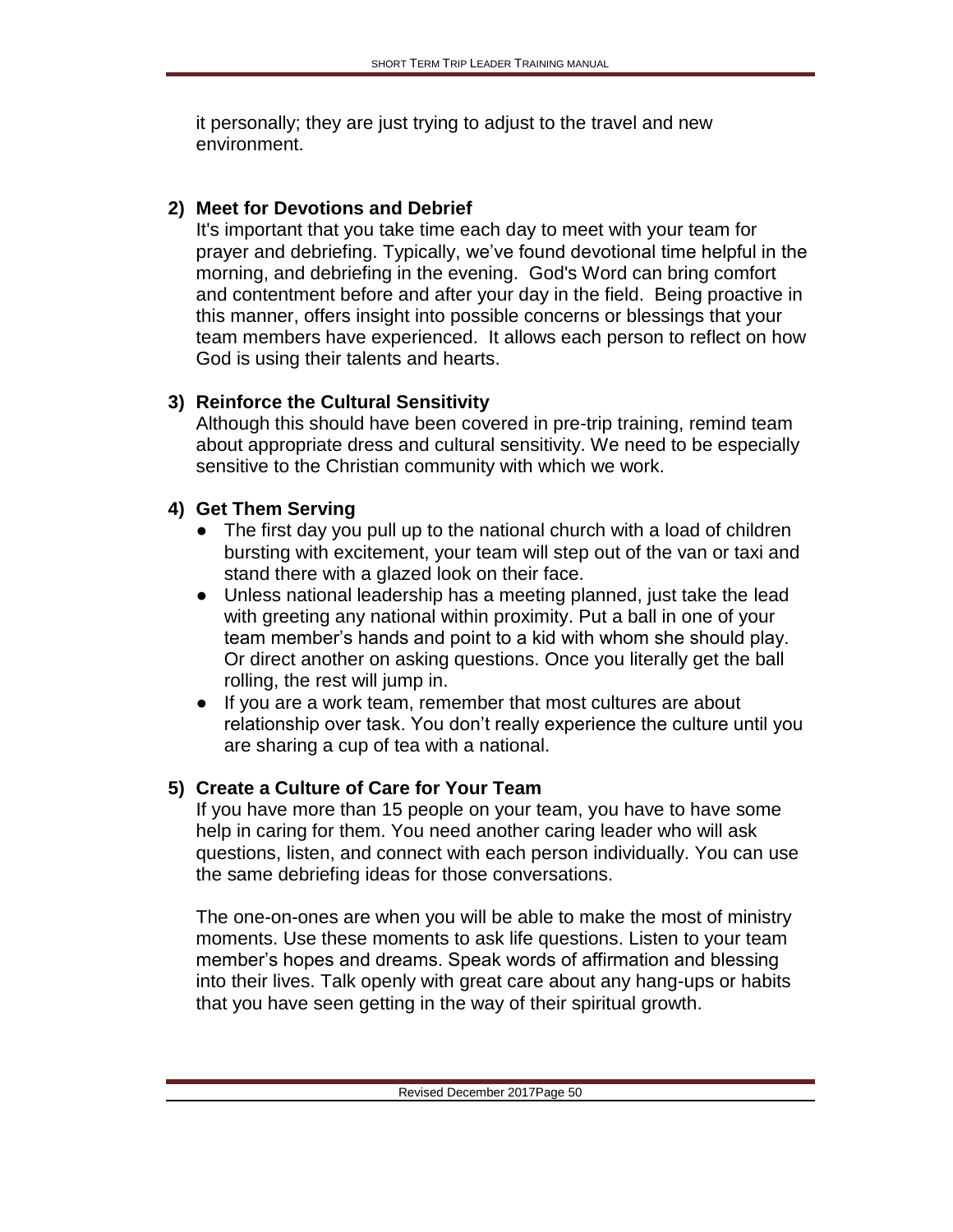it personally; they are just trying to adjust to the travel and new environment.

**2) Meet for Devotions and Debrief**

It's important that you take time each day to meet with your team for prayer and debriefing. Typically, we've found devotional time helpful in the morning, and debriefing in the evening. God's Word can bring comfort and contentment before and after your day in the field. Being proactive in this manner, offers insight into possible concerns or blessings that your team members have experienced. It allows each person to reflect on how God is using their talents and hearts.

**3) Reinforce the Cultural Sensitivity**

Although this should have been covered in pre-trip training, remind team about appropriate dress and cultural sensitivity. We need to be especially sensitive to the Christian community with which we work.

**4) Get Them Serving**

- The first day you pull up to the national church with a load of children bursting with excitement, your team will step out of the van or taxi and stand there with a glazed look on their face.
- Unless national leadership has a meeting planned, just take the lead with greeting any national within proximity. Put a ball in one of your team member's hands and point to a kid with whom she should play. Or direct another on asking questions. Once you literally get the ball rolling, the rest will jump in.
- If you are a work team, remember that most cultures are about relationship over task. You don't really experience the culture until you are sharing a cup of tea with a national.

**5) Create a Culture of Care for Your Team**

If you have more than 15 people on your team, you have to have some help in caring for them. You need another caring leader who will ask questions, listen, and connect with each person individually. You can use the same debriefing ideas for those conversations.

The one-on-ones are when you will be able to make the most of ministry moments. Use these moments to ask life questions. Listen to your team member's hopes and dreams. Speak words of affirmation and blessing into their lives. Talk openly with great care about any hang-ups or habits that you have seen getting in the way of their spiritual growth.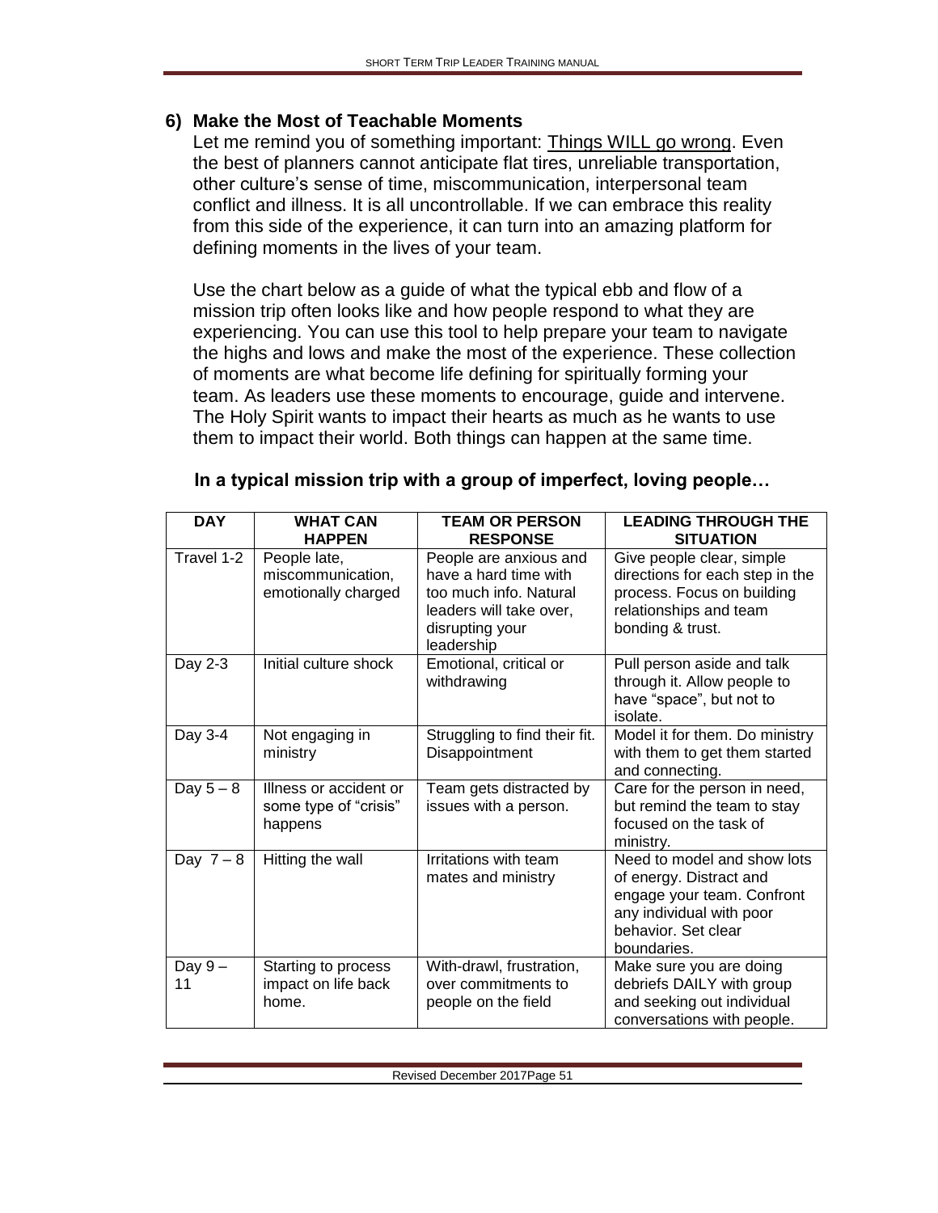### 6) Make the Most of Teachable Moments

Let me remind you of something important: Things WILL go wrong. Even the best of planners cannot anticipate flat tires, unreliable transportation, other culture's sense of time, miscommunication, interpersonal team conflict and illness. It is all uncontrollable. If we can embrace this reality from this side of the experience, it can turn into an amazing platform for defining moments in the lives of your team.

Use the chart below as a guide of what the typical ebb and flow of a mission trip often looks like and how people respond to what they are experiencing. You can use this tool to help prepare your team to navigate the highs and lows and make the most of the experience. These collection of moments are what become life defining for spiritually forming your team. As leaders use these moments to encourage, guide and intervene. The Holy Spirit wants to impact their hearts as much as he wants to use them to impact their world. Both things can happen at the same time.

**In a typical mission trip with a group of imperfect, loving people…**

| DAY | WHAT CAN HAPPEN | TEAM OR PERSON RESPONSE | LEADING THROUGH THE SITUATION |
|---|---|---|---|
| Travel 1-2 | People late, miscommunication, emotionally charged | People are anxious and have a hard time with too much info. Natural leaders will take over, disrupting your leadership | Give people clear, simple directions for each step in the process. Focus on building relationships and team bonding & trust. |
| Day 2-3 | Initial culture shock | Emotional, critical or withdrawing | Pull person aside and talk through it. Allow people to have "space", but not to isolate. |
| Day 3-4 | Not engaging in ministry | Struggling to find their fit. Disappointment | Model it for them. Do ministry with them to get them started and connecting. |
| Day 5 – 8 | Illness or accident or some type of "crisis" happens | Team gets distracted by issues with a person. | Care for the person in need, but remind the team to stay focused on the task of ministry. |
| Day 7 – 8 | Hitting the wall | Irritations with team mates and ministry | Need to model and show lots of energy. Distract and engage your team. Confront any individual with poor behavior. Set clear boundaries. |
| Day 9 – 11 | Starting to process impact on life back home. | With-drawl, frustration, over commitments to people on the field | Make sure you are doing debriefs DAILY with group and seeking out individual conversations with people. |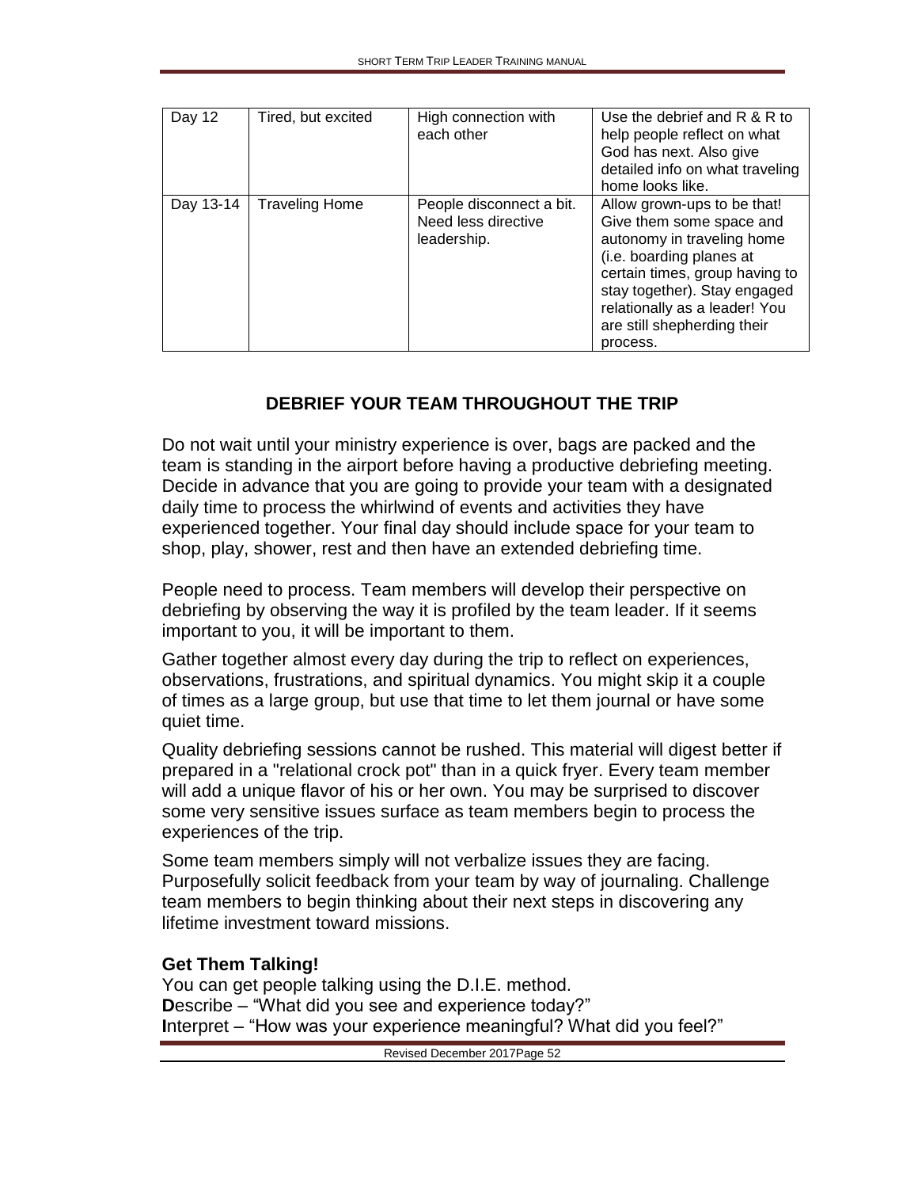| Day 12 | Tired, but excited | High connection with each other | Use the debrief and R & R to help people reflect on what God has next. Also give detailed info on what traveling home looks like. |
|---|---|---|---|
| Day 13-14 | Traveling Home | People disconnect a bit. Need less directive leadership. | Allow grown-ups to be that! Give them some space and autonomy in traveling home (i.e. boarding planes at certain times, group having to stay together). Stay engaged relationally as a leader! You are still shepherding their process. |

## DEBRIEF YOUR TEAM THROUGHOUT THE TRIP

Do not wait until your ministry experience is over, bags are packed and the team is standing in the airport before having a productive debriefing meeting. Decide in advance that you are going to provide your team with a designated daily time to process the whirlwind of events and activities they have experienced together. Your final day should include space for your team to shop, play, shower, rest and then have an extended debriefing time.

People need to process. Team members will develop their perspective on debriefing by observing the way it is profiled by the team leader. If it seems important to you, it will be important to them.

Gather together almost every day during the trip to reflect on experiences, observations, frustrations, and spiritual dynamics. You might skip it a couple of times as a large group, but use that time to let them journal or have some quiet time.

Quality debriefing sessions cannot be rushed. This material will digest better if prepared in a "relational crock pot" than in a quick fryer. Every team member will add a unique flavor of his or her own. You may be surprised to discover some very sensitive issues surface as team members begin to process the experiences of the trip.

Some team members simply will not verbalize issues they are facing. Purposefully solicit feedback from your team by way of journaling. Challenge team members to begin thinking about their next steps in discovering any lifetime investment toward missions.

### Get Them Talking!

You can get people talking using the D.I.E. method.
**D**escribe – "What did you see and experience today?"
**I**nterpret – "How was your experience meaningful? What did you feel?"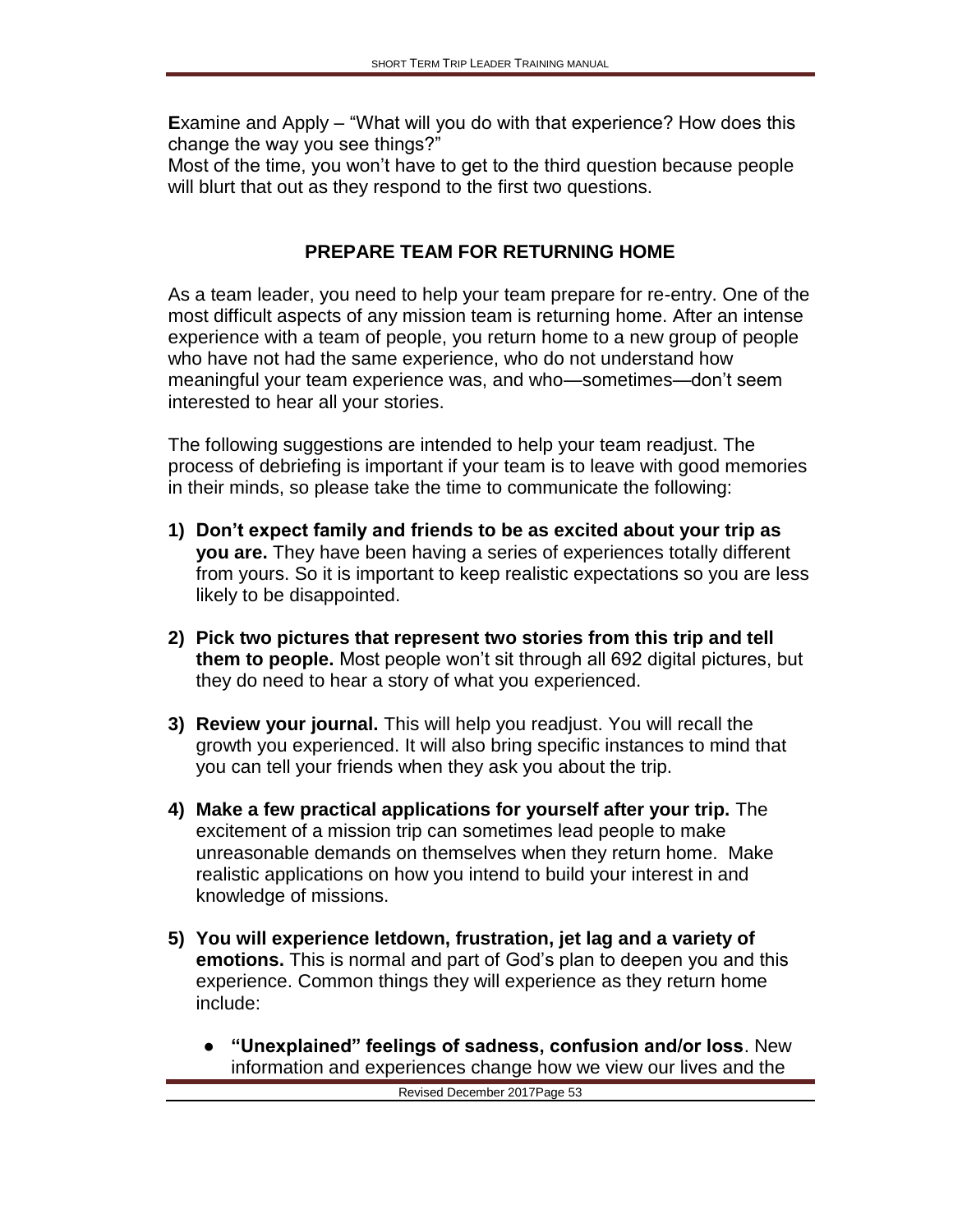**E**xamine and Apply – "What will you do with that experience? How does this change the way you see things?"

Most of the time, you won't have to get to the third question because people will blurt that out as they respond to the first two questions.

## PREPARE TEAM FOR RETURNING HOME

As a team leader, you need to help your team prepare for re-entry. One of the most difficult aspects of any mission team is returning home. After an intense experience with a team of people, you return home to a new group of people who have not had the same experience, who do not understand how meaningful your team experience was, and who—sometimes—don't seem interested to hear all your stories.

The following suggestions are intended to help your team readjust. The process of debriefing is important if your team is to leave with good memories in their minds, so please take the time to communicate the following:

1) **Don't expect family and friends to be as excited about your trip as you are.** They have been having a series of experiences totally different from yours. So it is important to keep realistic expectations so you are less likely to be disappointed.

2) **Pick two pictures that represent two stories from this trip and tell them to people.** Most people won't sit through all 692 digital pictures, but they do need to hear a story of what you experienced.

3) **Review your journal.** This will help you readjust. You will recall the growth you experienced. It will also bring specific instances to mind that you can tell your friends when they ask you about the trip.

4) **Make a few practical applications for yourself after your trip.** The excitement of a mission trip can sometimes lead people to make unreasonable demands on themselves when they return home. Make realistic applications on how you intend to build your interest in and knowledge of missions.

5) **You will experience letdown, frustration, jet lag and a variety of emotions.** This is normal and part of God's plan to deepen you and this experience. Common things they will experience as they return home include:

   - **"Unexplained" feelings of sadness, confusion and/or loss**. New information and experiences change how we view our lives and the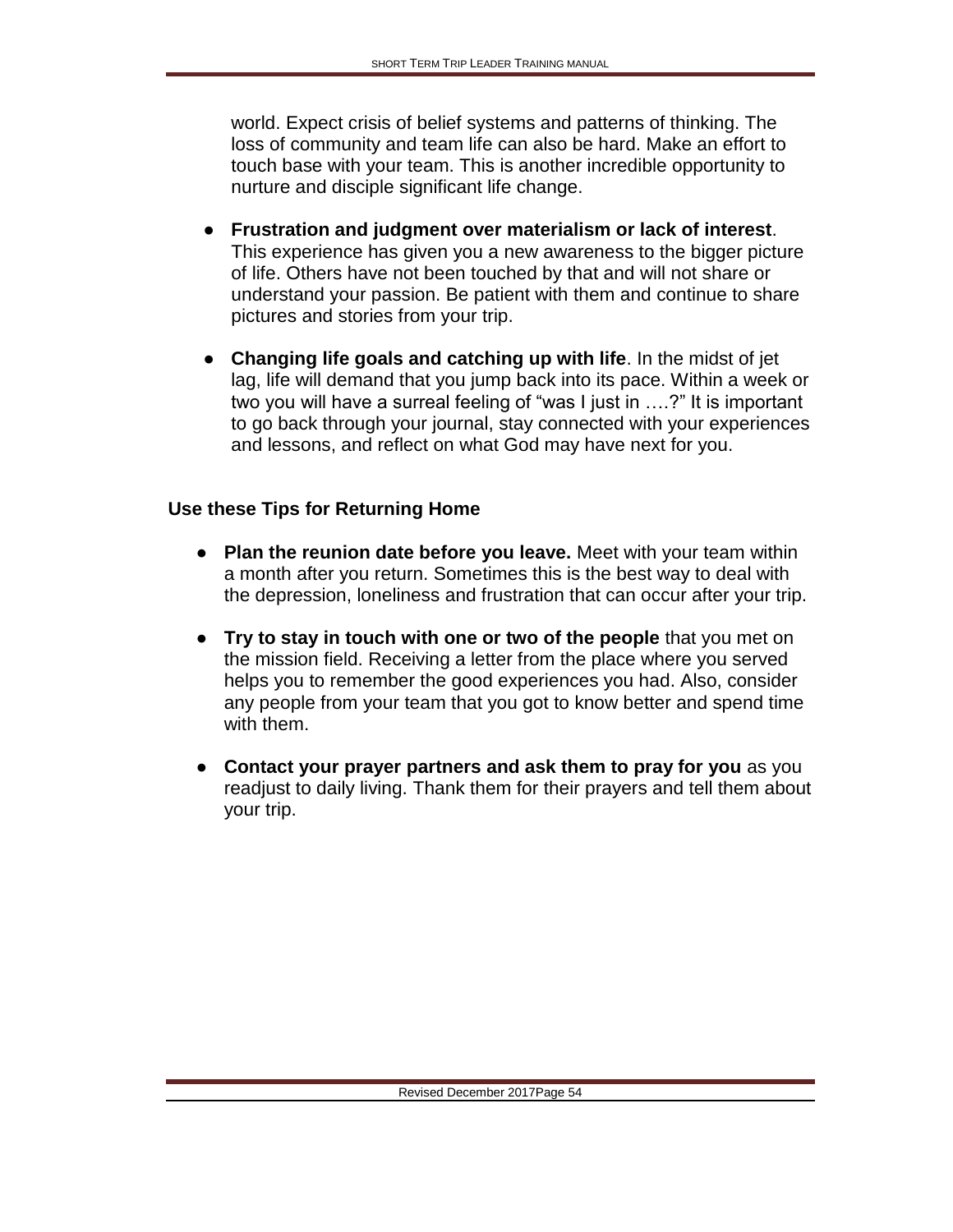world. Expect crisis of belief systems and patterns of thinking. The loss of community and team life can also be hard. Make an effort to touch base with your team. This is another incredible opportunity to nurture and disciple significant life change.

- **Frustration and judgment over materialism or lack of interest**. This experience has given you a new awareness to the bigger picture of life. Others have not been touched by that and will not share or understand your passion. Be patient with them and continue to share pictures and stories from your trip.
- **Changing life goals and catching up with life**. In the midst of jet lag, life will demand that you jump back into its pace. Within a week or two you will have a surreal feeling of "was I just in ….?" It is important to go back through your journal, stay connected with your experiences and lessons, and reflect on what God may have next for you.

**Use these Tips for Returning Home**

- **Plan the reunion date before you leave.** Meet with your team within a month after you return. Sometimes this is the best way to deal with the depression, loneliness and frustration that can occur after your trip.
- **Try to stay in touch with one or two of the people** that you met on the mission field. Receiving a letter from the place where you served helps you to remember the good experiences you had. Also, consider any people from your team that you got to know better and spend time with them.
- **Contact your prayer partners and ask them to pray for you** as you readjust to daily living. Thank them for their prayers and tell them about your trip.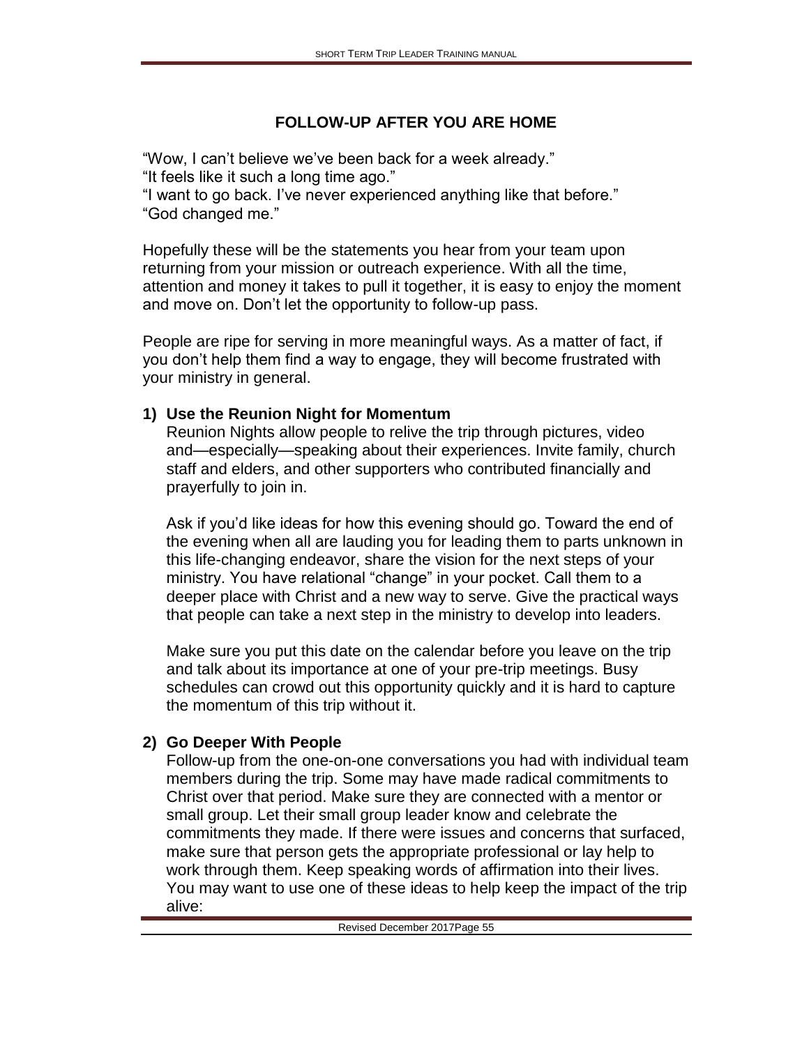## FOLLOW-UP AFTER YOU ARE HOME

"Wow, I can't believe we've been back for a week already."
"It feels like it such a long time ago."
"I want to go back. I've never experienced anything like that before."
"God changed me."

Hopefully these will be the statements you hear from your team upon returning from your mission or outreach experience. With all the time, attention and money it takes to pull it together, it is easy to enjoy the moment and move on. Don't let the opportunity to follow-up pass.

People are ripe for serving in more meaningful ways. As a matter of fact, if you don't help them find a way to engage, they will become frustrated with your ministry in general.

### 1) Use the Reunion Night for Momentum

Reunion Nights allow people to relive the trip through pictures, video and—especially—speaking about their experiences. Invite family, church staff and elders, and other supporters who contributed financially and prayerfully to join in.

Ask if you'd like ideas for how this evening should go. Toward the end of the evening when all are lauding you for leading them to parts unknown in this life-changing endeavor, share the vision for the next steps of your ministry. You have relational "change" in your pocket. Call them to a deeper place with Christ and a new way to serve. Give the practical ways that people can take a next step in the ministry to develop into leaders.

Make sure you put this date on the calendar before you leave on the trip and talk about its importance at one of your pre-trip meetings. Busy schedules can crowd out this opportunity quickly and it is hard to capture the momentum of this trip without it.

### 2) Go Deeper With People

Follow-up from the one-on-one conversations you had with individual team members during the trip. Some may have made radical commitments to Christ over that period. Make sure they are connected with a mentor or small group. Let their small group leader know and celebrate the commitments they made. If there were issues and concerns that surfaced, make sure that person gets the appropriate professional or lay help to work through them. Keep speaking words of affirmation into their lives. You may want to use one of these ideas to help keep the impact of the trip alive: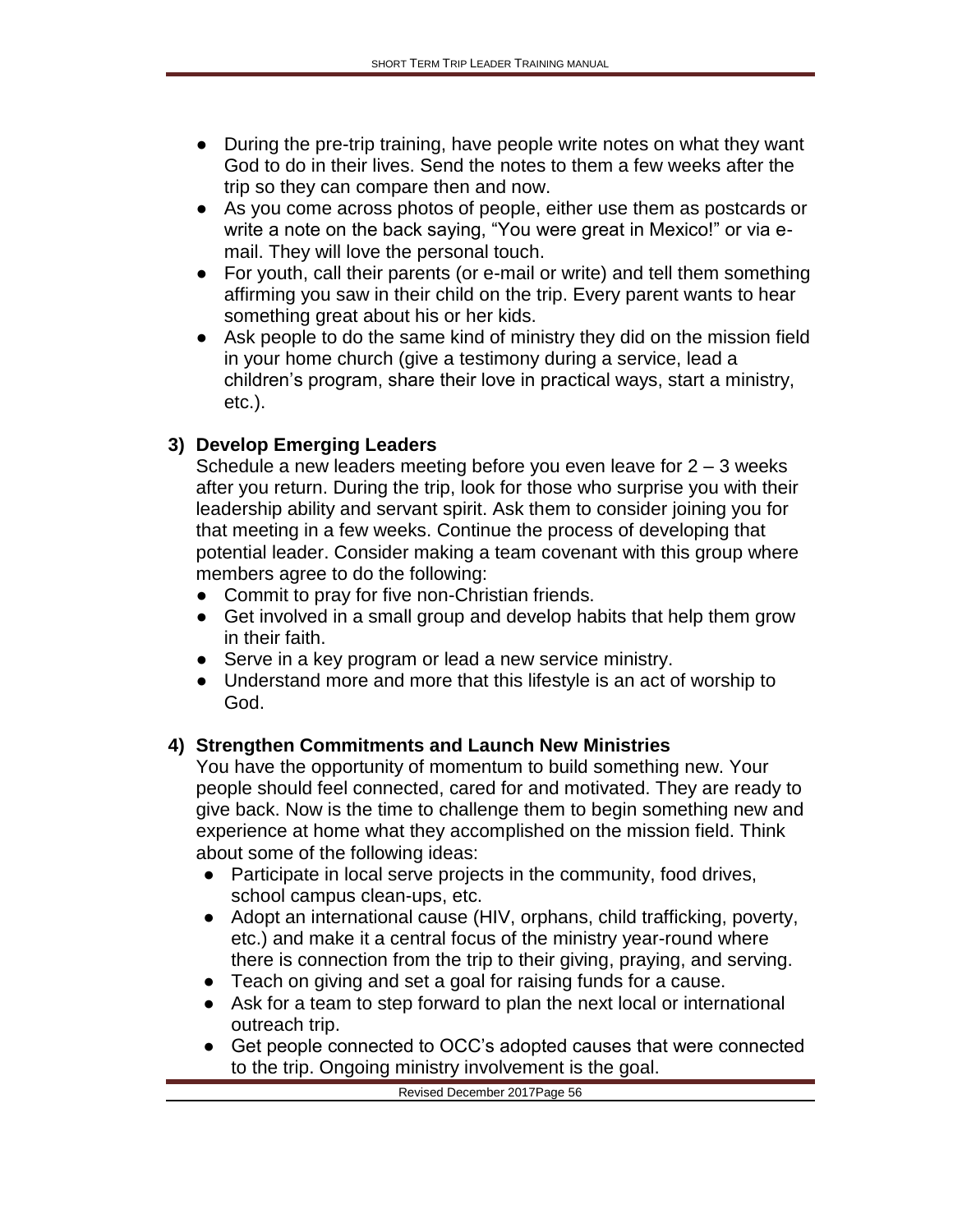- During the pre-trip training, have people write notes on what they want God to do in their lives. Send the notes to them a few weeks after the trip so they can compare then and now.
- As you come across photos of people, either use them as postcards or write a note on the back saying, "You were great in Mexico!" or via e-mail. They will love the personal touch.
- For youth, call their parents (or e-mail or write) and tell them something affirming you saw in their child on the trip. Every parent wants to hear something great about his or her kids.
- Ask people to do the same kind of ministry they did on the mission field in your home church (give a testimony during a service, lead a children's program, share their love in practical ways, start a ministry, etc.).

### 3) Develop Emerging Leaders

Schedule a new leaders meeting before you even leave for 2 – 3 weeks after you return. During the trip, look for those who surprise you with their leadership ability and servant spirit. Ask them to consider joining you for that meeting in a few weeks. Continue the process of developing that potential leader. Consider making a team covenant with this group where members agree to do the following:

- Commit to pray for five non-Christian friends.
- Get involved in a small group and develop habits that help them grow in their faith.
- Serve in a key program or lead a new service ministry.
- Understand more and more that this lifestyle is an act of worship to God.

### 4) Strengthen Commitments and Launch New Ministries

You have the opportunity of momentum to build something new. Your people should feel connected, cared for and motivated. They are ready to give back. Now is the time to challenge them to begin something new and experience at home what they accomplished on the mission field. Think about some of the following ideas:

- Participate in local serve projects in the community, food drives, school campus clean-ups, etc.
- Adopt an international cause (HIV, orphans, child trafficking, poverty, etc.) and make it a central focus of the ministry year-round where there is connection from the trip to their giving, praying, and serving.
- Teach on giving and set a goal for raising funds for a cause.
- Ask for a team to step forward to plan the next local or international outreach trip.
- Get people connected to OCC's adopted causes that were connected to the trip. Ongoing ministry involvement is the goal.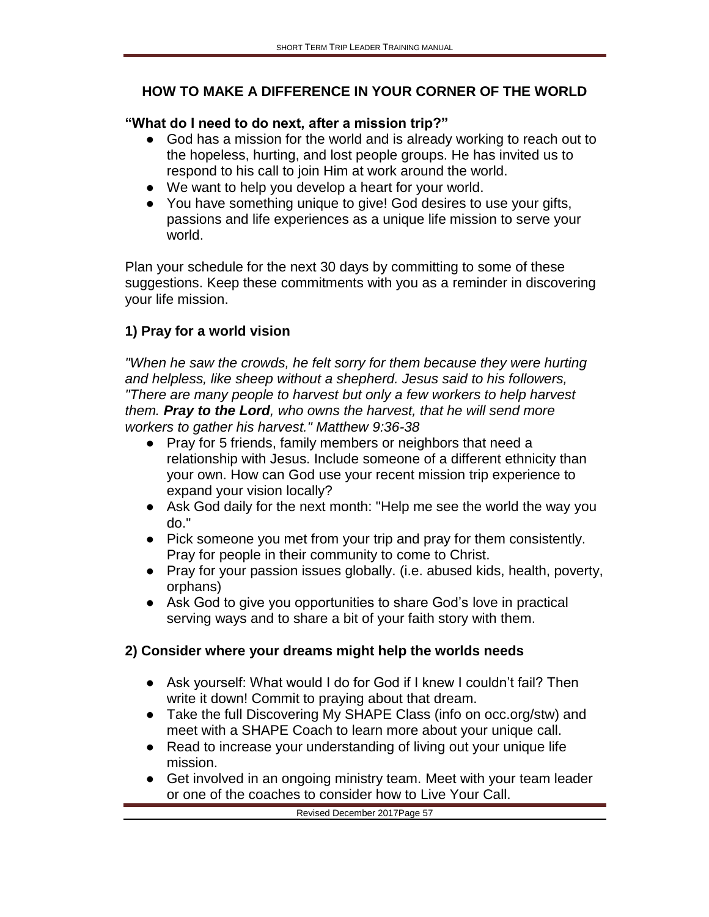## HOW TO MAKE A DIFFERENCE IN YOUR CORNER OF THE WORLD

**"What do I need to do next, after a mission trip?"**

- God has a mission for the world and is already working to reach out to the hopeless, hurting, and lost people groups. He has invited us to respond to his call to join Him at work around the world.
- We want to help you develop a heart for your world.
- You have something unique to give! God desires to use your gifts, passions and life experiences as a unique life mission to serve your world.

Plan your schedule for the next 30 days by committing to some of these suggestions. Keep these commitments with you as a reminder in discovering your life mission.

### 1) Pray for a world vision

*"When he saw the crowds, he felt sorry for them because they were hurting and helpless, like sheep without a shepherd. Jesus said to his followers, "There are many people to harvest but only a few workers to help harvest them.* ***Pray to the Lord****, who owns the harvest, that he will send more workers to gather his harvest." Matthew 9:36-38*

- Pray for 5 friends, family members or neighbors that need a relationship with Jesus. Include someone of a different ethnicity than your own. How can God use your recent mission trip experience to expand your vision locally?
- Ask God daily for the next month: "Help me see the world the way you do."
- Pick someone you met from your trip and pray for them consistently. Pray for people in their community to come to Christ.
- Pray for your passion issues globally. (i.e. abused kids, health, poverty, orphans)
- Ask God to give you opportunities to share God's love in practical serving ways and to share a bit of your faith story with them.

### 2) Consider where your dreams might help the worlds needs

- Ask yourself: What would I do for God if I knew I couldn't fail? Then write it down! Commit to praying about that dream.
- Take the full Discovering My SHAPE Class (info on occ.org/stw) and meet with a SHAPE Coach to learn more about your unique call.
- Read to increase your understanding of living out your unique life mission.
- Get involved in an ongoing ministry team. Meet with your team leader or one of the coaches to consider how to Live Your Call.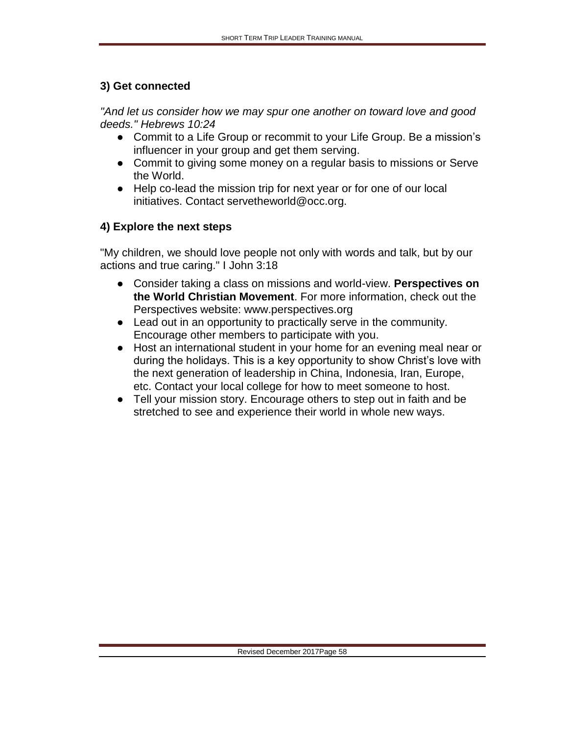### 3) Get connected

*"And let us consider how we may spur one another on toward love and good deeds." Hebrews 10:24*

- Commit to a Life Group or recommit to your Life Group. Be a mission's influencer in your group and get them serving.
- Commit to giving some money on a regular basis to missions or Serve the World.
- Help co-lead the mission trip for next year or for one of our local initiatives. Contact servetheworld@occ.org.

### 4) Explore the next steps

"My children, we should love people not only with words and talk, but by our actions and true caring." I John 3:18

- Consider taking a class on missions and world-view. **Perspectives on the World Christian Movement**. For more information, check out the Perspectives website: www.perspectives.org
- Lead out in an opportunity to practically serve in the community. Encourage other members to participate with you.
- Host an international student in your home for an evening meal near or during the holidays. This is a key opportunity to show Christ's love with the next generation of leadership in China, Indonesia, Iran, Europe, etc. Contact your local college for how to meet someone to host.
- Tell your mission story. Encourage others to step out in faith and be stretched to see and experience their world in whole new ways.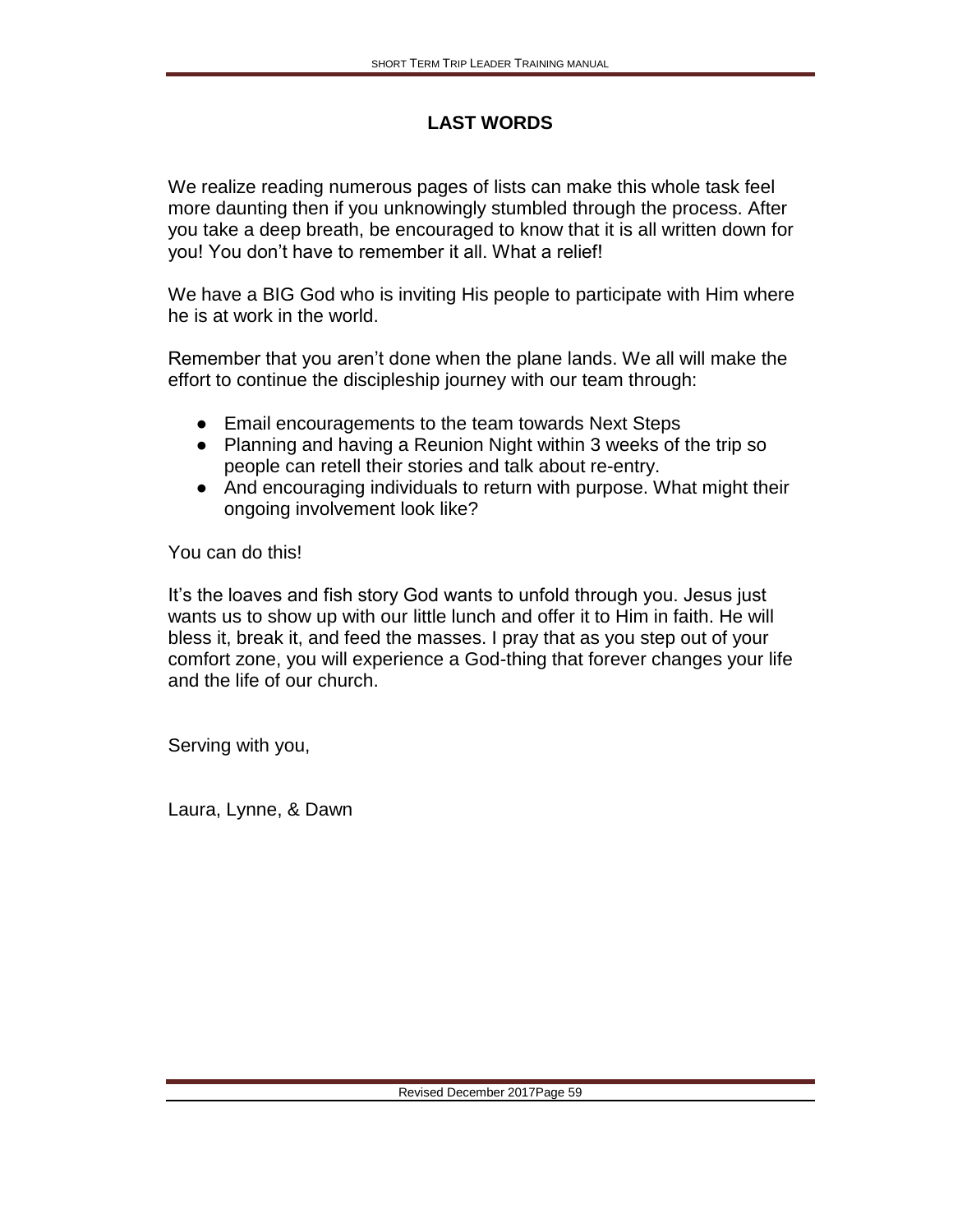# LAST WORDS

We realize reading numerous pages of lists can make this whole task feel more daunting then if you unknowingly stumbled through the process. After you take a deep breath, be encouraged to know that it is all written down for you! You don't have to remember it all. What a relief!

We have a BIG God who is inviting His people to participate with Him where he is at work in the world.

Remember that you aren't done when the plane lands. We all will make the effort to continue the discipleship journey with our team through:

- Email encouragements to the team towards Next Steps
- Planning and having a Reunion Night within 3 weeks of the trip so people can retell their stories and talk about re-entry.
- And encouraging individuals to return with purpose. What might their ongoing involvement look like?

You can do this!

It's the loaves and fish story God wants to unfold through you. Jesus just wants us to show up with our little lunch and offer it to Him in faith. He will bless it, break it, and feed the masses. I pray that as you step out of your comfort zone, you will experience a God-thing that forever changes your life and the life of our church.

Serving with you,

Laura, Lynne, & Dawn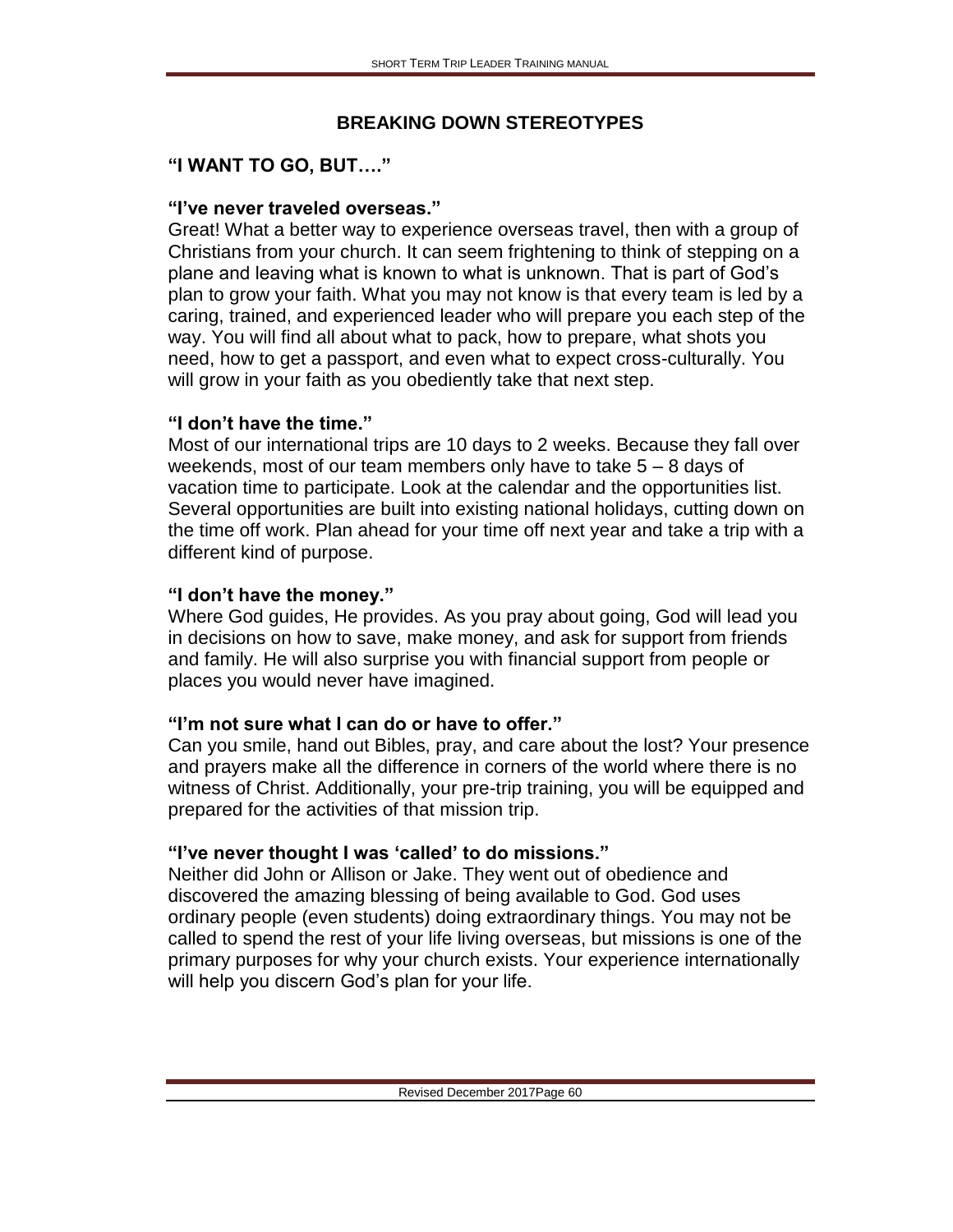# BREAKING DOWN STEREOTYPES

## "I WANT TO GO, BUT…."

**"I've never traveled overseas."**
Great! What a better way to experience overseas travel, then with a group of Christians from your church. It can seem frightening to think of stepping on a plane and leaving what is known to what is unknown. That is part of God's plan to grow your faith. What you may not know is that every team is led by a caring, trained, and experienced leader who will prepare you each step of the way. You will find all about what to pack, how to prepare, what shots you need, how to get a passport, and even what to expect cross-culturally. You will grow in your faith as you obediently take that next step.

**"I don't have the time."**
Most of our international trips are 10 days to 2 weeks. Because they fall over weekends, most of our team members only have to take 5 – 8 days of vacation time to participate. Look at the calendar and the opportunities list. Several opportunities are built into existing national holidays, cutting down on the time off work. Plan ahead for your time off next year and take a trip with a different kind of purpose.

**"I don't have the money."**
Where God guides, He provides. As you pray about going, God will lead you in decisions on how to save, make money, and ask for support from friends and family. He will also surprise you with financial support from people or places you would never have imagined.

**"I'm not sure what I can do or have to offer."**
Can you smile, hand out Bibles, pray, and care about the lost? Your presence and prayers make all the difference in corners of the world where there is no witness of Christ. Additionally, your pre-trip training, you will be equipped and prepared for the activities of that mission trip.

**"I've never thought I was 'called' to do missions."**
Neither did John or Allison or Jake. They went out of obedience and discovered the amazing blessing of being available to God. God uses ordinary people (even students) doing extraordinary things. You may not be called to spend the rest of your life living overseas, but missions is one of the primary purposes for why your church exists. Your experience internationally will help you discern God's plan for your life.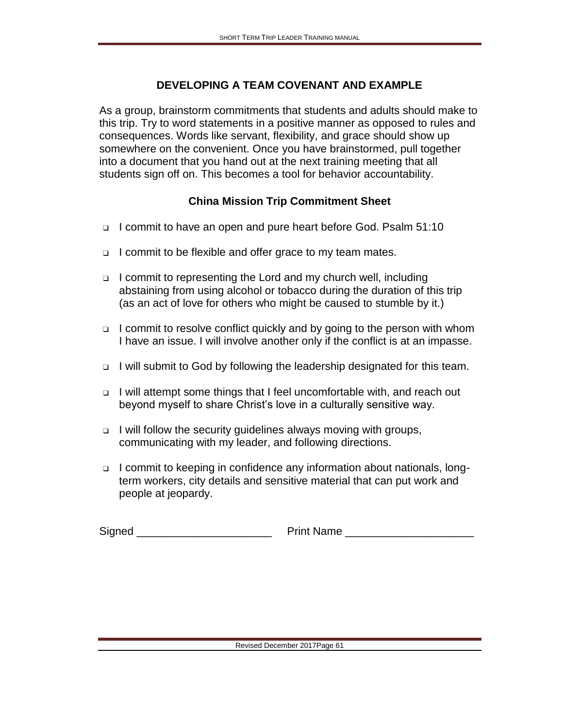## DEVELOPING A TEAM COVENANT AND EXAMPLE

As a group, brainstorm commitments that students and adults should make to this trip. Try to word statements in a positive manner as opposed to rules and consequences. Words like servant, flexibility, and grace should show up somewhere on the convenient. Once you have brainstormed, pull together into a document that you hand out at the next training meeting that all students sign off on. This becomes a tool for behavior accountability.

### China Mission Trip Commitment Sheet

- ❑ I commit to have an open and pure heart before God. Psalm 51:10
- ❑ I commit to be flexible and offer grace to my team mates.
- ❑ I commit to representing the Lord and my church well, including abstaining from using alcohol or tobacco during the duration of this trip (as an act of love for others who might be caused to stumble by it.)
- ❑ I commit to resolve conflict quickly and by going to the person with whom I have an issue. I will involve another only if the conflict is at an impasse.
- ❑ I will submit to God by following the leadership designated for this team.
- ❑ I will attempt some things that I feel uncomfortable with, and reach out beyond myself to share Christ's love in a culturally sensitive way.
- ❑ I will follow the security guidelines always moving with groups, communicating with my leader, and following directions.
- ❑ I commit to keeping in confidence any information about nationals, long-term workers, city details and sensitive material that can put work and people at jeopardy.

Signed ______________________ Print Name ____________________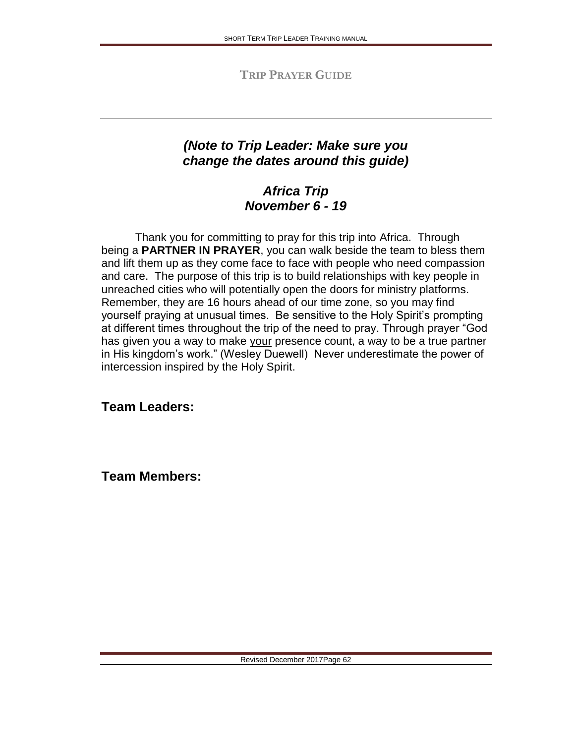# Trip Prayer Guide

***(Note to Trip Leader: Make sure you change the dates around this guide)***

***Africa Trip***
***November 6 - 19***

Thank you for committing to pray for this trip into Africa. Through being a **PARTNER IN PRAYER**, you can walk beside the team to bless them and lift them up as they come face to face with people who need compassion and care. The purpose of this trip is to build relationships with key people in unreached cities who will potentially open the doors for ministry platforms. Remember, they are 16 hours ahead of our time zone, so you may find yourself praying at unusual times. Be sensitive to the Holy Spirit's prompting at different times throughout the trip of the need to pray. Through prayer "God has given you a way to make <u>your</u> presence count, a way to be a true partner in His kingdom's work." (Wesley Duewell) Never underestimate the power of intercession inspired by the Holy Spirit.

## Team Leaders:

## Team Members: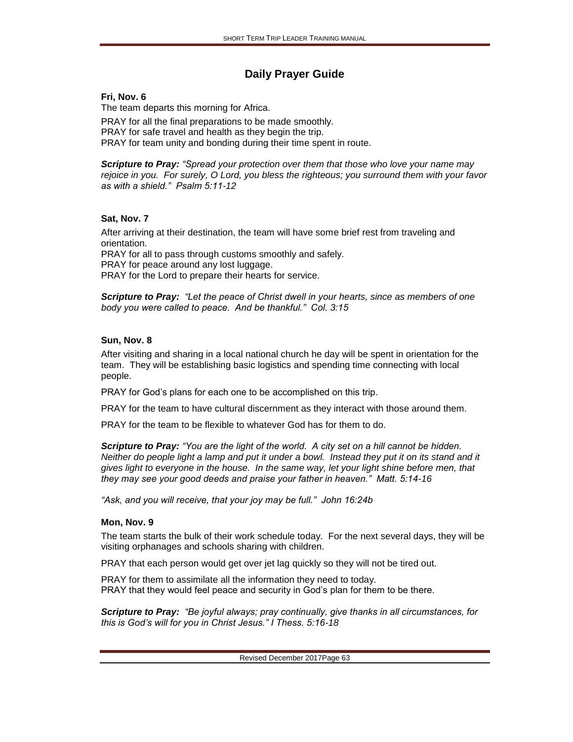# Daily Prayer Guide

**Fri, Nov. 6**

The team departs this morning for Africa.

PRAY for all the final preparations to be made smoothly.
PRAY for safe travel and health as they begin the trip.
PRAY for team unity and bonding during their time spent in route.

***Scripture to Pray:*** *"Spread your protection over them that those who love your name may rejoice in you. For surely, O Lord, you bless the righteous; you surround them with your favor as with a shield." Psalm 5:11-12*

**Sat, Nov. 7**

After arriving at their destination, the team will have some brief rest from traveling and orientation.
PRAY for all to pass through customs smoothly and safely.
PRAY for peace around any lost luggage.
PRAY for the Lord to prepare their hearts for service.

***Scripture to Pray:*** *"Let the peace of Christ dwell in your hearts, since as members of one body you were called to peace. And be thankful." Col. 3:15*

**Sun, Nov. 8**

After visiting and sharing in a local national church he day will be spent in orientation for the team. They will be establishing basic logistics and spending time connecting with local people.

PRAY for God's plans for each one to be accomplished on this trip.

PRAY for the team to have cultural discernment as they interact with those around them.

PRAY for the team to be flexible to whatever God has for them to do.

***Scripture to Pray:*** *"You are the light of the world. A city set on a hill cannot be hidden. Neither do people light a lamp and put it under a bowl. Instead they put it on its stand and it gives light to everyone in the house. In the same way, let your light shine before men, that they may see your good deeds and praise your father in heaven." Matt. 5:14-16*

*"Ask, and you will receive, that your joy may be full." John 16:24b*

**Mon, Nov. 9**

The team starts the bulk of their work schedule today. For the next several days, they will be visiting orphanages and schools sharing with children.

PRAY that each person would get over jet lag quickly so they will not be tired out.

PRAY for them to assimilate all the information they need to today.
PRAY that they would feel peace and security in God's plan for them to be there.

***Scripture to Pray:*** *"Be joyful always; pray continually, give thanks in all circumstances, for this is God's will for you in Christ Jesus." I Thess. 5:16-18*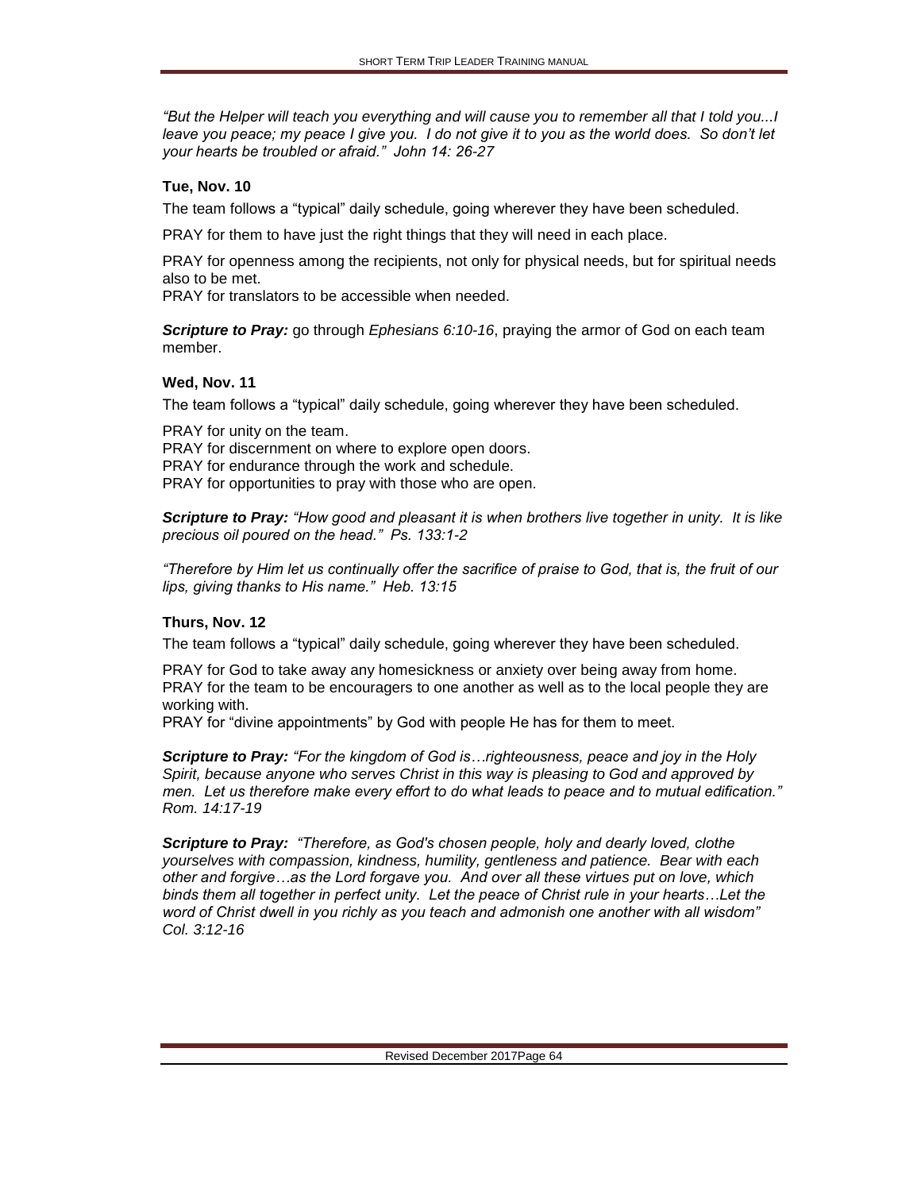*"But the Helper will teach you everything and will cause you to remember all that I told you...I leave you peace; my peace I give you. I do not give it to you as the world does. So don't let your hearts be troubled or afraid." John 14: 26-27*

**Tue, Nov. 10**

The team follows a "typical" daily schedule, going wherever they have been scheduled.

PRAY for them to have just the right things that they will need in each place.

PRAY for openness among the recipients, not only for physical needs, but for spiritual needs also to be met.
PRAY for translators to be accessible when needed.

***Scripture to Pray:*** go through *Ephesians 6:10-16*, praying the armor of God on each team member.

**Wed, Nov. 11**

The team follows a "typical" daily schedule, going wherever they have been scheduled.

PRAY for unity on the team.
PRAY for discernment on where to explore open doors.
PRAY for endurance through the work and schedule.
PRAY for opportunities to pray with those who are open.

***Scripture to Pray:*** *"How good and pleasant it is when brothers live together in unity. It is like precious oil poured on the head." Ps. 133:1-2*

*"Therefore by Him let us continually offer the sacrifice of praise to God, that is, the fruit of our lips, giving thanks to His name." Heb. 13:15*

**Thurs, Nov. 12**

The team follows a "typical" daily schedule, going wherever they have been scheduled.

PRAY for God to take away any homesickness or anxiety over being away from home.
PRAY for the team to be encouragers to one another as well as to the local people they are working with.
PRAY for "divine appointments" by God with people He has for them to meet.

***Scripture to Pray:*** *"For the kingdom of God is…righteousness, peace and joy in the Holy Spirit, because anyone who serves Christ in this way is pleasing to God and approved by men. Let us therefore make every effort to do what leads to peace and to mutual edification." Rom. 14:17-19*

***Scripture to Pray:*** *"Therefore, as God's chosen people, holy and dearly loved, clothe yourselves with compassion, kindness, humility, gentleness and patience. Bear with each other and forgive…as the Lord forgave you. And over all these virtues put on love, which binds them all together in perfect unity. Let the peace of Christ rule in your hearts…Let the word of Christ dwell in you richly as you teach and admonish one another with all wisdom" Col. 3:12-16*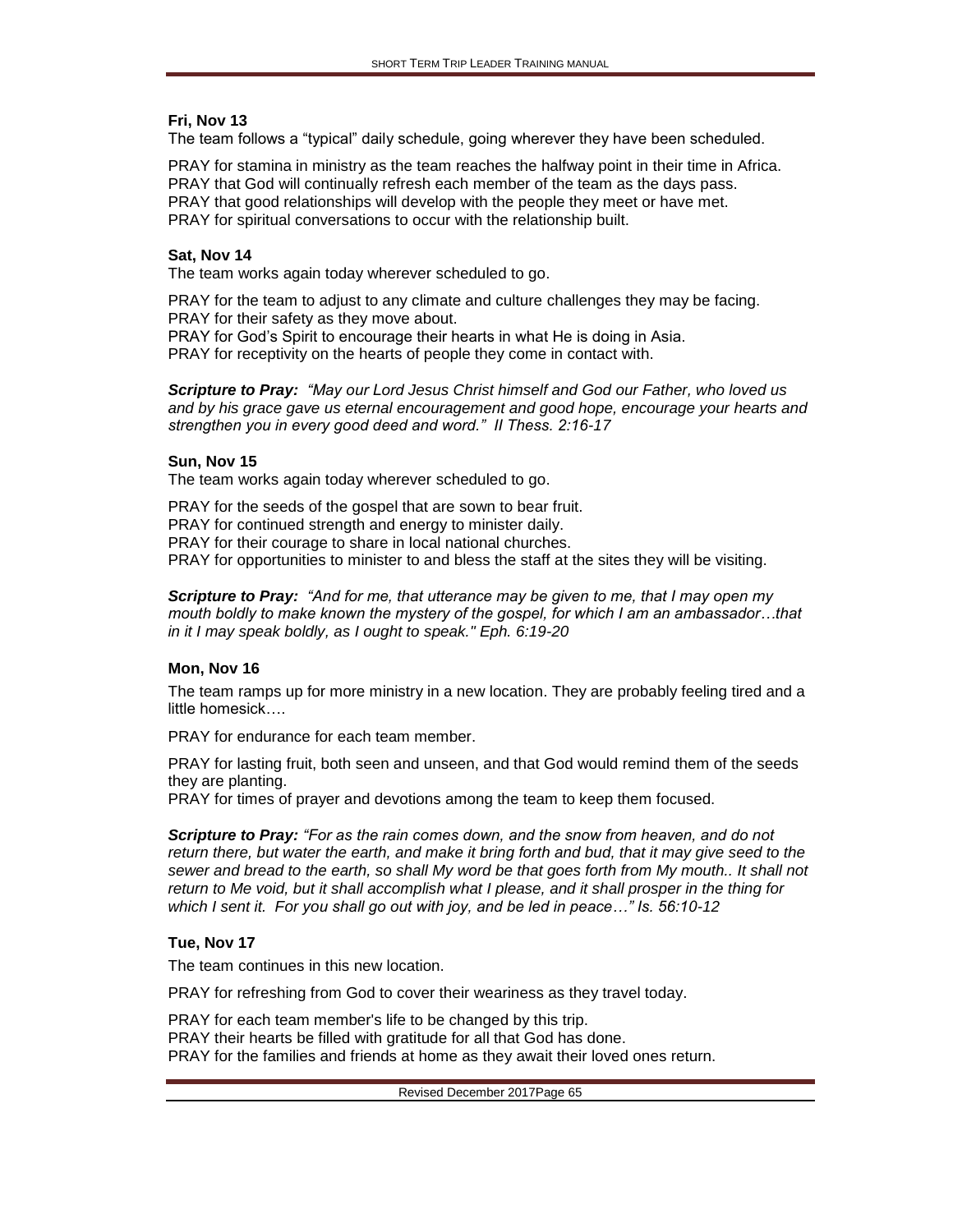**Fri, Nov 13**

The team follows a "typical" daily schedule, going wherever they have been scheduled.

PRAY for stamina in ministry as the team reaches the halfway point in their time in Africa.
PRAY that God will continually refresh each member of the team as the days pass.
PRAY that good relationships will develop with the people they meet or have met.
PRAY for spiritual conversations to occur with the relationship built.

**Sat, Nov 14**

The team works again today wherever scheduled to go.

PRAY for the team to adjust to any climate and culture challenges they may be facing.
PRAY for their safety as they move about.
PRAY for God's Spirit to encourage their hearts in what He is doing in Asia.
PRAY for receptivity on the hearts of people they come in contact with.

***Scripture to Pray:*** *"May our Lord Jesus Christ himself and God our Father, who loved us and by his grace gave us eternal encouragement and good hope, encourage your hearts and strengthen you in every good deed and word." II Thess. 2:16-17*

**Sun, Nov 15**

The team works again today wherever scheduled to go.

PRAY for the seeds of the gospel that are sown to bear fruit.
PRAY for continued strength and energy to minister daily.
PRAY for their courage to share in local national churches.
PRAY for opportunities to minister to and bless the staff at the sites they will be visiting.

***Scripture to Pray:*** *"And for me, that utterance may be given to me, that I may open my mouth boldly to make known the mystery of the gospel, for which I am an ambassador…that in it I may speak boldly, as I ought to speak." Eph. 6:19-20*

**Mon, Nov 16**

The team ramps up for more ministry in a new location. They are probably feeling tired and a little homesick….

PRAY for endurance for each team member.

PRAY for lasting fruit, both seen and unseen, and that God would remind them of the seeds they are planting.
PRAY for times of prayer and devotions among the team to keep them focused.

***Scripture to Pray:*** *"For as the rain comes down, and the snow from heaven, and do not return there, but water the earth, and make it bring forth and bud, that it may give seed to the sewer and bread to the earth, so shall My word be that goes forth from My mouth.. It shall not return to Me void, but it shall accomplish what I please, and it shall prosper in the thing for which I sent it. For you shall go out with joy, and be led in peace…" Is. 56:10-12*

**Tue, Nov 17**

The team continues in this new location.

PRAY for refreshing from God to cover their weariness as they travel today.

PRAY for each team member's life to be changed by this trip.
PRAY their hearts be filled with gratitude for all that God has done.
PRAY for the families and friends at home as they await their loved ones return.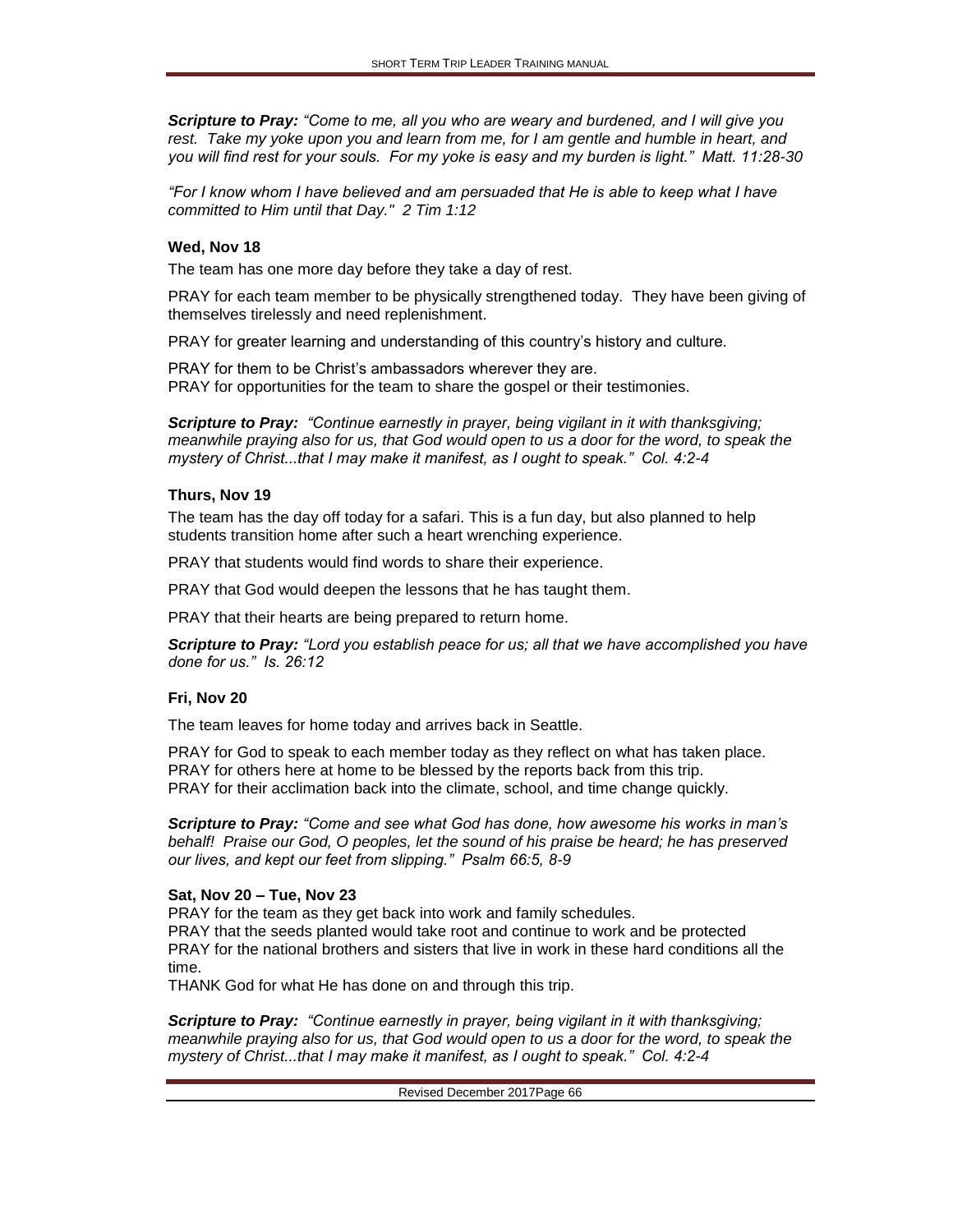***Scripture to Pray:*** *"Come to me, all you who are weary and burdened, and I will give you rest. Take my yoke upon you and learn from me, for I am gentle and humble in heart, and you will find rest for your souls. For my yoke is easy and my burden is light." Matt. 11:28-30*

*"For I know whom I have believed and am persuaded that He is able to keep what I have committed to Him until that Day." 2 Tim 1:12*

**Wed, Nov 18**

The team has one more day before they take a day of rest.

PRAY for each team member to be physically strengthened today. They have been giving of themselves tirelessly and need replenishment.

PRAY for greater learning and understanding of this country's history and culture.

PRAY for them to be Christ's ambassadors wherever they are.
PRAY for opportunities for the team to share the gospel or their testimonies.

***Scripture to Pray:*** *"Continue earnestly in prayer, being vigilant in it with thanksgiving; meanwhile praying also for us, that God would open to us a door for the word, to speak the mystery of Christ...that I may make it manifest, as I ought to speak." Col. 4:2-4*

**Thurs, Nov 19**

The team has the day off today for a safari. This is a fun day, but also planned to help students transition home after such a heart wrenching experience.

PRAY that students would find words to share their experience.

PRAY that God would deepen the lessons that he has taught them.

PRAY that their hearts are being prepared to return home.

***Scripture to Pray:*** *"Lord you establish peace for us; all that we have accomplished you have done for us." Is. 26:12*

**Fri, Nov 20**

The team leaves for home today and arrives back in Seattle.

PRAY for God to speak to each member today as they reflect on what has taken place.
PRAY for others here at home to be blessed by the reports back from this trip.
PRAY for their acclimation back into the climate, school, and time change quickly.

***Scripture to Pray:*** *"Come and see what God has done, how awesome his works in man's behalf! Praise our God, O peoples, let the sound of his praise be heard; he has preserved our lives, and kept our feet from slipping." Psalm 66:5, 8-9*

**Sat, Nov 20 – Tue, Nov 23**

PRAY for the team as they get back into work and family schedules.
PRAY that the seeds planted would take root and continue to work and be protected
PRAY for the national brothers and sisters that live in work in these hard conditions all the time.
THANK God for what He has done on and through this trip.

***Scripture to Pray:*** *"Continue earnestly in prayer, being vigilant in it with thanksgiving; meanwhile praying also for us, that God would open to us a door for the word, to speak the mystery of Christ...that I may make it manifest, as I ought to speak." Col. 4:2-4*